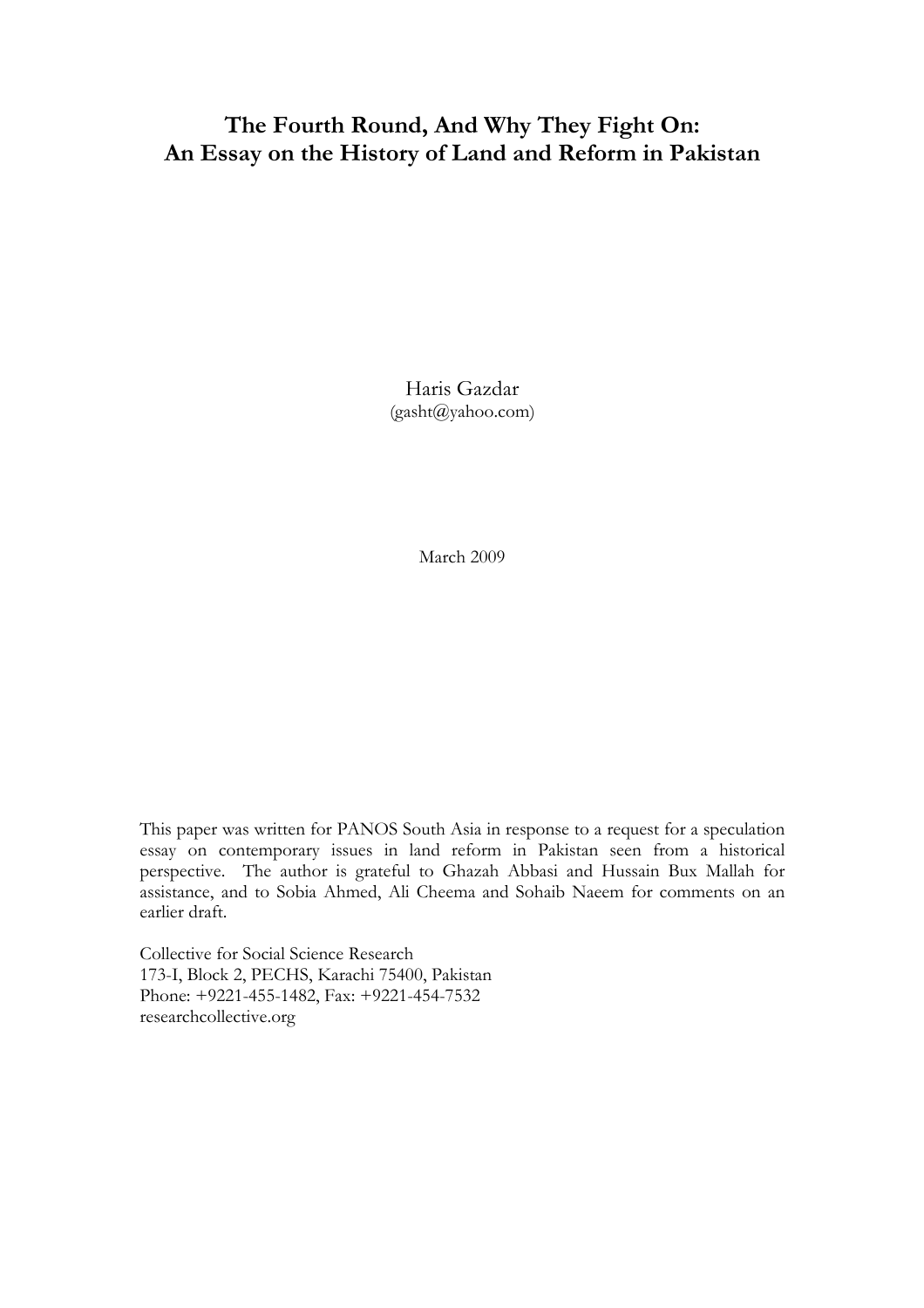# The Fourth Round, And Why They Fight On: An Essay on the History of Land and Reform in Pakistan

Haris Gazdar
(gasht@yahoo.com)

March 2009

This paper was written for PANOS South Asia in response to a request for a speculation essay on contemporary issues in land reform in Pakistan seen from a historical perspective. The author is grateful to Ghazah Abbasi and Hussain Bux Mallah for assistance, and to Sobia Ahmed, Ali Cheema and Sohaib Naeem for comments on an earlier draft.

Collective for Social Science Research
173-I, Block 2, PECHS, Karachi 75400, Pakistan
Phone: +9221-455-1482, Fax: +9221-454-7532
researchcollective.org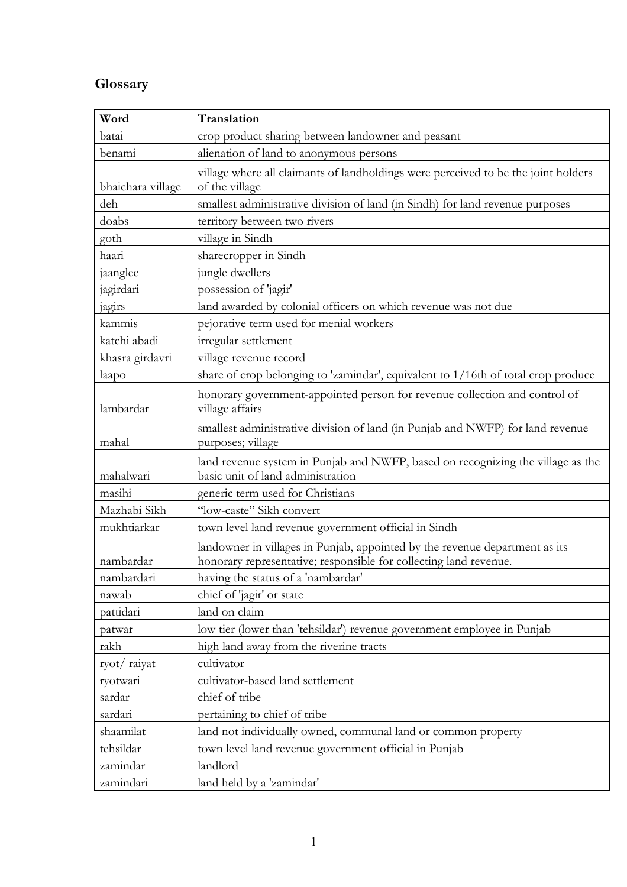## Glossary

| Word | Translation |
|---|---|
| batai | crop product sharing between landowner and peasant |
| benami | alienation of land to anonymous persons |
| bhaichara village | village where all claimants of landholdings were perceived to be the joint holders of the village |
| deh | smallest administrative division of land (in Sindh) for land revenue purposes |
| doabs | territory between two rivers |
| goth | village in Sindh |
| haari | sharecropper in Sindh |
| jaanglee | jungle dwellers |
| jagirdari | possession of 'jagir' |
| jagirs | land awarded by colonial officers on which revenue was not due |
| kammis | pejorative term used for menial workers |
| katchi abadi | irregular settlement |
| khasra girdavri | village revenue record |
| laapo | share of crop belonging to 'zamindar', equivalent to 1/16th of total crop produce |
| lambardar | honorary government-appointed person for revenue collection and control of village affairs |
| mahal | smallest administrative division of land (in Punjab and NWFP) for land revenue purposes; village |
| mahalwari | land revenue system in Punjab and NWFP, based on recognizing the village as the basic unit of land administration |
| masihi | generic term used for Christians |
| Mazhabi Sikh | "low-caste" Sikh convert |
| mukhtiarkar | town level land revenue government official in Sindh |
| nambardar | landowner in villages in Punjab, appointed by the revenue department as its honorary representative; responsible for collecting land revenue. |
| nambardari | having the status of a 'nambardar' |
| nawab | chief of 'jagir' or state |
| pattidari | land on claim |
| patwar | low tier (lower than 'tehsildar') revenue government employee in Punjab |
| rakh | high land away from the riverine tracts |
| ryot/ raiyat | cultivator |
| ryotwari | cultivator-based land settlement |
| sardar | chief of tribe |
| sardari | pertaining to chief of tribe |
| shaamilat | land not individually owned, communal land or common property |
| tehsildar | town level land revenue government official in Punjab |
| zamindar | landlord |
| zamindari | land held by a 'zamindar' |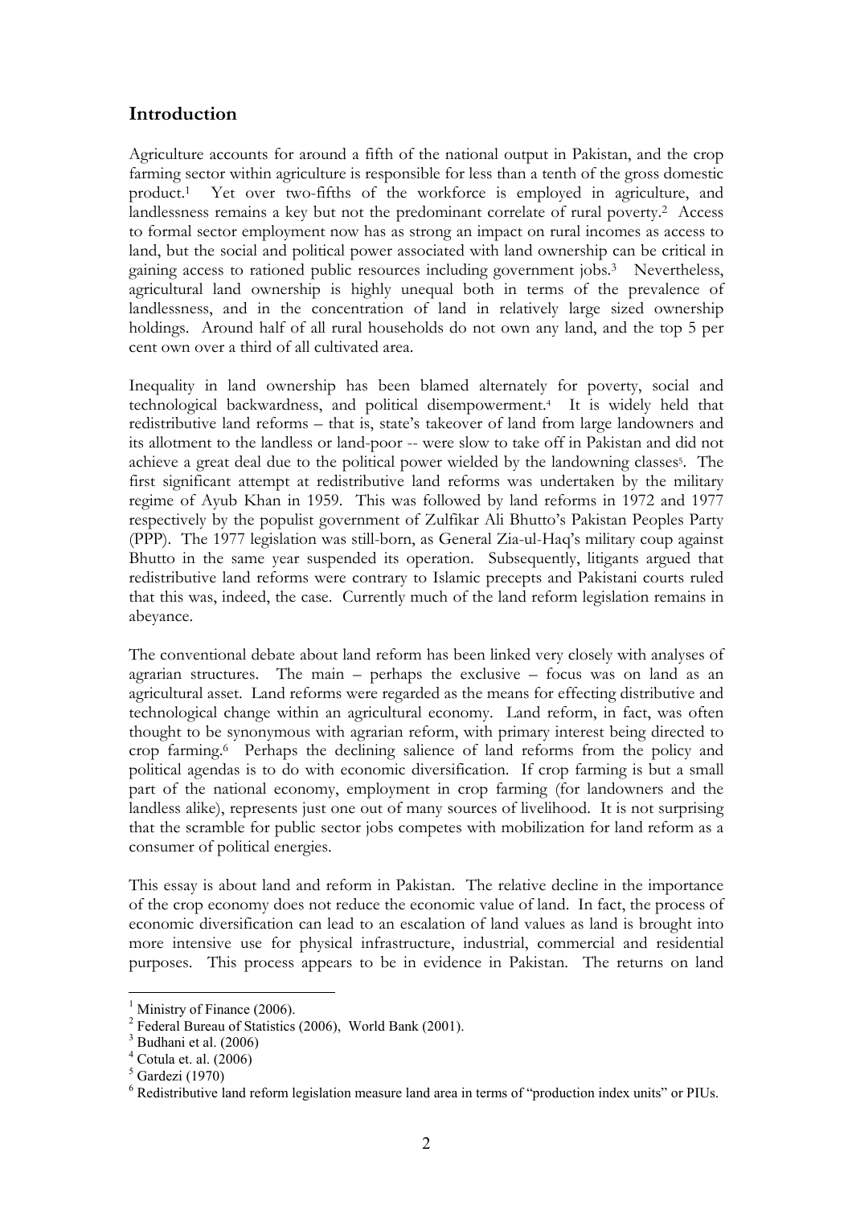## Introduction

Agriculture accounts for around a fifth of the national output in Pakistan, and the crop farming sector within agriculture is responsible for less than a tenth of the gross domestic product.[1] Yet over two-fifths of the workforce is employed in agriculture, and landlessness remains a key but not the predominant correlate of rural poverty.[2] Access to formal sector employment now has as strong an impact on rural incomes as access to land, but the social and political power associated with land ownership can be critical in gaining access to rationed public resources including government jobs.[3] Nevertheless, agricultural land ownership is highly unequal both in terms of the prevalence of landlessness, and in the concentration of land in relatively large sized ownership holdings. Around half of all rural households do not own any land, and the top 5 per cent own over a third of all cultivated area.

Inequality in land ownership has been blamed alternately for poverty, social and technological backwardness, and political disempowerment.[4] It is widely held that redistributive land reforms – that is, state's takeover of land from large landowners and its allotment to the landless or land-poor -- were slow to take off in Pakistan and did not achieve a great deal due to the political power wielded by the landowning classes[5]. The first significant attempt at redistributive land reforms was undertaken by the military regime of Ayub Khan in 1959. This was followed by land reforms in 1972 and 1977 respectively by the populist government of Zulfikar Ali Bhutto's Pakistan Peoples Party (PPP). The 1977 legislation was still-born, as General Zia-ul-Haq's military coup against Bhutto in the same year suspended its operation. Subsequently, litigants argued that redistributive land reforms were contrary to Islamic precepts and Pakistani courts ruled that this was, indeed, the case. Currently much of the land reform legislation remains in abeyance.

The conventional debate about land reform has been linked very closely with analyses of agrarian structures. The main – perhaps the exclusive – focus was on land as an agricultural asset. Land reforms were regarded as the means for effecting distributive and technological change within an agricultural economy. Land reform, in fact, was often thought to be synonymous with agrarian reform, with primary interest being directed to crop farming.[6] Perhaps the declining salience of land reforms from the policy and political agendas is to do with economic diversification. If crop farming is but a small part of the national economy, employment in crop farming (for landowners and the landless alike), represents just one out of many sources of livelihood. It is not surprising that the scramble for public sector jobs competes with mobilization for land reform as a consumer of political energies.

This essay is about land and reform in Pakistan. The relative decline in the importance of the crop economy does not reduce the economic value of land. In fact, the process of economic diversification can lead to an escalation of land values as land is brought into more intensive use for physical infrastructure, industrial, commercial and residential purposes. This process appears to be in evidence in Pakistan. The returns on land

---

[1] Ministry of Finance (2006).

[2] Federal Bureau of Statistics (2006), World Bank (2001).

[3] Budhani et al. (2006)

[4] Cotula et. al. (2006)

[5] Gardezi (1970)

[6] Redistributive land reform legislation measure land area in terms of "production index units" or PIUs.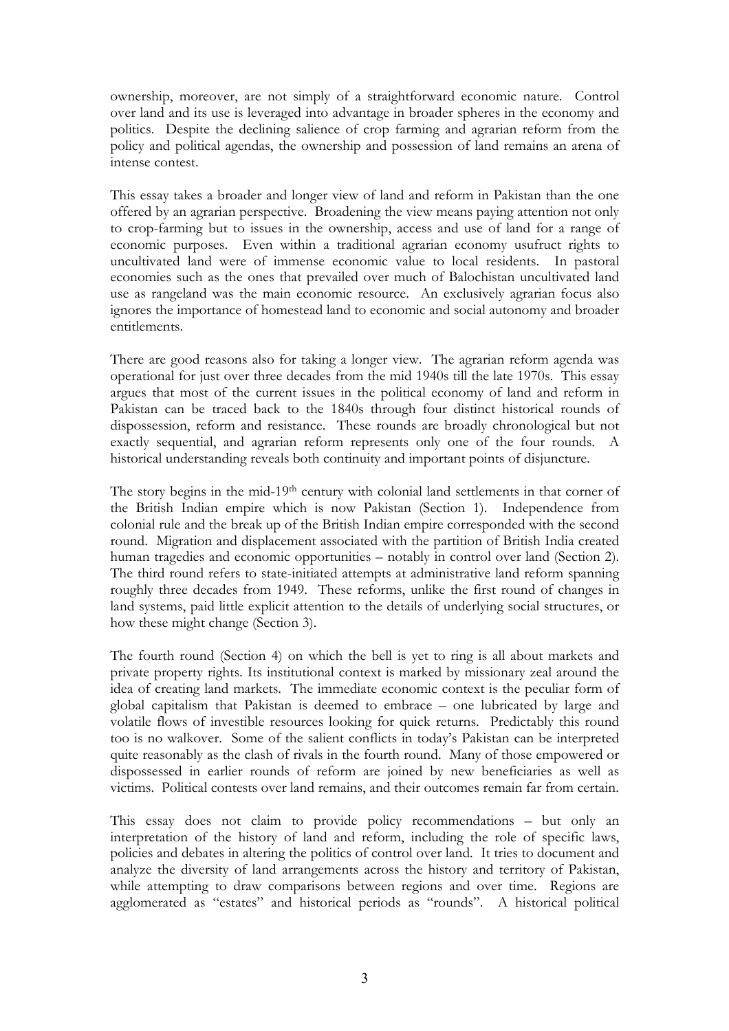ownership, moreover, are not simply of a straightforward economic nature. Control over land and its use is leveraged into advantage in broader spheres in the economy and politics. Despite the declining salience of crop farming and agrarian reform from the policy and political agendas, the ownership and possession of land remains an arena of intense contest.

This essay takes a broader and longer view of land and reform in Pakistan than the one offered by an agrarian perspective. Broadening the view means paying attention not only to crop-farming but to issues in the ownership, access and use of land for a range of economic purposes. Even within a traditional agrarian economy usufruct rights to uncultivated land were of immense economic value to local residents. In pastoral economies such as the ones that prevailed over much of Balochistan uncultivated land use as rangeland was the main economic resource. An exclusively agrarian focus also ignores the importance of homestead land to economic and social autonomy and broader entitlements.

There are good reasons also for taking a longer view. The agrarian reform agenda was operational for just over three decades from the mid 1940s till the late 1970s. This essay argues that most of the current issues in the political economy of land and reform in Pakistan can be traced back to the 1840s through four distinct historical rounds of dispossession, reform and resistance. These rounds are broadly chronological but not exactly sequential, and agrarian reform represents only one of the four rounds. A historical understanding reveals both continuity and important points of disjuncture.

The story begins in the mid-19th century with colonial land settlements in that corner of the British Indian empire which is now Pakistan (Section 1). Independence from colonial rule and the break up of the British Indian empire corresponded with the second round. Migration and displacement associated with the partition of British India created human tragedies and economic opportunities – notably in control over land (Section 2). The third round refers to state-initiated attempts at administrative land reform spanning roughly three decades from 1949. These reforms, unlike the first round of changes in land systems, paid little explicit attention to the details of underlying social structures, or how these might change (Section 3).

The fourth round (Section 4) on which the bell is yet to ring is all about markets and private property rights. Its institutional context is marked by missionary zeal around the idea of creating land markets. The immediate economic context is the peculiar form of global capitalism that Pakistan is deemed to embrace – one lubricated by large and volatile flows of investible resources looking for quick returns. Predictably this round too is no walkover. Some of the salient conflicts in today's Pakistan can be interpreted quite reasonably as the clash of rivals in the fourth round. Many of those empowered or dispossessed in earlier rounds of reform are joined by new beneficiaries as well as victims. Political contests over land remains, and their outcomes remain far from certain.

This essay does not claim to provide policy recommendations – but only an interpretation of the history of land and reform, including the role of specific laws, policies and debates in altering the politics of control over land. It tries to document and analyze the diversity of land arrangements across the history and territory of Pakistan, while attempting to draw comparisons between regions and over time. Regions are agglomerated as "estates" and historical periods as "rounds". A historical political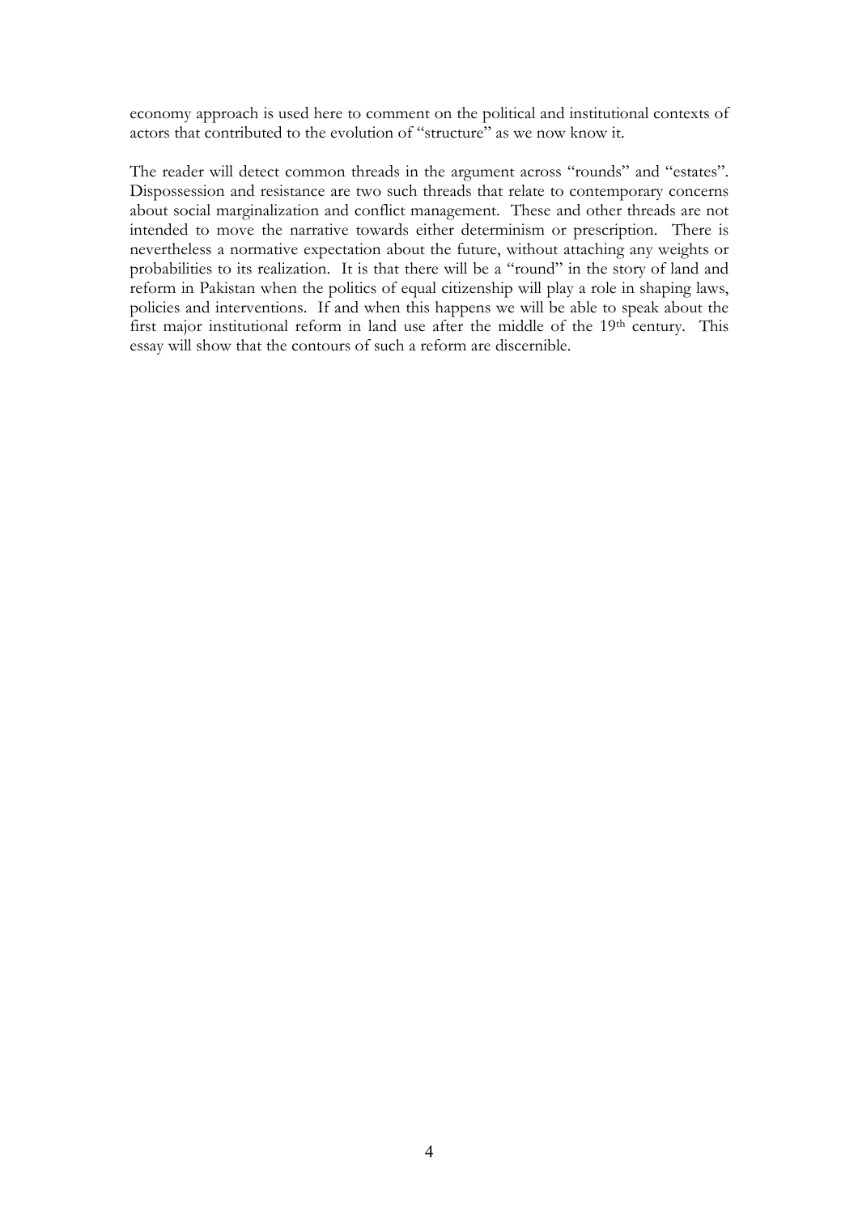economy approach is used here to comment on the political and institutional contexts of actors that contributed to the evolution of "structure" as we now know it.

The reader will detect common threads in the argument across "rounds" and "estates". Dispossession and resistance are two such threads that relate to contemporary concerns about social marginalization and conflict management. These and other threads are not intended to move the narrative towards either determinism or prescription. There is nevertheless a normative expectation about the future, without attaching any weights or probabilities to its realization. It is that there will be a "round" in the story of land and reform in Pakistan when the politics of equal citizenship will play a role in shaping laws, policies and interventions. If and when this happens we will be able to speak about the first major institutional reform in land use after the middle of the 19th century. This essay will show that the contours of such a reform are discernible.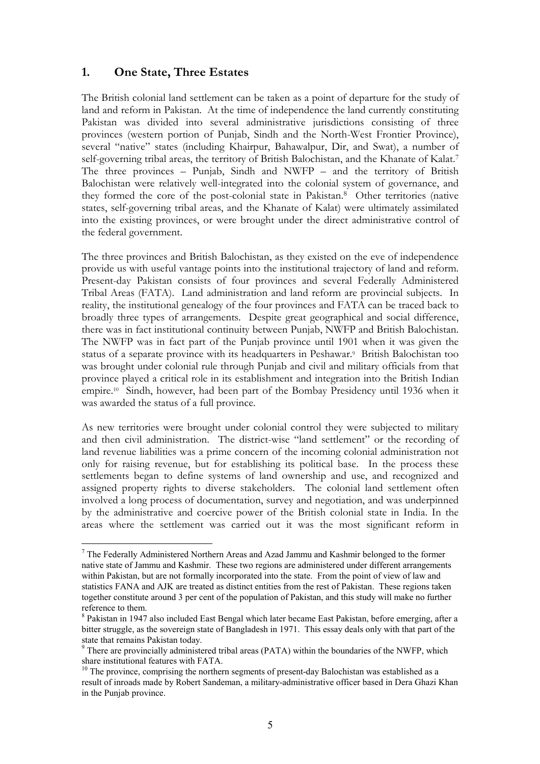## 1. One State, Three Estates

The British colonial land settlement can be taken as a point of departure for the study of land and reform in Pakistan. At the time of independence the land currently constituting Pakistan was divided into several administrative jurisdictions consisting of three provinces (western portion of Punjab, Sindh and the North-West Frontier Province), several "native" states (including Khairpur, Bahawalpur, Dir, and Swat), a number of self-governing tribal areas, the territory of British Balochistan, and the Khanate of Kalat.[7] The three provinces – Punjab, Sindh and NWFP – and the territory of British Balochistan were relatively well-integrated into the colonial system of governance, and they formed the core of the post-colonial state in Pakistan.[8] Other territories (native states, self-governing tribal areas, and the Khanate of Kalat) were ultimately assimilated into the existing provinces, or were brought under the direct administrative control of the federal government.

The three provinces and British Balochistan, as they existed on the eve of independence provide us with useful vantage points into the institutional trajectory of land and reform. Present-day Pakistan consists of four provinces and several Federally Administered Tribal Areas (FATA). Land administration and land reform are provincial subjects. In reality, the institutional genealogy of the four provinces and FATA can be traced back to broadly three types of arrangements. Despite great geographical and social difference, there was in fact institutional continuity between Punjab, NWFP and British Balochistan. The NWFP was in fact part of the Punjab province until 1901 when it was given the status of a separate province with its headquarters in Peshawar.[9] British Balochistan too was brought under colonial rule through Punjab and civil and military officials from that province played a critical role in its establishment and integration into the British Indian empire.[10] Sindh, however, had been part of the Bombay Presidency until 1936 when it was awarded the status of a full province.

As new territories were brought under colonial control they were subjected to military and then civil administration. The district-wise "land settlement" or the recording of land revenue liabilities was a prime concern of the incoming colonial administration not only for raising revenue, but for establishing its political base. In the process these settlements began to define systems of land ownership and use, and recognized and assigned property rights to diverse stakeholders. The colonial land settlement often involved a long process of documentation, survey and negotiation, and was underpinned by the administrative and coercive power of the British colonial state in India. In the areas where the settlement was carried out it was the most significant reform in

---

[7] The Federally Administered Northern Areas and Azad Jammu and Kashmir belonged to the former native state of Jammu and Kashmir. These two regions are administered under different arrangements within Pakistan, but are not formally incorporated into the state. From the point of view of law and statistics FANA and AJK are treated as distinct entities from the rest of Pakistan. These regions taken together constitute around 3 per cent of the population of Pakistan, and this study will make no further reference to them.

[8] Pakistan in 1947 also included East Bengal which later became East Pakistan, before emerging, after a bitter struggle, as the sovereign state of Bangladesh in 1971. This essay deals only with that part of the state that remains Pakistan today.

[9] There are provincially administered tribal areas (PATA) within the boundaries of the NWFP, which share institutional features with FATA.

[10] The province, comprising the northern segments of present-day Balochistan was established as a result of inroads made by Robert Sandeman, a military-administrative officer based in Dera Ghazi Khan in the Punjab province.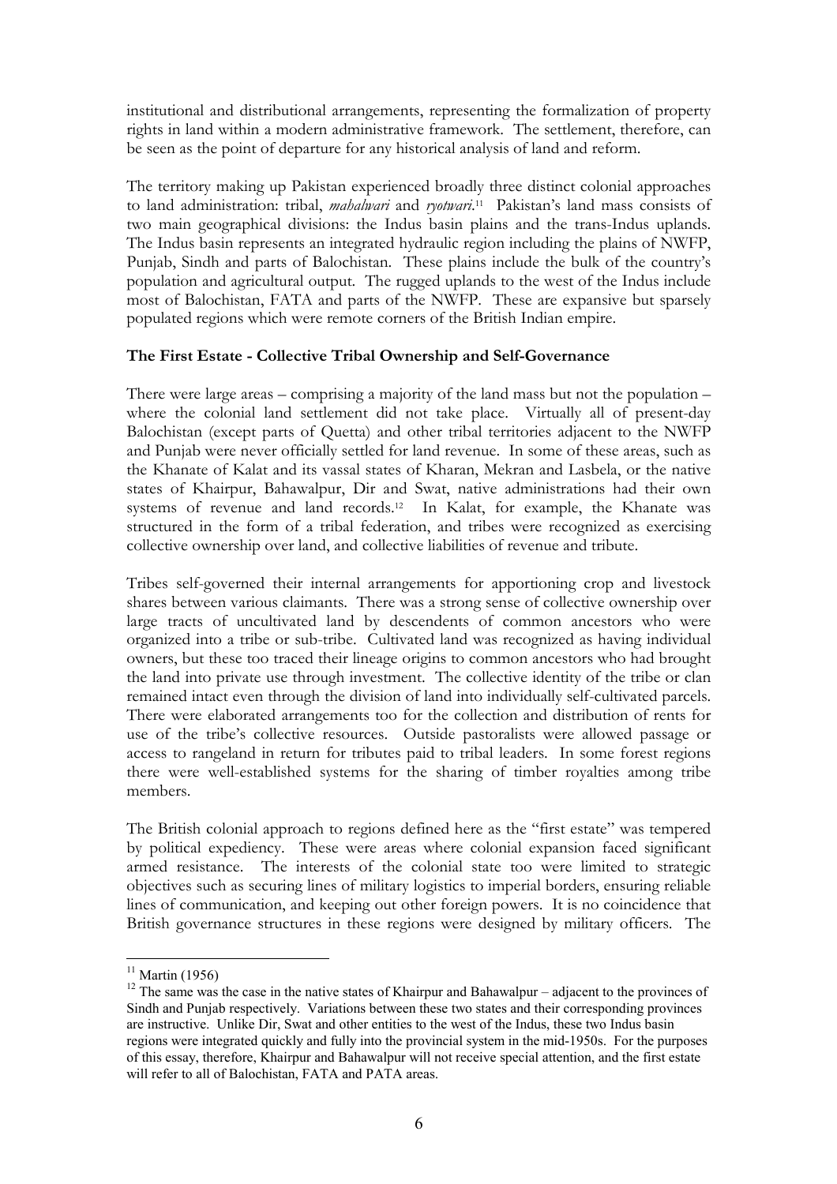institutional and distributional arrangements, representing the formalization of property rights in land within a modern administrative framework. The settlement, therefore, can be seen as the point of departure for any historical analysis of land and reform.

The territory making up Pakistan experienced broadly three distinct colonial approaches to land administration: tribal, *mahalwari* and *ryotwari*.[11] Pakistan's land mass consists of two main geographical divisions: the Indus basin plains and the trans-Indus uplands. The Indus basin represents an integrated hydraulic region including the plains of NWFP, Punjab, Sindh and parts of Balochistan. These plains include the bulk of the country's population and agricultural output. The rugged uplands to the west of the Indus include most of Balochistan, FATA and parts of the NWFP. These are expansive but sparsely populated regions which were remote corners of the British Indian empire.

**The First Estate - Collective Tribal Ownership and Self-Governance**

There were large areas – comprising a majority of the land mass but not the population – where the colonial land settlement did not take place. Virtually all of present-day Balochistan (except parts of Quetta) and other tribal territories adjacent to the NWFP and Punjab were never officially settled for land revenue. In some of these areas, such as the Khanate of Kalat and its vassal states of Kharan, Mekran and Lasbela, or the native states of Khairpur, Bahawalpur, Dir and Swat, native administrations had their own systems of revenue and land records.[12] In Kalat, for example, the Khanate was structured in the form of a tribal federation, and tribes were recognized as exercising collective ownership over land, and collective liabilities of revenue and tribute.

Tribes self-governed their internal arrangements for apportioning crop and livestock shares between various claimants. There was a strong sense of collective ownership over large tracts of uncultivated land by descendents of common ancestors who were organized into a tribe or sub-tribe. Cultivated land was recognized as having individual owners, but these too traced their lineage origins to common ancestors who had brought the land into private use through investment. The collective identity of the tribe or clan remained intact even through the division of land into individually self-cultivated parcels. There were elaborated arrangements too for the collection and distribution of rents for use of the tribe's collective resources. Outside pastoralists were allowed passage or access to rangeland in return for tributes paid to tribal leaders. In some forest regions there were well-established systems for the sharing of timber royalties among tribe members.

The British colonial approach to regions defined here as the "first estate" was tempered by political expediency. These were areas where colonial expansion faced significant armed resistance. The interests of the colonial state too were limited to strategic objectives such as securing lines of military logistics to imperial borders, ensuring reliable lines of communication, and keeping out other foreign powers. It is no coincidence that British governance structures in these regions were designed by military officers. The

---

[11] Martin (1956)

[12] The same was the case in the native states of Khairpur and Bahawalpur – adjacent to the provinces of Sindh and Punjab respectively. Variations between these two states and their corresponding provinces are instructive. Unlike Dir, Swat and other entities to the west of the Indus, these two Indus basin regions were integrated quickly and fully into the provincial system in the mid-1950s. For the purposes of this essay, therefore, Khairpur and Bahawalpur will not receive special attention, and the first estate will refer to all of Balochistan, FATA and PATA areas.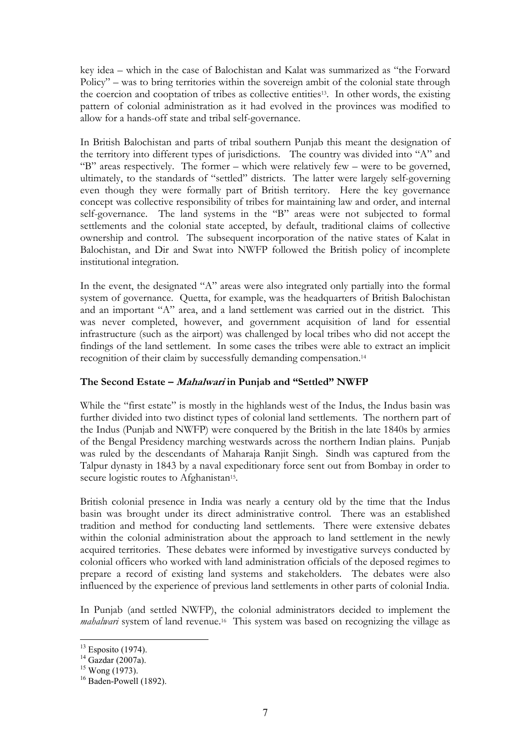key idea – which in the case of Balochistan and Kalat was summarized as "the Forward Policy" – was to bring territories within the sovereign ambit of the colonial state through the coercion and cooptation of tribes as collective entities[13]. In other words, the existing pattern of colonial administration as it had evolved in the provinces was modified to allow for a hands-off state and tribal self-governance.

In British Balochistan and parts of tribal southern Punjab this meant the designation of the territory into different types of jurisdictions. The country was divided into "A" and "B" areas respectively. The former – which were relatively few – were to be governed, ultimately, to the standards of "settled" districts. The latter were largely self-governing even though they were formally part of British territory. Here the key governance concept was collective responsibility of tribes for maintaining law and order, and internal self-governance. The land systems in the "B" areas were not subjected to formal settlements and the colonial state accepted, by default, traditional claims of collective ownership and control. The subsequent incorporation of the native states of Kalat in Balochistan, and Dir and Swat into NWFP followed the British policy of incomplete institutional integration.

In the event, the designated "A" areas were also integrated only partially into the formal system of governance. Quetta, for example, was the headquarters of British Balochistan and an important "A" area, and a land settlement was carried out in the district. This was never completed, however, and government acquisition of land for essential infrastructure (such as the airport) was challenged by local tribes who did not accept the findings of the land settlement. In some cases the tribes were able to extract an implicit recognition of their claim by successfully demanding compensation.[14]

### The Second Estate – *Mahalwari* in Punjab and "Settled" NWFP

While the "first estate" is mostly in the highlands west of the Indus, the Indus basin was further divided into two distinct types of colonial land settlements. The northern part of the Indus (Punjab and NWFP) were conquered by the British in the late 1840s by armies of the Bengal Presidency marching westwards across the northern Indian plains. Punjab was ruled by the descendants of Maharaja Ranjit Singh. Sindh was captured from the Talpur dynasty in 1843 by a naval expeditionary force sent out from Bombay in order to secure logistic routes to Afghanistan[15].

British colonial presence in India was nearly a century old by the time that the Indus basin was brought under its direct administrative control. There was an established tradition and method for conducting land settlements. There were extensive debates within the colonial administration about the approach to land settlement in the newly acquired territories. These debates were informed by investigative surveys conducted by colonial officers who worked with land administration officials of the deposed regimes to prepare a record of existing land systems and stakeholders. The debates were also influenced by the experience of previous land settlements in other parts of colonial India.

In Punjab (and settled NWFP), the colonial administrators decided to implement the *mahalwari* system of land revenue.[16] This system was based on recognizing the village as

---

[13] Esposito (1974).

[14] Gazdar (2007a).

[15] Wong (1973).

[16] Baden-Powell (1892).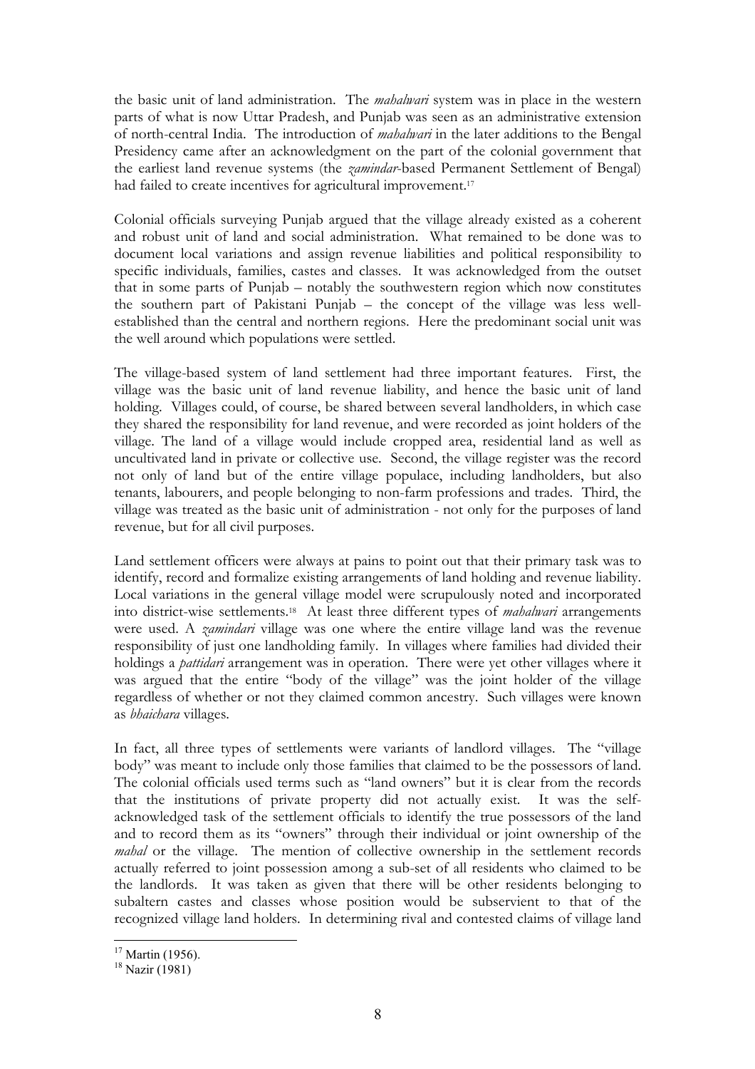the basic unit of land administration. The *mahalwari* system was in place in the western parts of what is now Uttar Pradesh, and Punjab was seen as an administrative extension of north-central India. The introduction of *mahalwari* in the later additions to the Bengal Presidency came after an acknowledgment on the part of the colonial government that the earliest land revenue systems (the *zamindar*-based Permanent Settlement of Bengal) had failed to create incentives for agricultural improvement.[17]

Colonial officials surveying Punjab argued that the village already existed as a coherent and robust unit of land and social administration. What remained to be done was to document local variations and assign revenue liabilities and political responsibility to specific individuals, families, castes and classes. It was acknowledged from the outset that in some parts of Punjab – notably the southwestern region which now constitutes the southern part of Pakistani Punjab – the concept of the village was less well-established than the central and northern regions. Here the predominant social unit was the well around which populations were settled.

The village-based system of land settlement had three important features. First, the village was the basic unit of land revenue liability, and hence the basic unit of land holding. Villages could, of course, be shared between several landholders, in which case they shared the responsibility for land revenue, and were recorded as joint holders of the village. The land of a village would include cropped area, residential land as well as uncultivated land in private or collective use. Second, the village register was the record not only of land but of the entire village populace, including landholders, but also tenants, labourers, and people belonging to non-farm professions and trades. Third, the village was treated as the basic unit of administration - not only for the purposes of land revenue, but for all civil purposes.

Land settlement officers were always at pains to point out that their primary task was to identify, record and formalize existing arrangements of land holding and revenue liability. Local variations in the general village model were scrupulously noted and incorporated into district-wise settlements.[18] At least three different types of *mahalwari* arrangements were used. A *zamindari* village was one where the entire village land was the revenue responsibility of just one landholding family. In villages where families had divided their holdings a *pattidari* arrangement was in operation. There were yet other villages where it was argued that the entire "body of the village" was the joint holder of the village regardless of whether or not they claimed common ancestry. Such villages were known as *bhaichara* villages.

In fact, all three types of settlements were variants of landlord villages. The "village body" was meant to include only those families that claimed to be the possessors of land. The colonial officials used terms such as "land owners" but it is clear from the records that the institutions of private property did not actually exist. It was the self-acknowledged task of the settlement officials to identify the true possessors of the land and to record them as its "owners" through their individual or joint ownership of the *mahal* or the village. The mention of collective ownership in the settlement records actually referred to joint possession among a sub-set of all residents who claimed to be the landlords. It was taken as given that there will be other residents belonging to subaltern castes and classes whose position would be subservient to that of the recognized village land holders. In determining rival and contested claims of village land

[17] Martin (1956).

[18] Nazir (1981)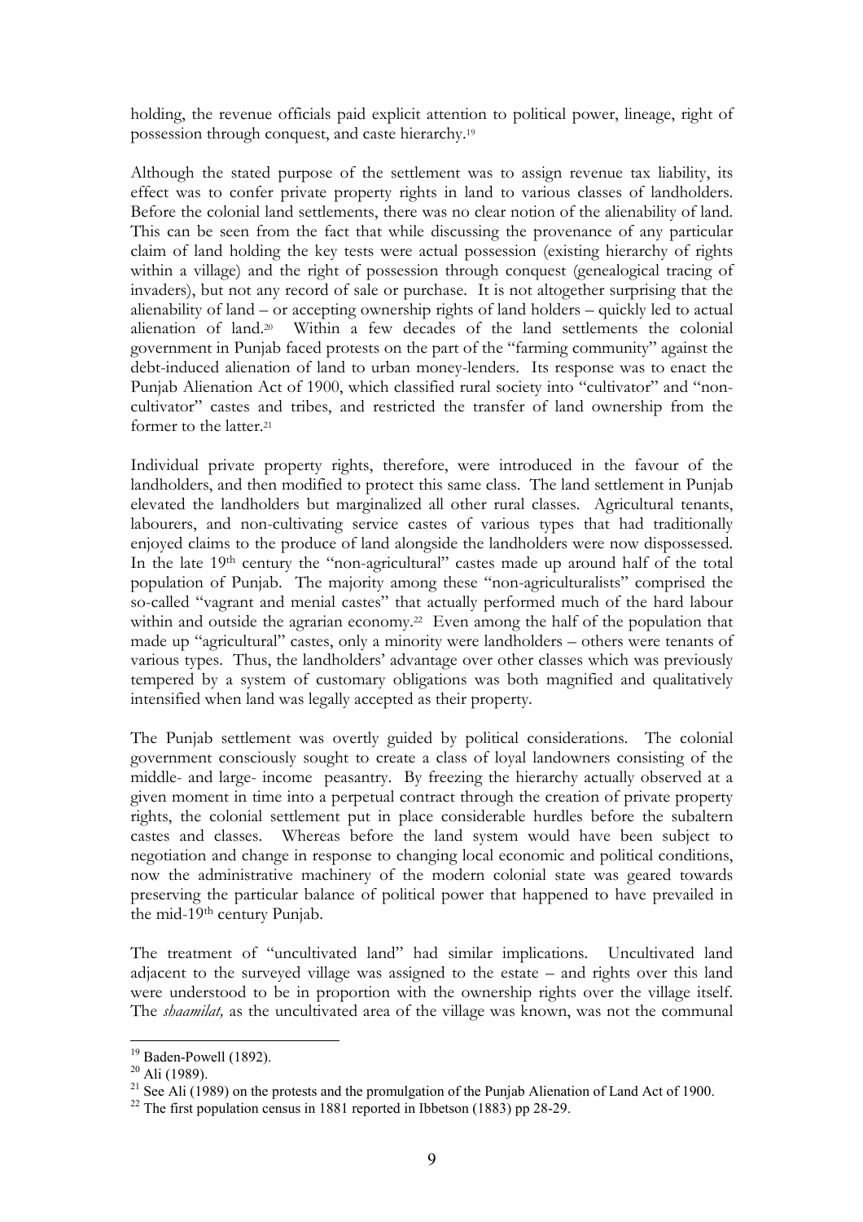holding, the revenue officials paid explicit attention to political power, lineage, right of possession through conquest, and caste hierarchy.[19]

Although the stated purpose of the settlement was to assign revenue tax liability, its effect was to confer private property rights in land to various classes of landholders. Before the colonial land settlements, there was no clear notion of the alienability of land. This can be seen from the fact that while discussing the provenance of any particular claim of land holding the key tests were actual possession (existing hierarchy of rights within a village) and the right of possession through conquest (genealogical tracing of invaders), but not any record of sale or purchase. It is not altogether surprising that the alienability of land – or accepting ownership rights of land holders – quickly led to actual alienation of land.[20] Within a few decades of the land settlements the colonial government in Punjab faced protests on the part of the "farming community" against the debt-induced alienation of land to urban money-lenders. Its response was to enact the Punjab Alienation Act of 1900, which classified rural society into "cultivator" and "non-cultivator" castes and tribes, and restricted the transfer of land ownership from the former to the latter.[21]

Individual private property rights, therefore, were introduced in the favour of the landholders, and then modified to protect this same class. The land settlement in Punjab elevated the landholders but marginalized all other rural classes. Agricultural tenants, labourers, and non-cultivating service castes of various types that had traditionally enjoyed claims to the produce of land alongside the landholders were now dispossessed. In the late 19th century the "non-agricultural" castes made up around half of the total population of Punjab. The majority among these "non-agriculturalists" comprised the so-called "vagrant and menial castes" that actually performed much of the hard labour within and outside the agrarian economy.[22] Even among the half of the population that made up "agricultural" castes, only a minority were landholders – others were tenants of various types. Thus, the landholders' advantage over other classes which was previously tempered by a system of customary obligations was both magnified and qualitatively intensified when land was legally accepted as their property.

The Punjab settlement was overtly guided by political considerations. The colonial government consciously sought to create a class of loyal landowners consisting of the middle- and large- income peasantry. By freezing the hierarchy actually observed at a given moment in time into a perpetual contract through the creation of private property rights, the colonial settlement put in place considerable hurdles before the subaltern castes and classes. Whereas before the land system would have been subject to negotiation and change in response to changing local economic and political conditions, now the administrative machinery of the modern colonial state was geared towards preserving the particular balance of political power that happened to have prevailed in the mid-19th century Punjab.

The treatment of "uncultivated land" had similar implications. Uncultivated land adjacent to the surveyed village was assigned to the estate – and rights over this land were understood to be in proportion with the ownership rights over the village itself. The *shaamilat,* as the uncultivated area of the village was known, was not the communal

---

[19] Baden-Powell (1892).

[20] Ali (1989).

[21] See Ali (1989) on the protests and the promulgation of the Punjab Alienation of Land Act of 1900.

[22] The first population census in 1881 reported in Ibbetson (1883) pp 28-29.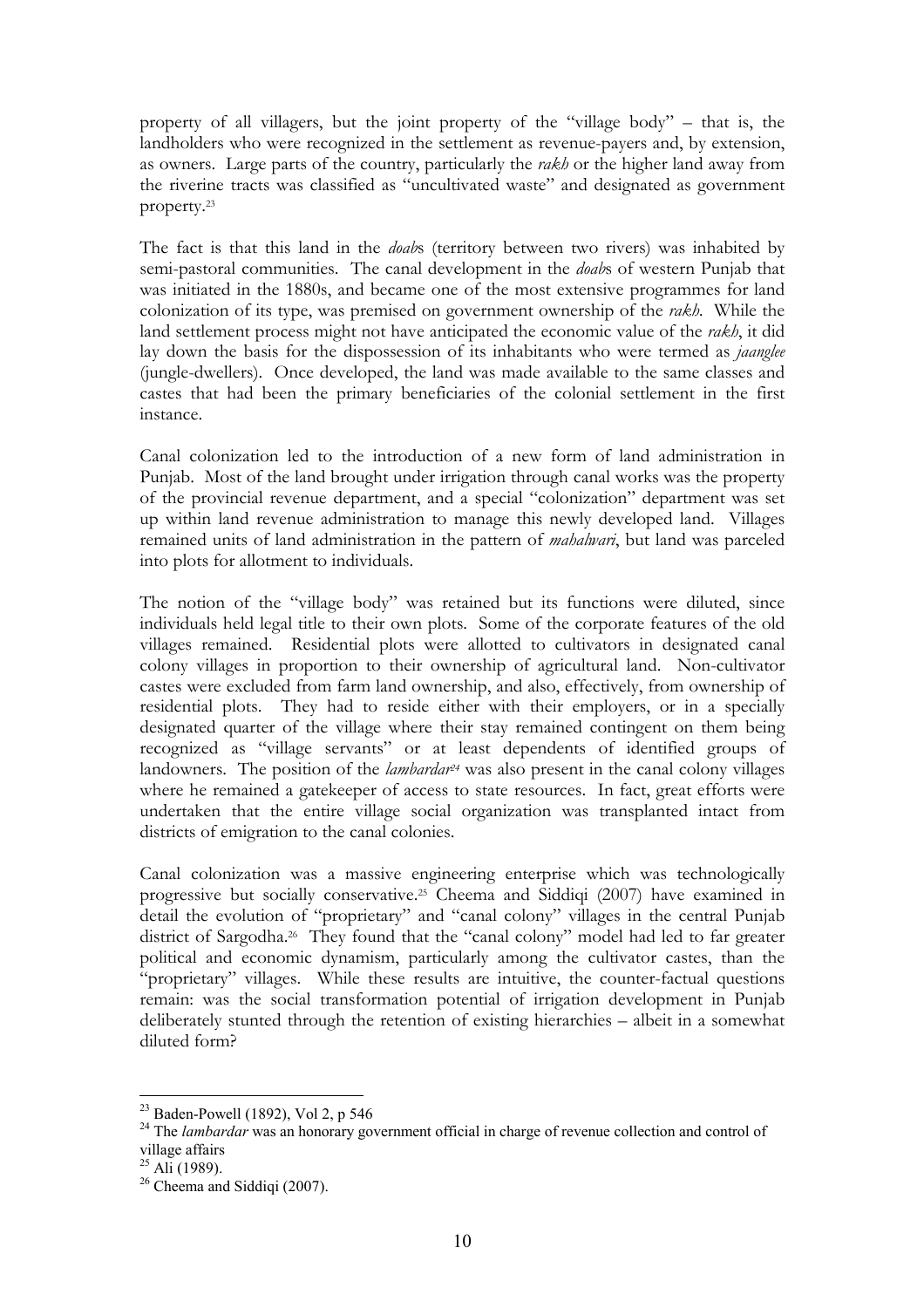property of all villagers, but the joint property of the "village body" – that is, the landholders who were recognized in the settlement as revenue-payers and, by extension, as owners. Large parts of the country, particularly the *rakh* or the higher land away from the riverine tracts was classified as "uncultivated waste" and designated as government property.[23]

The fact is that this land in the *doab*s (territory between two rivers) was inhabited by semi-pastoral communities. The canal development in the *doab*s of western Punjab that was initiated in the 1880s, and became one of the most extensive programmes for land colonization of its type, was premised on government ownership of the *rakh*. While the land settlement process might not have anticipated the economic value of the *rakh*, it did lay down the basis for the dispossession of its inhabitants who were termed as *jaanglee* (jungle-dwellers). Once developed, the land was made available to the same classes and castes that had been the primary beneficiaries of the colonial settlement in the first instance.

Canal colonization led to the introduction of a new form of land administration in Punjab. Most of the land brought under irrigation through canal works was the property of the provincial revenue department, and a special "colonization" department was set up within land revenue administration to manage this newly developed land. Villages remained units of land administration in the pattern of *mahalwari*, but land was parceled into plots for allotment to individuals.

The notion of the "village body" was retained but its functions were diluted, since individuals held legal title to their own plots. Some of the corporate features of the old villages remained. Residential plots were allotted to cultivators in designated canal colony villages in proportion to their ownership of agricultural land. Non-cultivator castes were excluded from farm land ownership, and also, effectively, from ownership of residential plots. They had to reside either with their employers, or in a specially designated quarter of the village where their stay remained contingent on them being recognized as "village servants" or at least dependents of identified groups of landowners. The position of the *lambardar*[24] was also present in the canal colony villages where he remained a gatekeeper of access to state resources. In fact, great efforts were undertaken that the entire village social organization was transplanted intact from districts of emigration to the canal colonies.

Canal colonization was a massive engineering enterprise which was technologically progressive but socially conservative.[25] Cheema and Siddiqi (2007) have examined in detail the evolution of "proprietary" and "canal colony" villages in the central Punjab district of Sargodha.[26] They found that the "canal colony" model had led to far greater political and economic dynamism, particularly among the cultivator castes, than the "proprietary" villages. While these results are intuitive, the counter-factual questions remain: was the social transformation potential of irrigation development in Punjab deliberately stunted through the retention of existing hierarchies – albeit in a somewhat diluted form?

---

[23] Baden-Powell (1892), Vol 2, p 546

[24] The *lambardar* was an honorary government official in charge of revenue collection and control of village affairs

[25] Ali (1989).

[26] Cheema and Siddiqi (2007).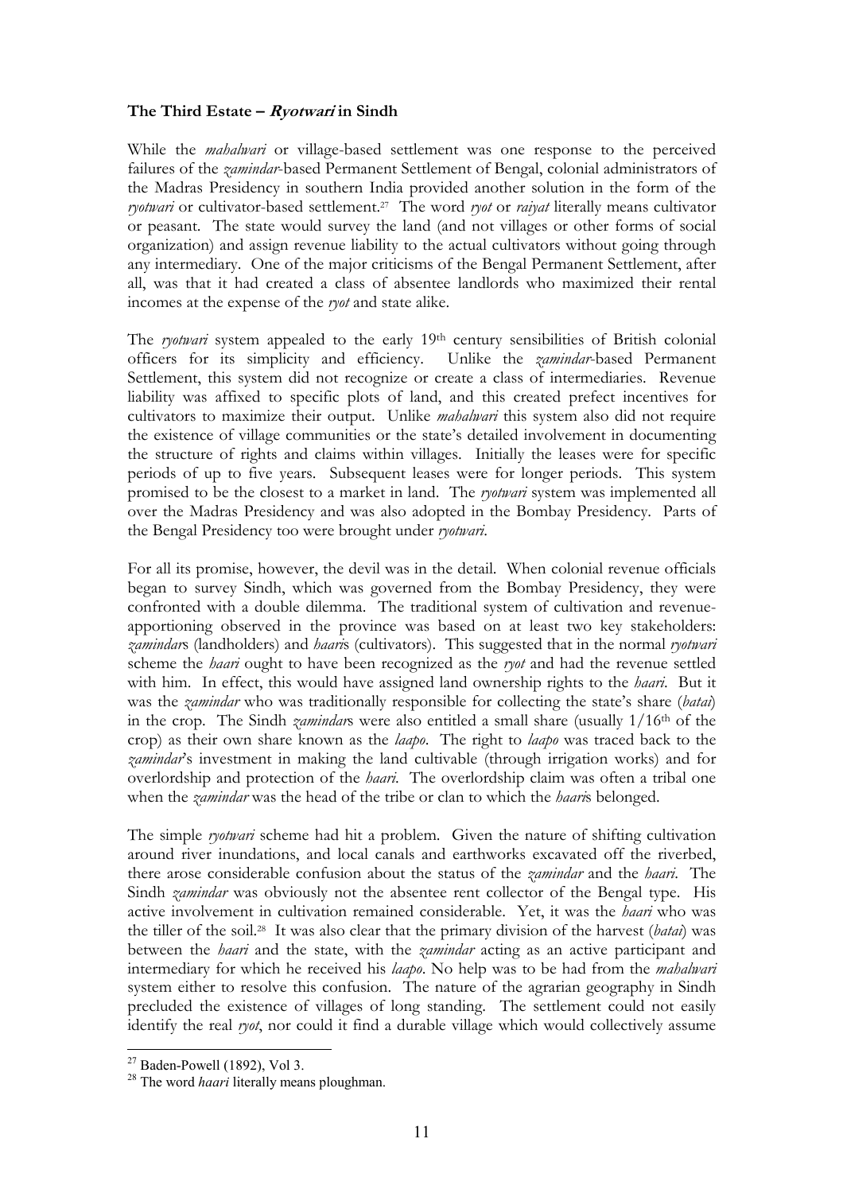**The Third Estate – *Ryotwari* in Sindh**

While the *mahalwari* or village-based settlement was one response to the perceived failures of the *zamindar*-based Permanent Settlement of Bengal, colonial administrators of the Madras Presidency in southern India provided another solution in the form of the *ryotwari* or cultivator-based settlement.[27] The word *ryot* or *raiyat* literally means cultivator or peasant. The state would survey the land (and not villages or other forms of social organization) and assign revenue liability to the actual cultivators without going through any intermediary. One of the major criticisms of the Bengal Permanent Settlement, after all, was that it had created a class of absentee landlords who maximized their rental incomes at the expense of the *ryot* and state alike.

The *ryotwari* system appealed to the early 19th century sensibilities of British colonial officers for its simplicity and efficiency. Unlike the *zamindar*-based Permanent Settlement, this system did not recognize or create a class of intermediaries. Revenue liability was affixed to specific plots of land, and this created prefect incentives for cultivators to maximize their output. Unlike *mahalwari* this system also did not require the existence of village communities or the state's detailed involvement in documenting the structure of rights and claims within villages. Initially the leases were for specific periods of up to five years. Subsequent leases were for longer periods. This system promised to be the closest to a market in land. The *ryotwari* system was implemented all over the Madras Presidency and was also adopted in the Bombay Presidency. Parts of the Bengal Presidency too were brought under *ryotwari*.

For all its promise, however, the devil was in the detail. When colonial revenue officials began to survey Sindh, which was governed from the Bombay Presidency, they were confronted with a double dilemma. The traditional system of cultivation and revenue-apportioning observed in the province was based on at least two key stakeholders: *zamindar*s (landholders) and *haari*s (cultivators). This suggested that in the normal *ryotwari* scheme the *haari* ought to have been recognized as the *ryot* and had the revenue settled with him. In effect, this would have assigned land ownership rights to the *haari*. But it was the *zamindar* who was traditionally responsible for collecting the state's share (*batai*) in the crop. The Sindh *zamindar*s were also entitled a small share (usually 1/16th of the crop) as their own share known as the *laapo*. The right to *laapo* was traced back to the *zamindar*'s investment in making the land cultivable (through irrigation works) and for overlordship and protection of the *haari*. The overlordship claim was often a tribal one when the *zamindar* was the head of the tribe or clan to which the *haari*s belonged.

The simple *ryotwari* scheme had hit a problem. Given the nature of shifting cultivation around river inundations, and local canals and earthworks excavated off the riverbed, there arose considerable confusion about the status of the *zamindar* and the *haari*. The Sindh *zamindar* was obviously not the absentee rent collector of the Bengal type. His active involvement in cultivation remained considerable. Yet, it was the *haari* who was the tiller of the soil.[28] It was also clear that the primary division of the harvest (*batai*) was between the *haari* and the state, with the *zamindar* acting as an active participant and intermediary for which he received his *laapo*. No help was to be had from the *mahalwari* system either to resolve this confusion. The nature of the agrarian geography in Sindh precluded the existence of villages of long standing. The settlement could not easily identify the real *ryot*, nor could it find a durable village which would collectively assume

[27] Baden-Powell (1892), Vol 3.

[28] The word *haari* literally means ploughman.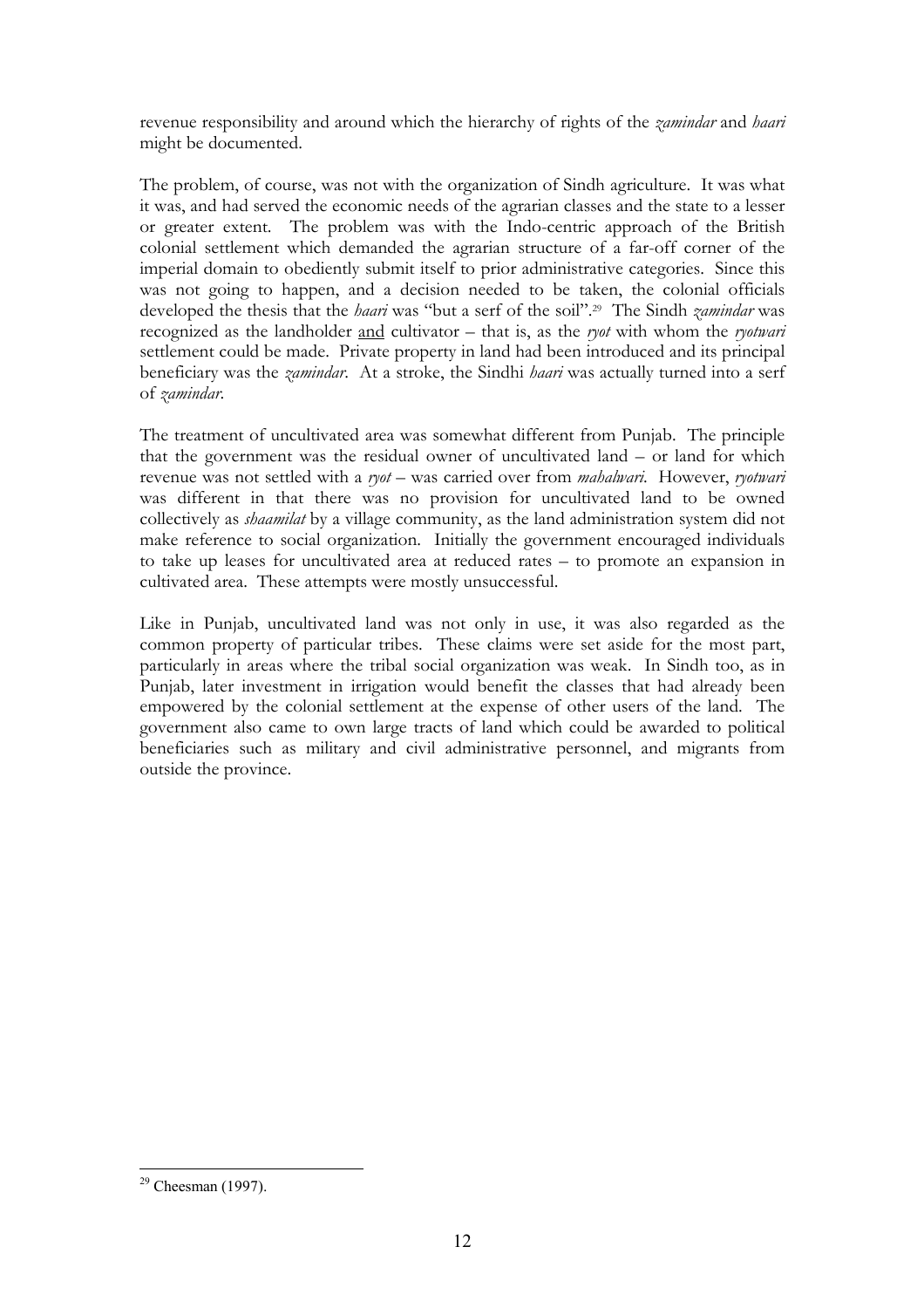revenue responsibility and around which the hierarchy of rights of the *zamindar* and *haari* might be documented.

The problem, of course, was not with the organization of Sindh agriculture. It was what it was, and had served the economic needs of the agrarian classes and the state to a lesser or greater extent. The problem was with the Indo-centric approach of the British colonial settlement which demanded the agrarian structure of a far-off corner of the imperial domain to obediently submit itself to prior administrative categories. Since this was not going to happen, and a decision needed to be taken, the colonial officials developed the thesis that the *haari* was "but a serf of the soil".[29] The Sindh *zamindar* was recognized as the landholder <u>and</u> cultivator – that is, as the *ryot* with whom the *ryotwari* settlement could be made. Private property in land had been introduced and its principal beneficiary was the *zamindar*. At a stroke, the Sindhi *haari* was actually turned into a serf of *zamindar*.

The treatment of uncultivated area was somewhat different from Punjab. The principle that the government was the residual owner of uncultivated land – or land for which revenue was not settled with a *ryot* – was carried over from *mahalwari*. However, *ryotwari* was different in that there was no provision for uncultivated land to be owned collectively as *shaamilat* by a village community, as the land administration system did not make reference to social organization. Initially the government encouraged individuals to take up leases for uncultivated area at reduced rates – to promote an expansion in cultivated area. These attempts were mostly unsuccessful.

Like in Punjab, uncultivated land was not only in use, it was also regarded as the common property of particular tribes. These claims were set aside for the most part, particularly in areas where the tribal social organization was weak. In Sindh too, as in Punjab, later investment in irrigation would benefit the classes that had already been empowered by the colonial settlement at the expense of other users of the land. The government also came to own large tracts of land which could be awarded to political beneficiaries such as military and civil administrative personnel, and migrants from outside the province.

---

[29] Cheesman (1997).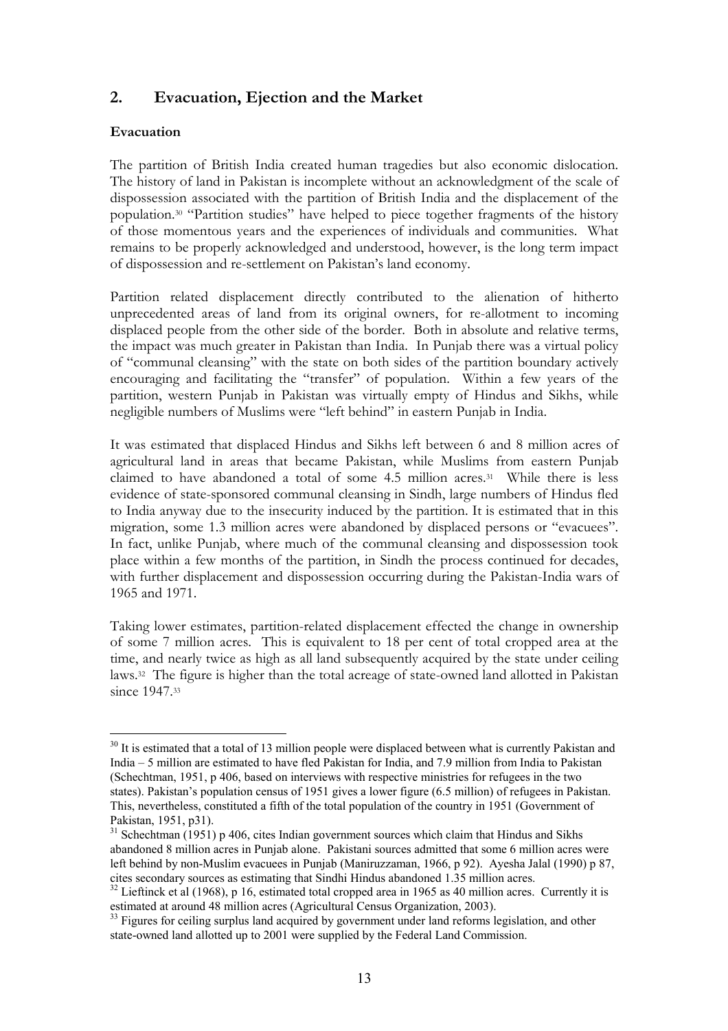## 2. Evacuation, Ejection and the Market

### Evacuation

The partition of British India created human tragedies but also economic dislocation. The history of land in Pakistan is incomplete without an acknowledgment of the scale of dispossession associated with the partition of British India and the displacement of the population.[30] "Partition studies" have helped to piece together fragments of the history of those momentous years and the experiences of individuals and communities. What remains to be properly acknowledged and understood, however, is the long term impact of dispossession and re-settlement on Pakistan's land economy.

Partition related displacement directly contributed to the alienation of hitherto unprecedented areas of land from its original owners, for re-allotment to incoming displaced people from the other side of the border. Both in absolute and relative terms, the impact was much greater in Pakistan than India. In Punjab there was a virtual policy of "communal cleansing" with the state on both sides of the partition boundary actively encouraging and facilitating the "transfer" of population. Within a few years of the partition, western Punjab in Pakistan was virtually empty of Hindus and Sikhs, while negligible numbers of Muslims were "left behind" in eastern Punjab in India.

It was estimated that displaced Hindus and Sikhs left between 6 and 8 million acres of agricultural land in areas that became Pakistan, while Muslims from eastern Punjab claimed to have abandoned a total of some 4.5 million acres.[31] While there is less evidence of state-sponsored communal cleansing in Sindh, large numbers of Hindus fled to India anyway due to the insecurity induced by the partition. It is estimated that in this migration, some 1.3 million acres were abandoned by displaced persons or "evacuees". In fact, unlike Punjab, where much of the communal cleansing and dispossession took place within a few months of the partition, in Sindh the process continued for decades, with further displacement and dispossession occurring during the Pakistan-India wars of 1965 and 1971.

Taking lower estimates, partition-related displacement effected the change in ownership of some 7 million acres. This is equivalent to 18 per cent of total cropped area at the time, and nearly twice as high as all land subsequently acquired by the state under ceiling laws.[32] The figure is higher than the total acreage of state-owned land allotted in Pakistan since 1947.[33]

---

[30] It is estimated that a total of 13 million people were displaced between what is currently Pakistan and India – 5 million are estimated to have fled Pakistan for India, and 7.9 million from India to Pakistan (Schechtman, 1951, p 406, based on interviews with respective ministries for refugees in the two states). Pakistan's population census of 1951 gives a lower figure (6.5 million) of refugees in Pakistan. This, nevertheless, constituted a fifth of the total population of the country in 1951 (Government of Pakistan, 1951, p31).

[31] Schechtman (1951) p 406, cites Indian government sources which claim that Hindus and Sikhs abandoned 8 million acres in Punjab alone. Pakistani sources admitted that some 6 million acres were left behind by non-Muslim evacuees in Punjab (Maniruzzaman, 1966, p 92). Ayesha Jalal (1990) p 87, cites secondary sources as estimating that Sindhi Hindus abandoned 1.35 million acres.

[32] Lieftinck et al (1968), p 16, estimated total cropped area in 1965 as 40 million acres. Currently it is estimated at around 48 million acres (Agricultural Census Organization, 2003).

[33] Figures for ceiling surplus land acquired by government under land reforms legislation, and other state-owned land allotted up to 2001 were supplied by the Federal Land Commission.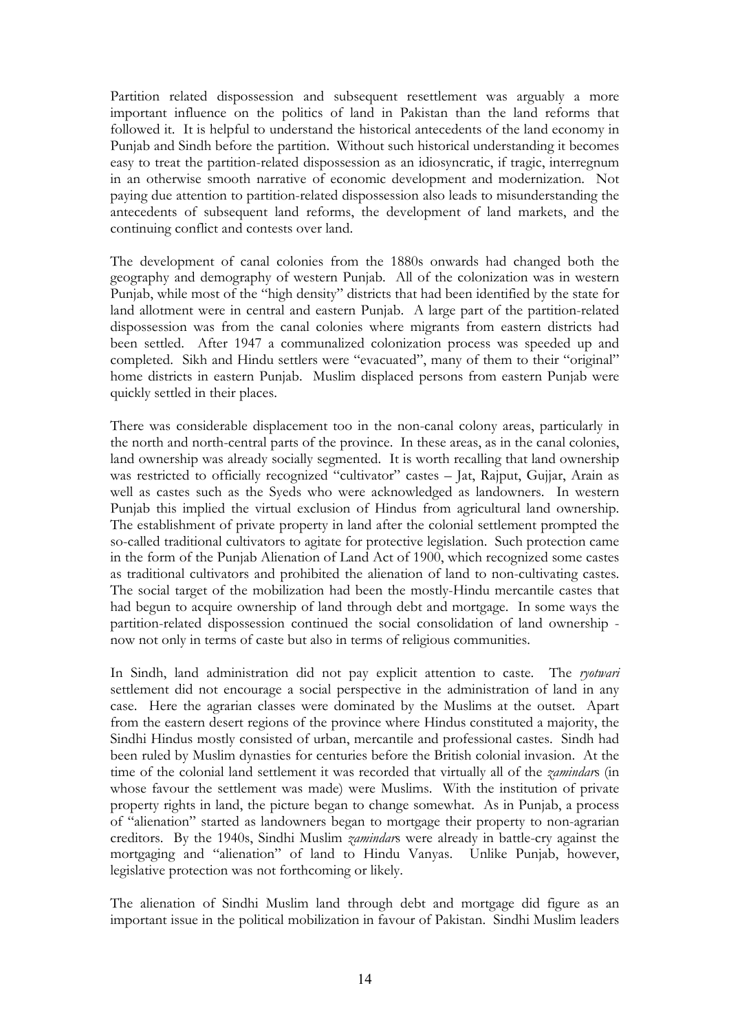Partition related dispossession and subsequent resettlement was arguably a more important influence on the politics of land in Pakistan than the land reforms that followed it. It is helpful to understand the historical antecedents of the land economy in Punjab and Sindh before the partition. Without such historical understanding it becomes easy to treat the partition-related dispossession as an idiosyncratic, if tragic, interregnum in an otherwise smooth narrative of economic development and modernization. Not paying due attention to partition-related dispossession also leads to misunderstanding the antecedents of subsequent land reforms, the development of land markets, and the continuing conflict and contests over land.

The development of canal colonies from the 1880s onwards had changed both the geography and demography of western Punjab. All of the colonization was in western Punjab, while most of the "high density" districts that had been identified by the state for land allotment were in central and eastern Punjab. A large part of the partition-related dispossession was from the canal colonies where migrants from eastern districts had been settled. After 1947 a communalized colonization process was speeded up and completed. Sikh and Hindu settlers were "evacuated", many of them to their "original" home districts in eastern Punjab. Muslim displaced persons from eastern Punjab were quickly settled in their places.

There was considerable displacement too in the non-canal colony areas, particularly in the north and north-central parts of the province. In these areas, as in the canal colonies, land ownership was already socially segmented. It is worth recalling that land ownership was restricted to officially recognized "cultivator" castes – Jat, Rajput, Gujjar, Arain as well as castes such as the Syeds who were acknowledged as landowners. In western Punjab this implied the virtual exclusion of Hindus from agricultural land ownership. The establishment of private property in land after the colonial settlement prompted the so-called traditional cultivators to agitate for protective legislation. Such protection came in the form of the Punjab Alienation of Land Act of 1900, which recognized some castes as traditional cultivators and prohibited the alienation of land to non-cultivating castes. The social target of the mobilization had been the mostly-Hindu mercantile castes that had begun to acquire ownership of land through debt and mortgage. In some ways the partition-related dispossession continued the social consolidation of land ownership - now not only in terms of caste but also in terms of religious communities.

In Sindh, land administration did not pay explicit attention to caste. The *ryotwari* settlement did not encourage a social perspective in the administration of land in any case. Here the agrarian classes were dominated by the Muslims at the outset. Apart from the eastern desert regions of the province where Hindus constituted a majority, the Sindhi Hindus mostly consisted of urban, mercantile and professional castes. Sindh had been ruled by Muslim dynasties for centuries before the British colonial invasion. At the time of the colonial land settlement it was recorded that virtually all of the *zamindar*s (in whose favour the settlement was made) were Muslims. With the institution of private property rights in land, the picture began to change somewhat. As in Punjab, a process of "alienation" started as landowners began to mortgage their property to non-agrarian creditors. By the 1940s, Sindhi Muslim *zamindar*s were already in battle-cry against the mortgaging and "alienation" of land to Hindu Vanyas. Unlike Punjab, however, legislative protection was not forthcoming or likely.

The alienation of Sindhi Muslim land through debt and mortgage did figure as an important issue in the political mobilization in favour of Pakistan. Sindhi Muslim leaders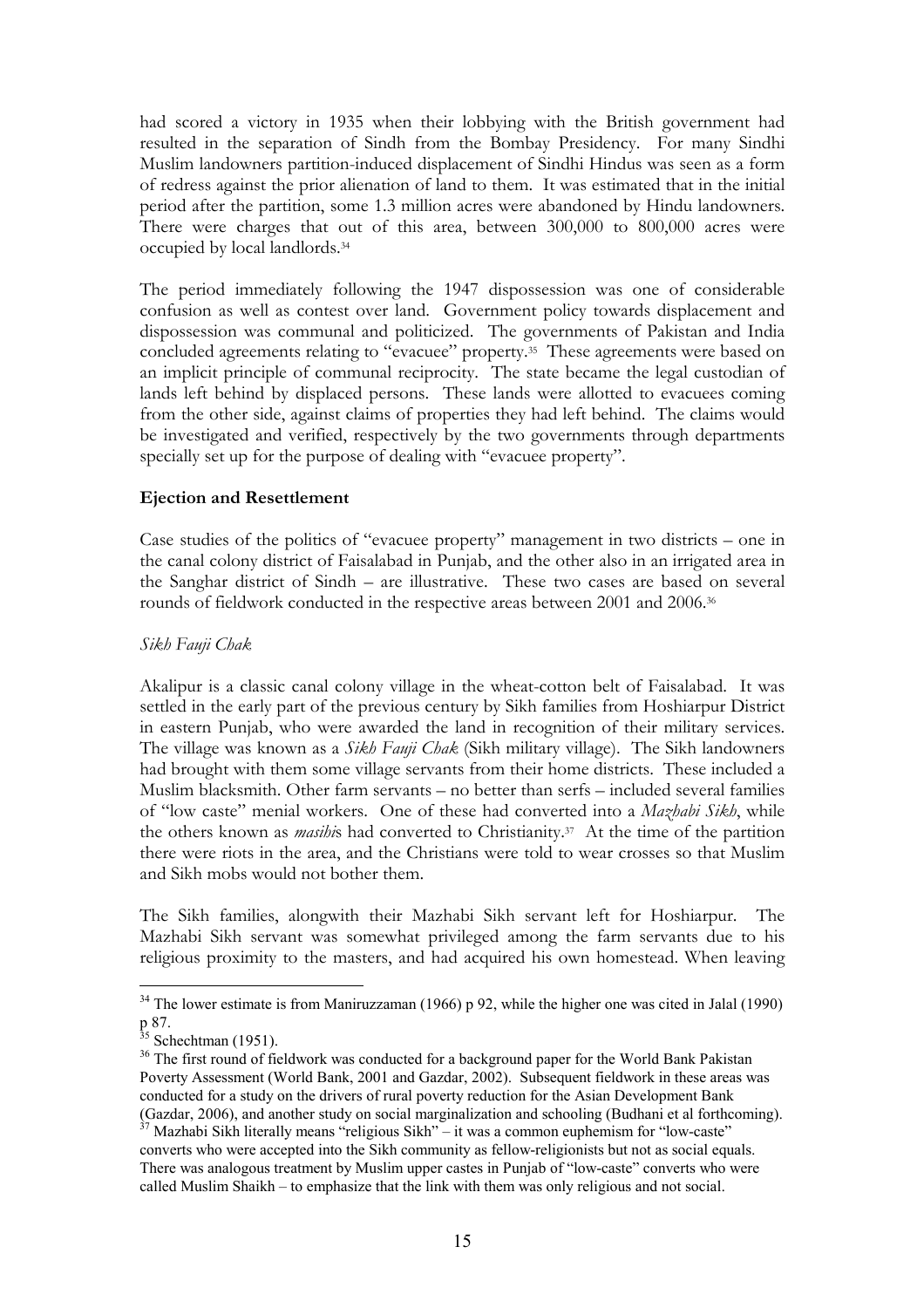had scored a victory in 1935 when their lobbying with the British government had resulted in the separation of Sindh from the Bombay Presidency. For many Sindhi Muslim landowners partition-induced displacement of Sindhi Hindus was seen as a form of redress against the prior alienation of land to them. It was estimated that in the initial period after the partition, some 1.3 million acres were abandoned by Hindu landowners. There were charges that out of this area, between 300,000 to 800,000 acres were occupied by local landlords.[34]

The period immediately following the 1947 dispossession was one of considerable confusion as well as contest over land. Government policy towards displacement and dispossession was communal and politicized. The governments of Pakistan and India concluded agreements relating to "evacuee" property.[35] These agreements were based on an implicit principle of communal reciprocity. The state became the legal custodian of lands left behind by displaced persons. These lands were allotted to evacuees coming from the other side, against claims of properties they had left behind. The claims would be investigated and verified, respectively by the two governments through departments specially set up for the purpose of dealing with "evacuee property".

**Ejection and Resettlement**

Case studies of the politics of "evacuee property" management in two districts – one in the canal colony district of Faisalabad in Punjab, and the other also in an irrigated area in the Sanghar district of Sindh – are illustrative. These two cases are based on several rounds of fieldwork conducted in the respective areas between 2001 and 2006.[36]

*Sikh Fauji Chak*

Akalipur is a classic canal colony village in the wheat-cotton belt of Faisalabad. It was settled in the early part of the previous century by Sikh families from Hoshiarpur District in eastern Punjab, who were awarded the land in recognition of their military services. The village was known as a *Sikh Fauji Chak* (Sikh military village). The Sikh landowners had brought with them some village servants from their home districts. These included a Muslim blacksmith. Other farm servants – no better than serfs – included several families of "low caste" menial workers. One of these had converted into a *Mazhabi Sikh*, while the others known as *masihi*s had converted to Christianity.[37] At the time of the partition there were riots in the area, and the Christians were told to wear crosses so that Muslim and Sikh mobs would not bother them.

The Sikh families, alongwith their Mazhabi Sikh servant left for Hoshiarpur. The Mazhabi Sikh servant was somewhat privileged among the farm servants due to his religious proximity to the masters, and had acquired his own homestead. When leaving

---

[34] The lower estimate is from Maniruzzaman (1966) p 92, while the higher one was cited in Jalal (1990) p 87.

[35] Schechtman (1951).

[36] The first round of fieldwork was conducted for a background paper for the World Bank Pakistan Poverty Assessment (World Bank, 2001 and Gazdar, 2002). Subsequent fieldwork in these areas was conducted for a study on the drivers of rural poverty reduction for the Asian Development Bank (Gazdar, 2006), and another study on social marginalization and schooling (Budhani et al forthcoming).

[37] Mazhabi Sikh literally means "religious Sikh" – it was a common euphemism for "low-caste" converts who were accepted into the Sikh community as fellow-religionists but not as social equals. There was analogous treatment by Muslim upper castes in Punjab of "low-caste" converts who were called Muslim Shaikh – to emphasize that the link with them was only religious and not social.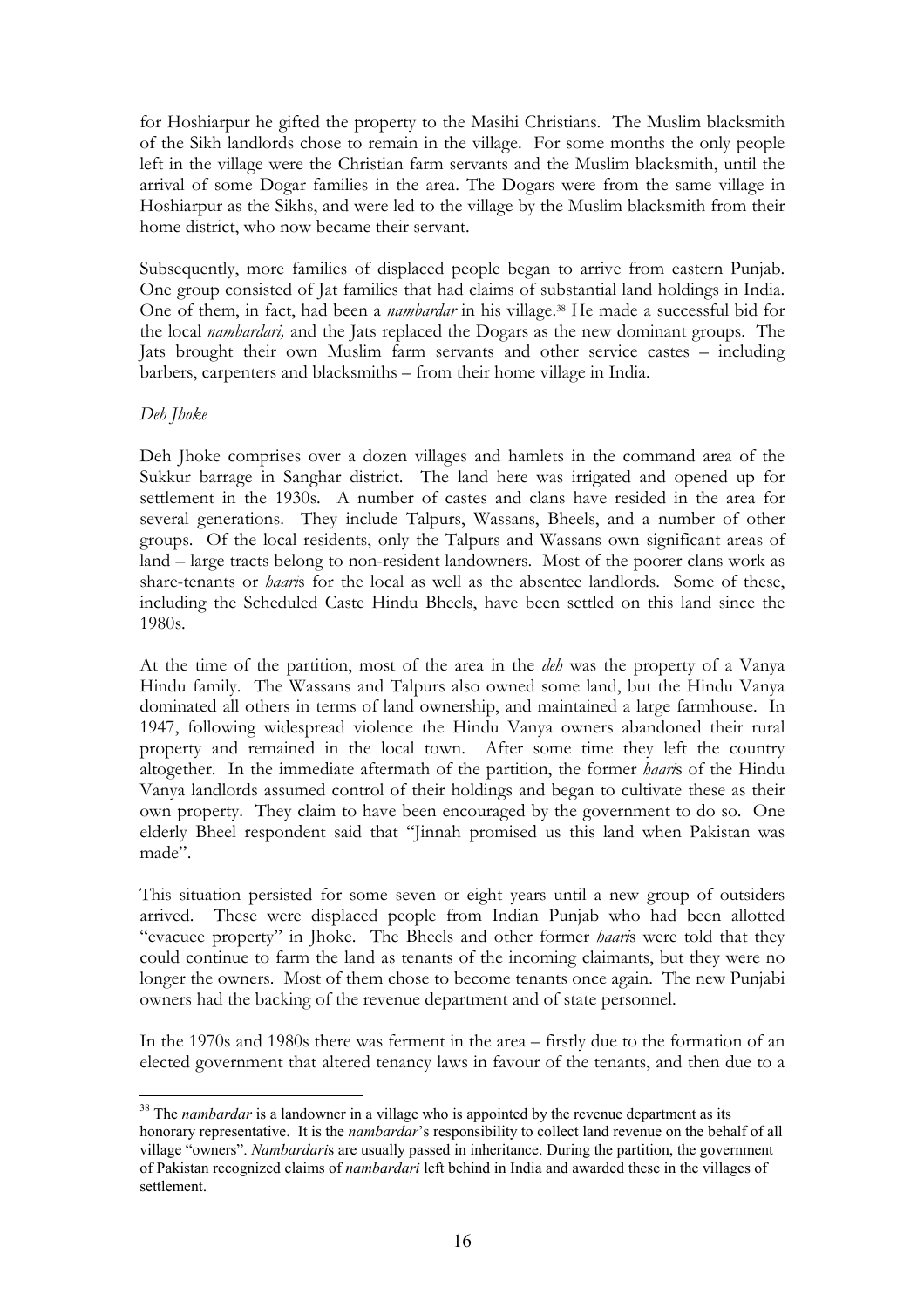for Hoshiarpur he gifted the property to the Masihi Christians. The Muslim blacksmith of the Sikh landlords chose to remain in the village. For some months the only people left in the village were the Christian farm servants and the Muslim blacksmith, until the arrival of some Dogar families in the area. The Dogars were from the same village in Hoshiarpur as the Sikhs, and were led to the village by the Muslim blacksmith from their home district, who now became their servant.

Subsequently, more families of displaced people began to arrive from eastern Punjab. One group consisted of Jat families that had claims of substantial land holdings in India. One of them, in fact, had been a *nambardar* in his village.[38] He made a successful bid for the local *nambardari,* and the Jats replaced the Dogars as the new dominant groups. The Jats brought their own Muslim farm servants and other service castes – including barbers, carpenters and blacksmiths – from their home village in India.

*Deh Jhoke*

Deh Jhoke comprises over a dozen villages and hamlets in the command area of the Sukkur barrage in Sanghar district. The land here was irrigated and opened up for settlement in the 1930s. A number of castes and clans have resided in the area for several generations. They include Talpurs, Wassans, Bheels, and a number of other groups. Of the local residents, only the Talpurs and Wassans own significant areas of land – large tracts belong to non-resident landowners. Most of the poorer clans work as share-tenants or *haari*s for the local as well as the absentee landlords. Some of these, including the Scheduled Caste Hindu Bheels, have been settled on this land since the 1980s.

At the time of the partition, most of the area in the *deh* was the property of a Vanya Hindu family. The Wassans and Talpurs also owned some land, but the Hindu Vanya dominated all others in terms of land ownership, and maintained a large farmhouse. In 1947, following widespread violence the Hindu Vanya owners abandoned their rural property and remained in the local town. After some time they left the country altogether. In the immediate aftermath of the partition, the former *haari*s of the Hindu Vanya landlords assumed control of their holdings and began to cultivate these as their own property. They claim to have been encouraged by the government to do so. One elderly Bheel respondent said that "Jinnah promised us this land when Pakistan was made".

This situation persisted for some seven or eight years until a new group of outsiders arrived. These were displaced people from Indian Punjab who had been allotted "evacuee property" in Jhoke. The Bheels and other former *haari*s were told that they could continue to farm the land as tenants of the incoming claimants, but they were no longer the owners. Most of them chose to become tenants once again. The new Punjabi owners had the backing of the revenue department and of state personnel.

In the 1970s and 1980s there was ferment in the area – firstly due to the formation of an elected government that altered tenancy laws in favour of the tenants, and then due to a

---

[38] The *nambardar* is a landowner in a village who is appointed by the revenue department as its honorary representative. It is the *nambardar*'s responsibility to collect land revenue on the behalf of all village "owners". *Nambardari*s are usually passed in inheritance. During the partition, the government of Pakistan recognized claims of *nambardari* left behind in India and awarded these in the villages of settlement.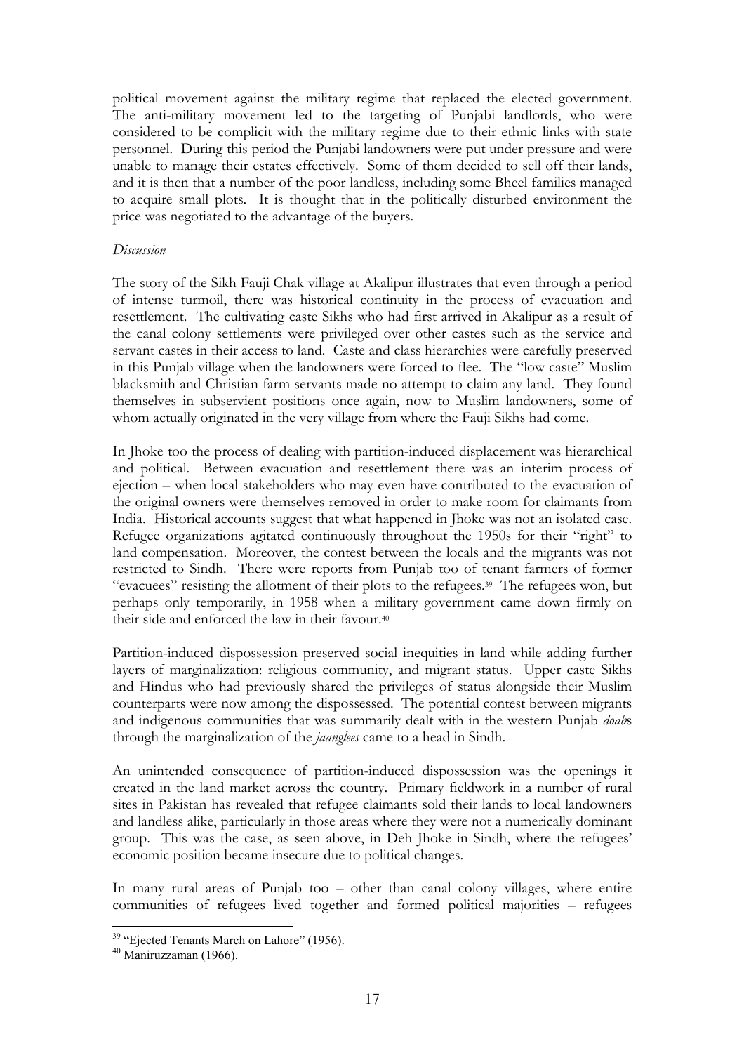political movement against the military regime that replaced the elected government. The anti-military movement led to the targeting of Punjabi landlords, who were considered to be complicit with the military regime due to their ethnic links with state personnel. During this period the Punjabi landowners were put under pressure and were unable to manage their estates effectively. Some of them decided to sell off their lands, and it is then that a number of the poor landless, including some Bheel families managed to acquire small plots. It is thought that in the politically disturbed environment the price was negotiated to the advantage of the buyers.

*Discussion*

The story of the Sikh Fauji Chak village at Akalipur illustrates that even through a period of intense turmoil, there was historical continuity in the process of evacuation and resettlement. The cultivating caste Sikhs who had first arrived in Akalipur as a result of the canal colony settlements were privileged over other castes such as the service and servant castes in their access to land. Caste and class hierarchies were carefully preserved in this Punjab village when the landowners were forced to flee. The "low caste" Muslim blacksmith and Christian farm servants made no attempt to claim any land. They found themselves in subservient positions once again, now to Muslim landowners, some of whom actually originated in the very village from where the Fauji Sikhs had come.

In Jhoke too the process of dealing with partition-induced displacement was hierarchical and political. Between evacuation and resettlement there was an interim process of ejection – when local stakeholders who may even have contributed to the evacuation of the original owners were themselves removed in order to make room for claimants from India. Historical accounts suggest that what happened in Jhoke was not an isolated case. Refugee organizations agitated continuously throughout the 1950s for their "right" to land compensation. Moreover, the contest between the locals and the migrants was not restricted to Sindh. There were reports from Punjab too of tenant farmers of former "evacuees" resisting the allotment of their plots to the refugees.[39] The refugees won, but perhaps only temporarily, in 1958 when a military government came down firmly on their side and enforced the law in their favour.[40]

Partition-induced dispossession preserved social inequities in land while adding further layers of marginalization: religious community, and migrant status. Upper caste Sikhs and Hindus who had previously shared the privileges of status alongside their Muslim counterparts were now among the dispossessed. The potential contest between migrants and indigenous communities that was summarily dealt with in the western Punjab *doab*s through the marginalization of the *jaanglees* came to a head in Sindh.

An unintended consequence of partition-induced dispossession was the openings it created in the land market across the country. Primary fieldwork in a number of rural sites in Pakistan has revealed that refugee claimants sold their lands to local landowners and landless alike, particularly in those areas where they were not a numerically dominant group. This was the case, as seen above, in Deh Jhoke in Sindh, where the refugees' economic position became insecure due to political changes.

In many rural areas of Punjab too – other than canal colony villages, where entire communities of refugees lived together and formed political majorities – refugees

[39] "Ejected Tenants March on Lahore" (1956).

[40] Maniruzzaman (1966).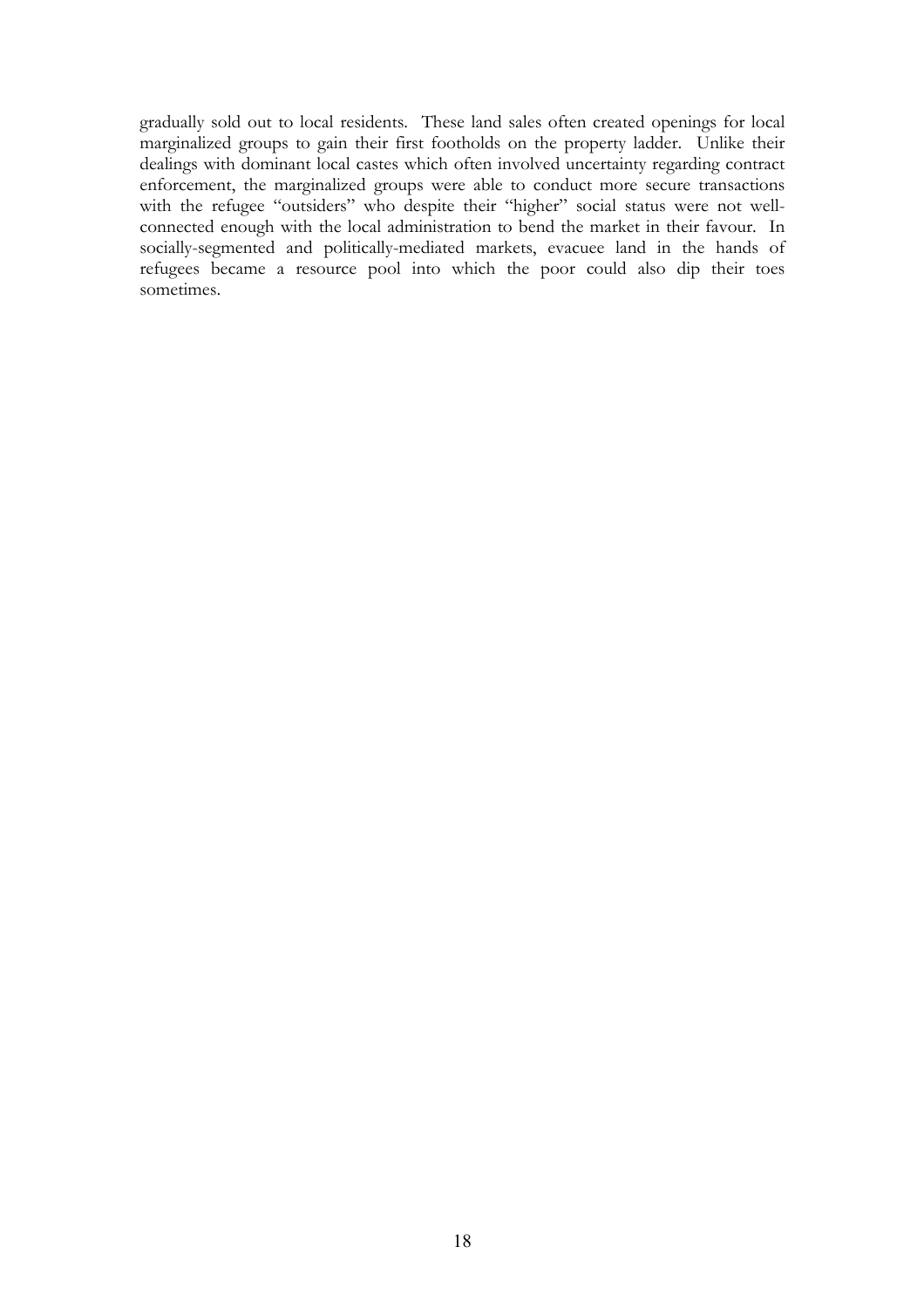gradually sold out to local residents. These land sales often created openings for local marginalized groups to gain their first footholds on the property ladder. Unlike their dealings with dominant local castes which often involved uncertainty regarding contract enforcement, the marginalized groups were able to conduct more secure transactions with the refugee "outsiders" who despite their "higher" social status were not well-connected enough with the local administration to bend the market in their favour. In socially-segmented and politically-mediated markets, evacuee land in the hands of refugees became a resource pool into which the poor could also dip their toes sometimes.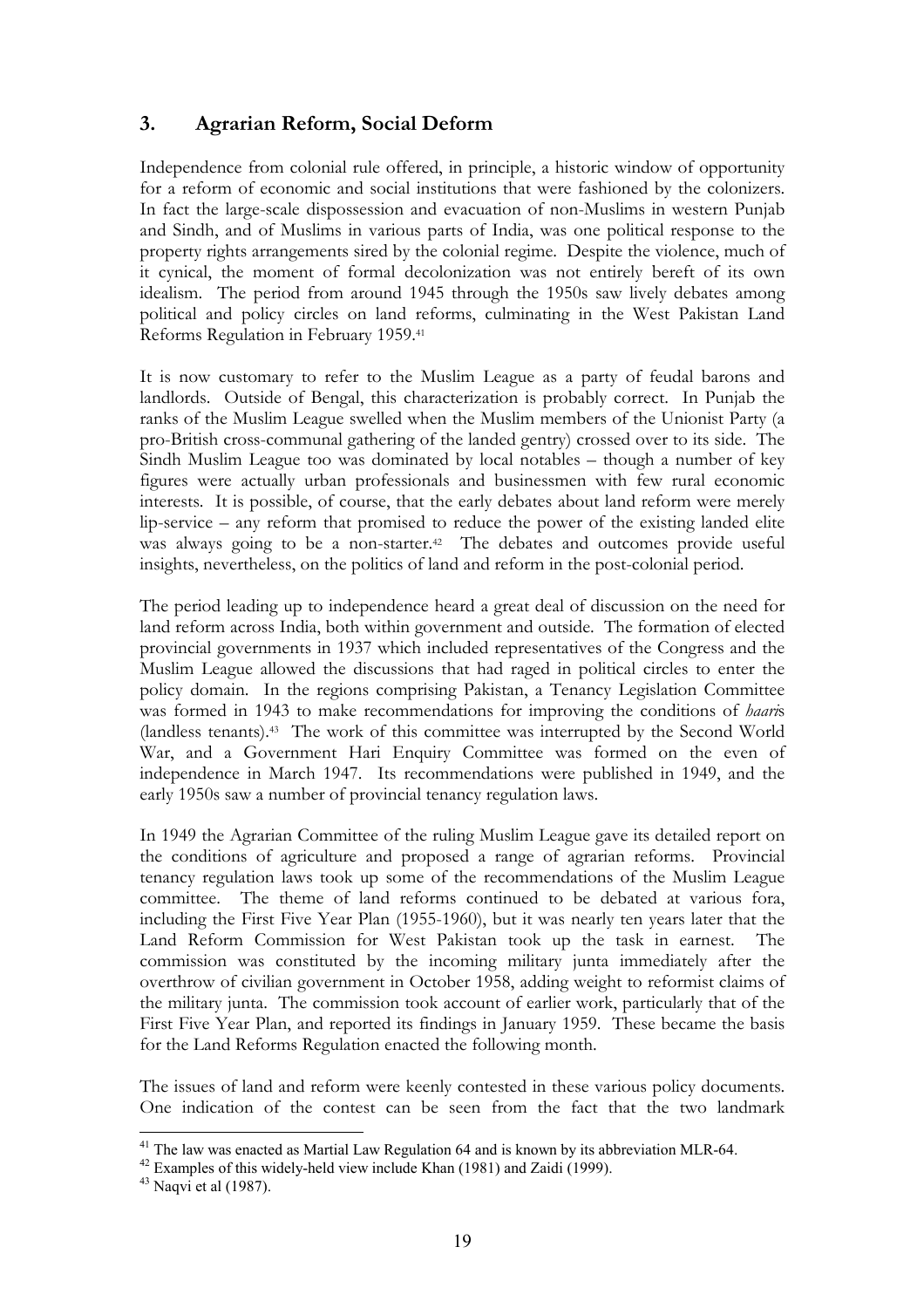## 3. Agrarian Reform, Social Deform

Independence from colonial rule offered, in principle, a historic window of opportunity for a reform of economic and social institutions that were fashioned by the colonizers. In fact the large-scale dispossession and evacuation of non-Muslims in western Punjab and Sindh, and of Muslims in various parts of India, was one political response to the property rights arrangements sired by the colonial regime. Despite the violence, much of it cynical, the moment of formal decolonization was not entirely bereft of its own idealism. The period from around 1945 through the 1950s saw lively debates among political and policy circles on land reforms, culminating in the West Pakistan Land Reforms Regulation in February 1959.[41]

It is now customary to refer to the Muslim League as a party of feudal barons and landlords. Outside of Bengal, this characterization is probably correct. In Punjab the ranks of the Muslim League swelled when the Muslim members of the Unionist Party (a pro-British cross-communal gathering of the landed gentry) crossed over to its side. The Sindh Muslim League too was dominated by local notables – though a number of key figures were actually urban professionals and businessmen with few rural economic interests. It is possible, of course, that the early debates about land reform were merely lip-service – any reform that promised to reduce the power of the existing landed elite was always going to be a non-starter.[42] The debates and outcomes provide useful insights, nevertheless, on the politics of land and reform in the post-colonial period.

The period leading up to independence heard a great deal of discussion on the need for land reform across India, both within government and outside. The formation of elected provincial governments in 1937 which included representatives of the Congress and the Muslim League allowed the discussions that had raged in political circles to enter the policy domain. In the regions comprising Pakistan, a Tenancy Legislation Committee was formed in 1943 to make recommendations for improving the conditions of *haari*s (landless tenants).[43] The work of this committee was interrupted by the Second World War, and a Government Hari Enquiry Committee was formed on the even of independence in March 1947. Its recommendations were published in 1949, and the early 1950s saw a number of provincial tenancy regulation laws.

In 1949 the Agrarian Committee of the ruling Muslim League gave its detailed report on the conditions of agriculture and proposed a range of agrarian reforms. Provincial tenancy regulation laws took up some of the recommendations of the Muslim League committee. The theme of land reforms continued to be debated at various fora, including the First Five Year Plan (1955-1960), but it was nearly ten years later that the Land Reform Commission for West Pakistan took up the task in earnest. The commission was constituted by the incoming military junta immediately after the overthrow of civilian government in October 1958, adding weight to reformist claims of the military junta. The commission took account of earlier work, particularly that of the First Five Year Plan, and reported its findings in January 1959. These became the basis for the Land Reforms Regulation enacted the following month.

The issues of land and reform were keenly contested in these various policy documents. One indication of the contest can be seen from the fact that the two landmark

---

[41] The law was enacted as Martial Law Regulation 64 and is known by its abbreviation MLR-64.

[42] Examples of this widely-held view include Khan (1981) and Zaidi (1999).

[43] Naqvi et al (1987).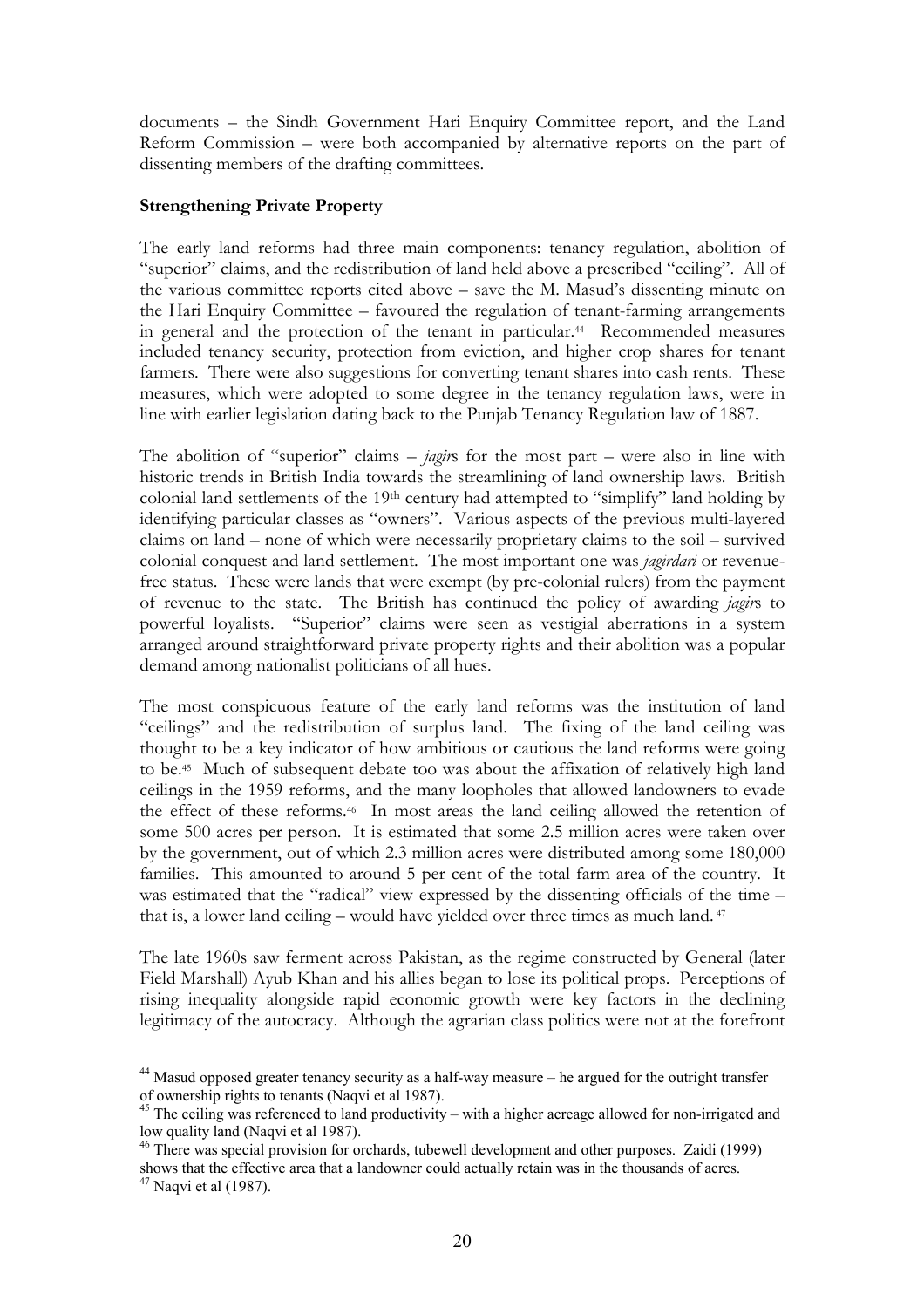documents – the Sindh Government Hari Enquiry Committee report, and the Land Reform Commission – were both accompanied by alternative reports on the part of dissenting members of the drafting committees.

**Strengthening Private Property**

The early land reforms had three main components: tenancy regulation, abolition of "superior" claims, and the redistribution of land held above a prescribed "ceiling". All of the various committee reports cited above – save the M. Masud's dissenting minute on the Hari Enquiry Committee – favoured the regulation of tenant-farming arrangements in general and the protection of the tenant in particular.[44] Recommended measures included tenancy security, protection from eviction, and higher crop shares for tenant farmers. There were also suggestions for converting tenant shares into cash rents. These measures, which were adopted to some degree in the tenancy regulation laws, were in line with earlier legislation dating back to the Punjab Tenancy Regulation law of 1887.

The abolition of "superior" claims – *jagir*s for the most part – were also in line with historic trends in British India towards the streamlining of land ownership laws. British colonial land settlements of the 19th century had attempted to "simplify" land holding by identifying particular classes as "owners". Various aspects of the previous multi-layered claims on land – none of which were necessarily proprietary claims to the soil – survived colonial conquest and land settlement. The most important one was *jagirdari* or revenue-free status. These were lands that were exempt (by pre-colonial rulers) from the payment of revenue to the state. The British has continued the policy of awarding *jagir*s to powerful loyalists. "Superior" claims were seen as vestigial aberrations in a system arranged around straightforward private property rights and their abolition was a popular demand among nationalist politicians of all hues.

The most conspicuous feature of the early land reforms was the institution of land "ceilings" and the redistribution of surplus land. The fixing of the land ceiling was thought to be a key indicator of how ambitious or cautious the land reforms were going to be.[45] Much of subsequent debate too was about the affixation of relatively high land ceilings in the 1959 reforms, and the many loopholes that allowed landowners to evade the effect of these reforms.[46] In most areas the land ceiling allowed the retention of some 500 acres per person. It is estimated that some 2.5 million acres were taken over by the government, out of which 2.3 million acres were distributed among some 180,000 families. This amounted to around 5 per cent of the total farm area of the country. It was estimated that the "radical" view expressed by the dissenting officials of the time – that is, a lower land ceiling – would have yielded over three times as much land.[47]

The late 1960s saw ferment across Pakistan, as the regime constructed by General (later Field Marshall) Ayub Khan and his allies began to lose its political props. Perceptions of rising inequality alongside rapid economic growth were key factors in the declining legitimacy of the autocracy. Although the agrarian class politics were not at the forefront

---

[44] Masud opposed greater tenancy security as a half-way measure – he argued for the outright transfer of ownership rights to tenants (Naqvi et al 1987).

[45] The ceiling was referenced to land productivity – with a higher acreage allowed for non-irrigated and low quality land (Naqvi et al 1987).

[46] There was special provision for orchards, tubewell development and other purposes. Zaidi (1999) shows that the effective area that a landowner could actually retain was in the thousands of acres.

[47] Naqvi et al (1987).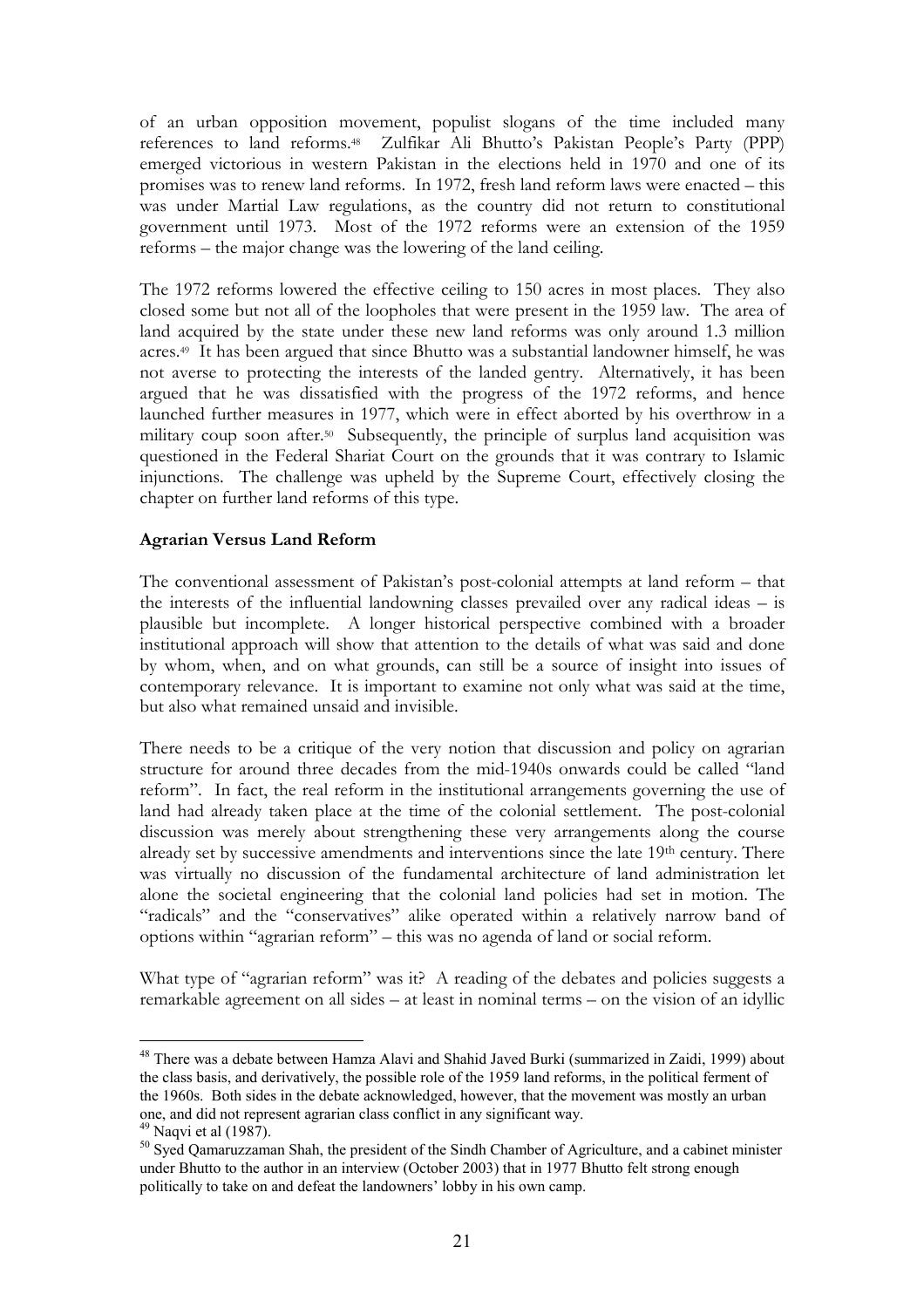of an urban opposition movement, populist slogans of the time included many references to land reforms.[48] Zulfikar Ali Bhutto's Pakistan People's Party (PPP) emerged victorious in western Pakistan in the elections held in 1970 and one of its promises was to renew land reforms. In 1972, fresh land reform laws were enacted – this was under Martial Law regulations, as the country did not return to constitutional government until 1973. Most of the 1972 reforms were an extension of the 1959 reforms – the major change was the lowering of the land ceiling.

The 1972 reforms lowered the effective ceiling to 150 acres in most places. They also closed some but not all of the loopholes that were present in the 1959 law. The area of land acquired by the state under these new land reforms was only around 1.3 million acres.[49] It has been argued that since Bhutto was a substantial landowner himself, he was not averse to protecting the interests of the landed gentry. Alternatively, it has been argued that he was dissatisfied with the progress of the 1972 reforms, and hence launched further measures in 1977, which were in effect aborted by his overthrow in a military coup soon after.[50] Subsequently, the principle of surplus land acquisition was questioned in the Federal Shariat Court on the grounds that it was contrary to Islamic injunctions. The challenge was upheld by the Supreme Court, effectively closing the chapter on further land reforms of this type.

**Agrarian Versus Land Reform**

The conventional assessment of Pakistan's post-colonial attempts at land reform – that the interests of the influential landowning classes prevailed over any radical ideas – is plausible but incomplete. A longer historical perspective combined with a broader institutional approach will show that attention to the details of what was said and done by whom, when, and on what grounds, can still be a source of insight into issues of contemporary relevance. It is important to examine not only what was said at the time, but also what remained unsaid and invisible.

There needs to be a critique of the very notion that discussion and policy on agrarian structure for around three decades from the mid-1940s onwards could be called "land reform". In fact, the real reform in the institutional arrangements governing the use of land had already taken place at the time of the colonial settlement. The post-colonial discussion was merely about strengthening these very arrangements along the course already set by successive amendments and interventions since the late 19th century. There was virtually no discussion of the fundamental architecture of land administration let alone the societal engineering that the colonial land policies had set in motion. The "radicals" and the "conservatives" alike operated within a relatively narrow band of options within "agrarian reform" – this was no agenda of land or social reform.

What type of "agrarian reform" was it? A reading of the debates and policies suggests a remarkable agreement on all sides – at least in nominal terms – on the vision of an idyllic

---

[48] There was a debate between Hamza Alavi and Shahid Javed Burki (summarized in Zaidi, 1999) about the class basis, and derivatively, the possible role of the 1959 land reforms, in the political ferment of the 1960s. Both sides in the debate acknowledged, however, that the movement was mostly an urban one, and did not represent agrarian class conflict in any significant way.

[49] Naqvi et al (1987).

[50] Syed Qamaruzzaman Shah, the president of the Sindh Chamber of Agriculture, and a cabinet minister under Bhutto to the author in an interview (October 2003) that in 1977 Bhutto felt strong enough politically to take on and defeat the landowners' lobby in his own camp.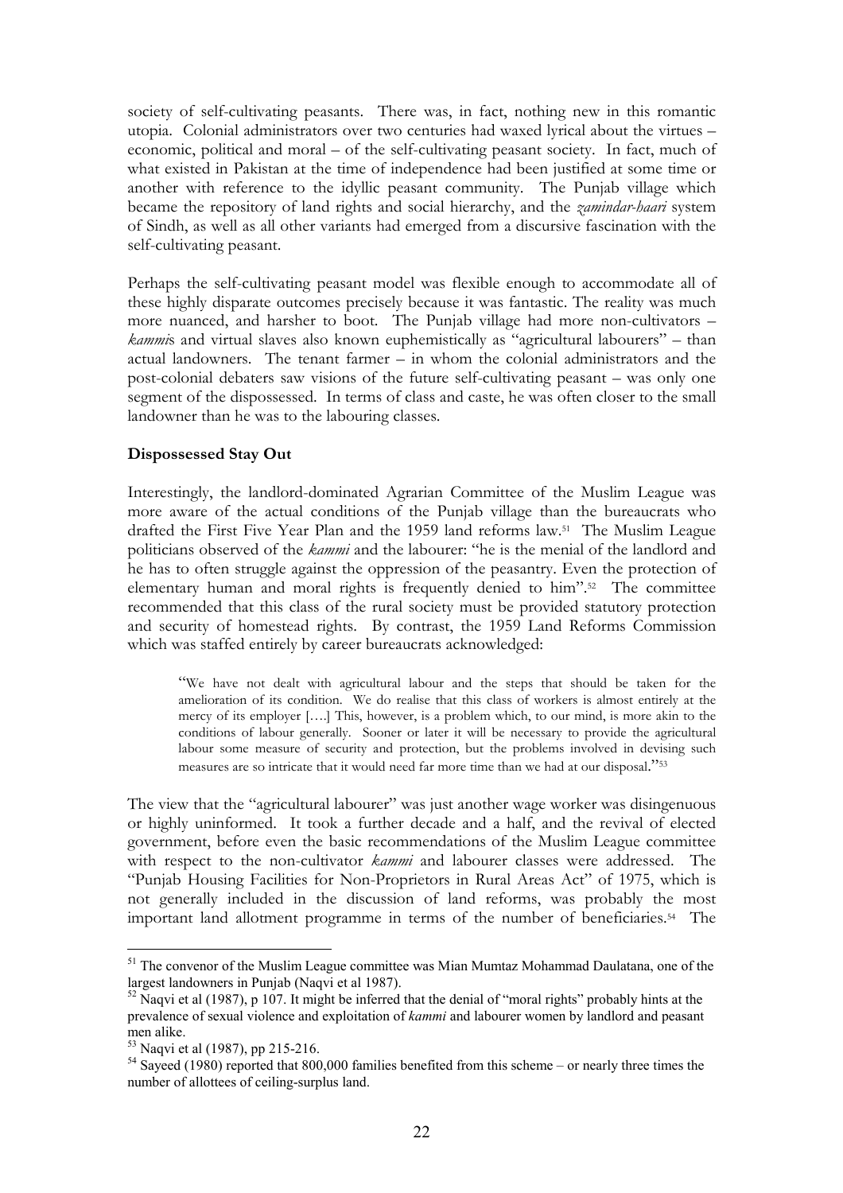society of self-cultivating peasants. There was, in fact, nothing new in this romantic utopia. Colonial administrators over two centuries had waxed lyrical about the virtues – economic, political and moral – of the self-cultivating peasant society. In fact, much of what existed in Pakistan at the time of independence had been justified at some time or another with reference to the idyllic peasant community. The Punjab village which became the repository of land rights and social hierarchy, and the *zamindar-haari* system of Sindh, as well as all other variants had emerged from a discursive fascination with the self-cultivating peasant.

Perhaps the self-cultivating peasant model was flexible enough to accommodate all of these highly disparate outcomes precisely because it was fantastic. The reality was much more nuanced, and harsher to boot. The Punjab village had more non-cultivators – *kammi*s and virtual slaves also known euphemistically as "agricultural labourers" – than actual landowners. The tenant farmer – in whom the colonial administrators and the post-colonial debaters saw visions of the future self-cultivating peasant – was only one segment of the dispossessed. In terms of class and caste, he was often closer to the small landowner than he was to the labouring classes.

**Dispossessed Stay Out**

Interestingly, the landlord-dominated Agrarian Committee of the Muslim League was more aware of the actual conditions of the Punjab village than the bureaucrats who drafted the First Five Year Plan and the 1959 land reforms law.[51] The Muslim League politicians observed of the *kammi* and the labourer: "he is the menial of the landlord and he has to often struggle against the oppression of the peasantry. Even the protection of elementary human and moral rights is frequently denied to him".[52] The committee recommended that this class of the rural society must be provided statutory protection and security of homestead rights. By contrast, the 1959 Land Reforms Commission which was staffed entirely by career bureaucrats acknowledged:

> "We have not dealt with agricultural labour and the steps that should be taken for the amelioration of its condition. We do realise that this class of workers is almost entirely at the mercy of its employer [….] This, however, is a problem which, to our mind, is more akin to the conditions of labour generally. Sooner or later it will be necessary to provide the agricultural labour some measure of security and protection, but the problems involved in devising such measures are so intricate that it would need far more time than we had at our disposal."[53]

The view that the "agricultural labourer" was just another wage worker was disingenuous or highly uninformed. It took a further decade and a half, and the revival of elected government, before even the basic recommendations of the Muslim League committee with respect to the non-cultivator *kammi* and labourer classes were addressed. The "Punjab Housing Facilities for Non-Proprietors in Rural Areas Act" of 1975, which is not generally included in the discussion of land reforms, was probably the most important land allotment programme in terms of the number of beneficiaries.[54] The

---

[51] The convenor of the Muslim League committee was Mian Mumtaz Mohammad Daulatana, one of the largest landowners in Punjab (Naqvi et al 1987).

[52] Naqvi et al (1987), p 107. It might be inferred that the denial of "moral rights" probably hints at the prevalence of sexual violence and exploitation of *kammi* and labourer women by landlord and peasant men alike.

[53] Naqvi et al (1987), pp 215-216.

[54] Sayeed (1980) reported that 800,000 families benefited from this scheme – or nearly three times the number of allottees of ceiling-surplus land.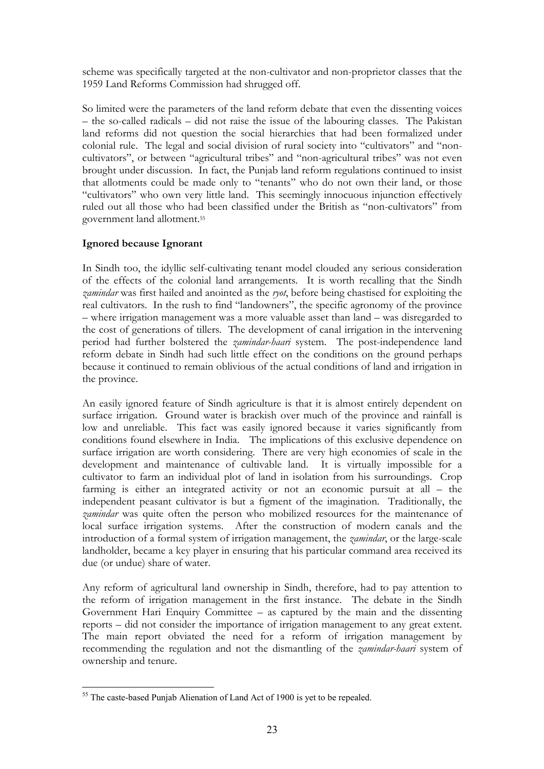scheme was specifically targeted at the non-cultivator and non-proprietor classes that the 1959 Land Reforms Commission had shrugged off.

So limited were the parameters of the land reform debate that even the dissenting voices – the so-called radicals – did not raise the issue of the labouring classes. The Pakistan land reforms did not question the social hierarchies that had been formalized under colonial rule. The legal and social division of rural society into "cultivators" and "non-cultivators", or between "agricultural tribes" and "non-agricultural tribes" was not even brought under discussion. In fact, the Punjab land reform regulations continued to insist that allotments could be made only to "tenants" who do not own their land, or those "cultivators" who own very little land. This seemingly innocuous injunction effectively ruled out all those who had been classified under the British as "non-cultivators" from government land allotment.[55]

**Ignored because Ignorant**

In Sindh too, the idyllic self-cultivating tenant model clouded any serious consideration of the effects of the colonial land arrangements. It is worth recalling that the Sindh *zamindar* was first hailed and anointed as the *ryot*, before being chastised for exploiting the real cultivators. In the rush to find "landowners", the specific agronomy of the province – where irrigation management was a more valuable asset than land – was disregarded to the cost of generations of tillers. The development of canal irrigation in the intervening period had further bolstered the *zamindar-haari* system. The post-independence land reform debate in Sindh had such little effect on the conditions on the ground perhaps because it continued to remain oblivious of the actual conditions of land and irrigation in the province.

An easily ignored feature of Sindh agriculture is that it is almost entirely dependent on surface irrigation. Ground water is brackish over much of the province and rainfall is low and unreliable. This fact was easily ignored because it varies significantly from conditions found elsewhere in India. The implications of this exclusive dependence on surface irrigation are worth considering. There are very high economies of scale in the development and maintenance of cultivable land. It is virtually impossible for a cultivator to farm an individual plot of land in isolation from his surroundings. Crop farming is either an integrated activity or not an economic pursuit at all – the independent peasant cultivator is but a figment of the imagination. Traditionally, the *zamindar* was quite often the person who mobilized resources for the maintenance of local surface irrigation systems. After the construction of modern canals and the introduction of a formal system of irrigation management, the *zamindar*, or the large-scale landholder, became a key player in ensuring that his particular command area received its due (or undue) share of water.

Any reform of agricultural land ownership in Sindh, therefore, had to pay attention to the reform of irrigation management in the first instance. The debate in the Sindh Government Hari Enquiry Committee – as captured by the main and the dissenting reports – did not consider the importance of irrigation management to any great extent. The main report obviated the need for a reform of irrigation management by recommending the regulation and not the dismantling of the *zamindar-haari* system of ownership and tenure.

[55] The caste-based Punjab Alienation of Land Act of 1900 is yet to be repealed.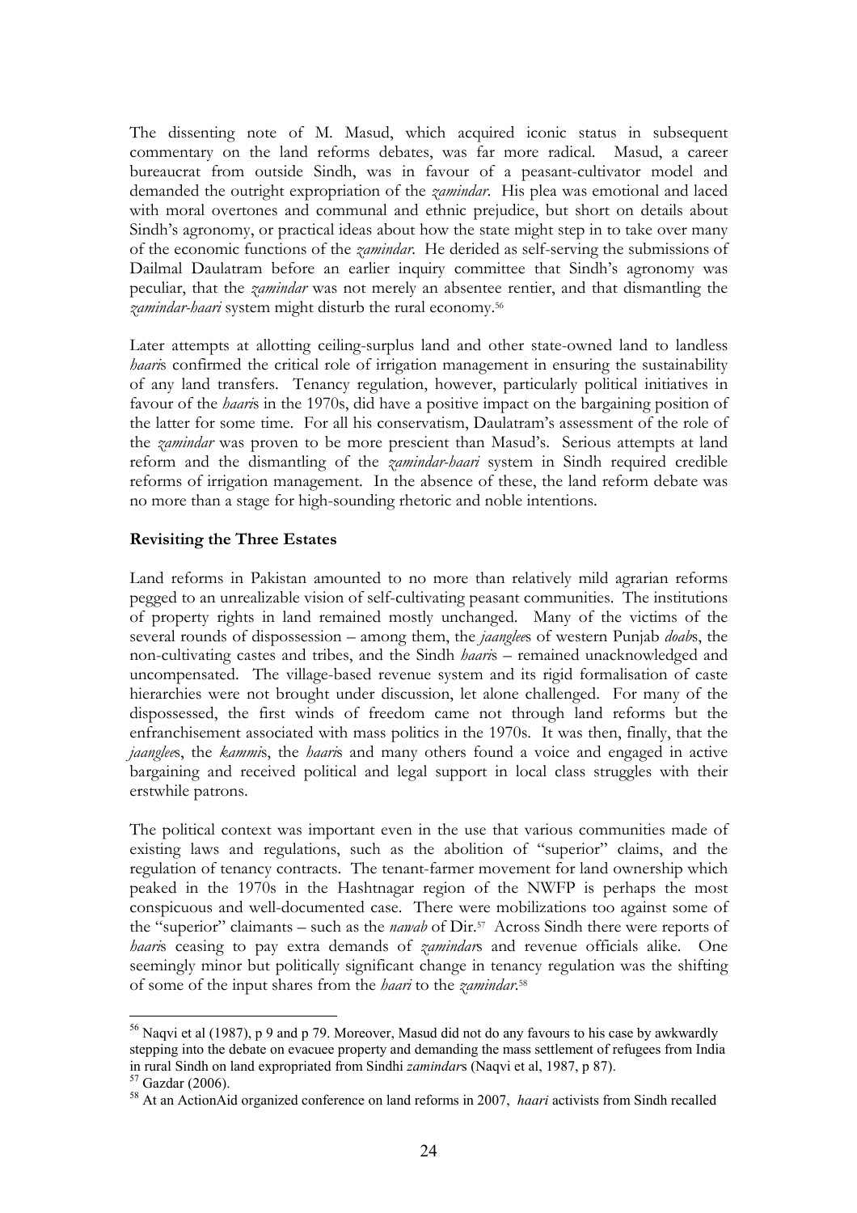The dissenting note of M. Masud, which acquired iconic status in subsequent commentary on the land reforms debates, was far more radical. Masud, a career bureaucrat from outside Sindh, was in favour of a peasant-cultivator model and demanded the outright expropriation of the *zamindar*. His plea was emotional and laced with moral overtones and communal and ethnic prejudice, but short on details about Sindh's agronomy, or practical ideas about how the state might step in to take over many of the economic functions of the *zamindar*. He derided as self-serving the submissions of Dailmal Daulatram before an earlier inquiry committee that Sindh's agronomy was peculiar, that the *zamindar* was not merely an absentee rentier, and that dismantling the *zamindar-haari* system might disturb the rural economy.[56]

Later attempts at allotting ceiling-surplus land and other state-owned land to landless *haari*s confirmed the critical role of irrigation management in ensuring the sustainability of any land transfers. Tenancy regulation, however, particularly political initiatives in favour of the *haari*s in the 1970s, did have a positive impact on the bargaining position of the latter for some time. For all his conservatism, Daulatram's assessment of the role of the *zamindar* was proven to be more prescient than Masud's. Serious attempts at land reform and the dismantling of the *zamindar-haari* system in Sindh required credible reforms of irrigation management. In the absence of these, the land reform debate was no more than a stage for high-sounding rhetoric and noble intentions.

**Revisiting the Three Estates**

Land reforms in Pakistan amounted to no more than relatively mild agrarian reforms pegged to an unrealizable vision of self-cultivating peasant communities. The institutions of property rights in land remained mostly unchanged. Many of the victims of the several rounds of dispossession – among them, the *jaanglee*s of western Punjab *doab*s, the non-cultivating castes and tribes, and the Sindh *haari*s – remained unacknowledged and uncompensated. The village-based revenue system and its rigid formalisation of caste hierarchies were not brought under discussion, let alone challenged. For many of the dispossessed, the first winds of freedom came not through land reforms but the enfranchisement associated with mass politics in the 1970s. It was then, finally, that the *jaanglee*s, the *kammi*s, the *haari*s and many others found a voice and engaged in active bargaining and received political and legal support in local class struggles with their erstwhile patrons.

The political context was important even in the use that various communities made of existing laws and regulations, such as the abolition of "superior" claims, and the regulation of tenancy contracts. The tenant-farmer movement for land ownership which peaked in the 1970s in the Hashtnagar region of the NWFP is perhaps the most conspicuous and well-documented case. There were mobilizations too against some of the "superior" claimants – such as the *nawab* of Dir.[57] Across Sindh there were reports of *haari*s ceasing to pay extra demands of *zamindar*s and revenue officials alike. One seemingly minor but politically significant change in tenancy regulation was the shifting of some of the input shares from the *haari* to the *zamindar*.[58]

---

[56] Naqvi et al (1987), p 9 and p 79. Moreover, Masud did not do any favours to his case by awkwardly stepping into the debate on evacuee property and demanding the mass settlement of refugees from India in rural Sindh on land expropriated from Sindhi *zamindar*s (Naqvi et al, 1987, p 87).

[57] Gazdar (2006).

[58] At an ActionAid organized conference on land reforms in 2007, *haari* activists from Sindh recalled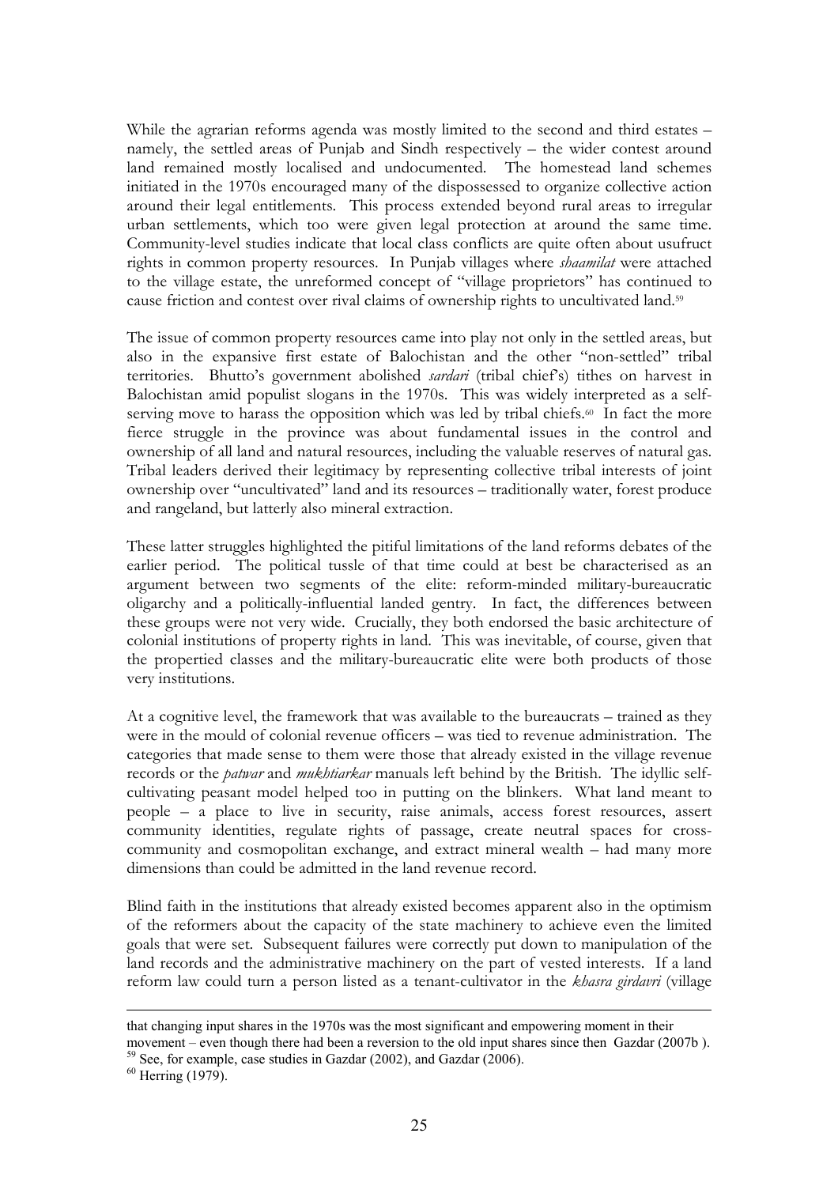While the agrarian reforms agenda was mostly limited to the second and third estates – namely, the settled areas of Punjab and Sindh respectively – the wider contest around land remained mostly localised and undocumented. The homestead land schemes initiated in the 1970s encouraged many of the dispossessed to organize collective action around their legal entitlements. This process extended beyond rural areas to irregular urban settlements, which too were given legal protection at around the same time. Community-level studies indicate that local class conflicts are quite often about usufruct rights in common property resources. In Punjab villages where *shaamilat* were attached to the village estate, the unreformed concept of "village proprietors" has continued to cause friction and contest over rival claims of ownership rights to uncultivated land.[59]

The issue of common property resources came into play not only in the settled areas, but also in the expansive first estate of Balochistan and the other "non-settled" tribal territories. Bhutto's government abolished *sardari* (tribal chief's) tithes on harvest in Balochistan amid populist slogans in the 1970s. This was widely interpreted as a self-serving move to harass the opposition which was led by tribal chiefs.[60] In fact the more fierce struggle in the province was about fundamental issues in the control and ownership of all land and natural resources, including the valuable reserves of natural gas. Tribal leaders derived their legitimacy by representing collective tribal interests of joint ownership over "uncultivated" land and its resources – traditionally water, forest produce and rangeland, but latterly also mineral extraction.

These latter struggles highlighted the pitiful limitations of the land reforms debates of the earlier period. The political tussle of that time could at best be characterised as an argument between two segments of the elite: reform-minded military-bureaucratic oligarchy and a politically-influential landed gentry. In fact, the differences between these groups were not very wide. Crucially, they both endorsed the basic architecture of colonial institutions of property rights in land. This was inevitable, of course, given that the propertied classes and the military-bureaucratic elite were both products of those very institutions.

At a cognitive level, the framework that was available to the bureaucrats – trained as they were in the mould of colonial revenue officers – was tied to revenue administration. The categories that made sense to them were those that already existed in the village revenue records or the *patwar* and *mukhtiarkar* manuals left behind by the British. The idyllic self-cultivating peasant model helped too in putting on the blinkers. What land meant to people – a place to live in security, raise animals, access forest resources, assert community identities, regulate rights of passage, create neutral spaces for cross-community and cosmopolitan exchange, and extract mineral wealth – had many more dimensions than could be admitted in the land revenue record.

Blind faith in the institutions that already existed becomes apparent also in the optimism of the reformers about the capacity of the state machinery to achieve even the limited goals that were set. Subsequent failures were correctly put down to manipulation of the land records and the administrative machinery on the part of vested interests. If a land reform law could turn a person listed as a tenant-cultivator in the *khasra girdavri* (village

---

that changing input shares in the 1970s was the most significant and empowering moment in their movement – even though there had been a reversion to the old input shares since then Gazdar (2007b ).

[59] See, for example, case studies in Gazdar (2002), and Gazdar (2006).

[60] Herring (1979).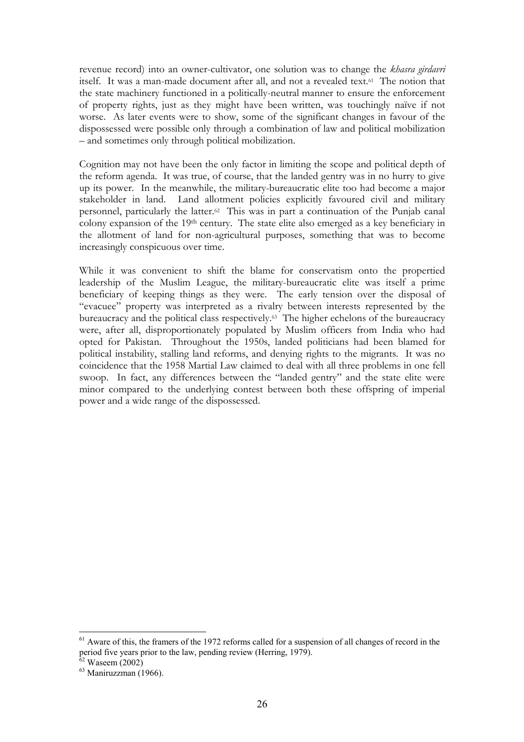revenue record) into an owner-cultivator, one solution was to change the *khasra girdavri* itself. It was a man-made document after all, and not a revealed text.[61] The notion that the state machinery functioned in a politically-neutral manner to ensure the enforcement of property rights, just as they might have been written, was touchingly naïve if not worse. As later events were to show, some of the significant changes in favour of the dispossessed were possible only through a combination of law and political mobilization – and sometimes only through political mobilization.

Cognition may not have been the only factor in limiting the scope and political depth of the reform agenda. It was true, of course, that the landed gentry was in no hurry to give up its power. In the meanwhile, the military-bureaucratic elite too had become a major stakeholder in land. Land allotment policies explicitly favoured civil and military personnel, particularly the latter.[62] This was in part a continuation of the Punjab canal colony expansion of the 19th century. The state elite also emerged as a key beneficiary in the allotment of land for non-agricultural purposes, something that was to become increasingly conspicuous over time.

While it was convenient to shift the blame for conservatism onto the propertied leadership of the Muslim League, the military-bureaucratic elite was itself a prime beneficiary of keeping things as they were. The early tension over the disposal of "evacuee" property was interpreted as a rivalry between interests represented by the bureaucracy and the political class respectively.[63] The higher echelons of the bureaucracy were, after all, disproportionately populated by Muslim officers from India who had opted for Pakistan. Throughout the 1950s, landed politicians had been blamed for political instability, stalling land reforms, and denying rights to the migrants. It was no coincidence that the 1958 Martial Law claimed to deal with all three problems in one fell swoop. In fact, any differences between the "landed gentry" and the state elite were minor compared to the underlying contest between both these offspring of imperial power and a wide range of the dispossessed.

---

[61] Aware of this, the framers of the 1972 reforms called for a suspension of all changes of record in the period five years prior to the law, pending review (Herring, 1979).

[62] Waseem (2002)

[63] Maniruzzman (1966).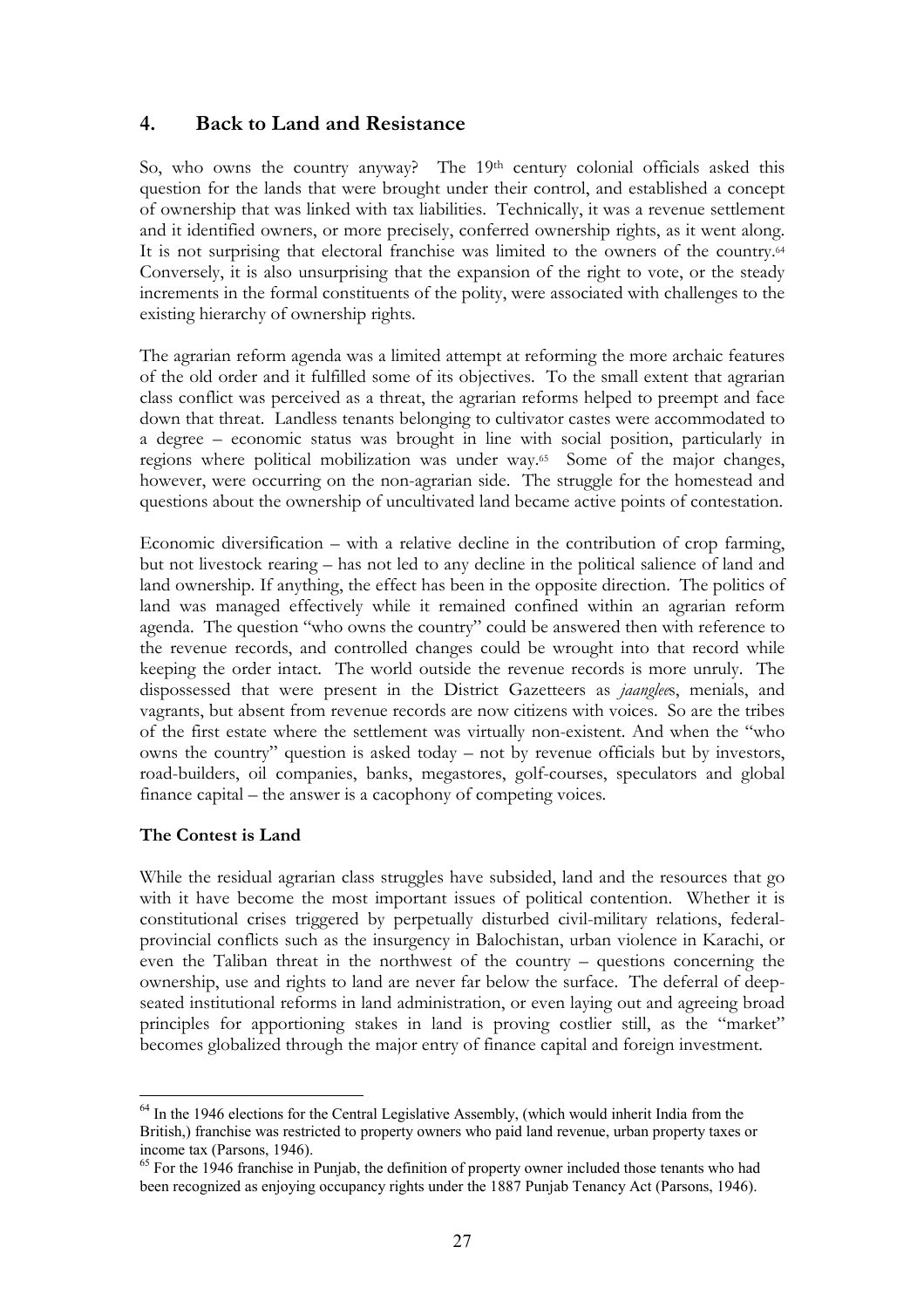## 4. Back to Land and Resistance

So, who owns the country anyway? The 19th century colonial officials asked this question for the lands that were brought under their control, and established a concept of ownership that was linked with tax liabilities. Technically, it was a revenue settlement and it identified owners, or more precisely, conferred ownership rights, as it went along. It is not surprising that electoral franchise was limited to the owners of the country.[64] Conversely, it is also unsurprising that the expansion of the right to vote, or the steady increments in the formal constituents of the polity, were associated with challenges to the existing hierarchy of ownership rights.

The agrarian reform agenda was a limited attempt at reforming the more archaic features of the old order and it fulfilled some of its objectives. To the small extent that agrarian class conflict was perceived as a threat, the agrarian reforms helped to preempt and face down that threat. Landless tenants belonging to cultivator castes were accommodated to a degree – economic status was brought in line with social position, particularly in regions where political mobilization was under way.[65] Some of the major changes, however, were occurring on the non-agrarian side. The struggle for the homestead and questions about the ownership of uncultivated land became active points of contestation.

Economic diversification – with a relative decline in the contribution of crop farming, but not livestock rearing – has not led to any decline in the political salience of land and land ownership. If anything, the effect has been in the opposite direction. The politics of land was managed effectively while it remained confined within an agrarian reform agenda. The question "who owns the country" could be answered then with reference to the revenue records, and controlled changes could be wrought into that record while keeping the order intact. The world outside the revenue records is more unruly. The dispossessed that were present in the District Gazetteers as *jaanglee*s, menials, and vagrants, but absent from revenue records are now citizens with voices. So are the tribes of the first estate where the settlement was virtually non-existent. And when the "who owns the country" question is asked today – not by revenue officials but by investors, road-builders, oil companies, banks, megastores, golf-courses, speculators and global finance capital – the answer is a cacophony of competing voices.

**The Contest is Land**

While the residual agrarian class struggles have subsided, land and the resources that go with it have become the most important issues of political contention. Whether it is constitutional crises triggered by perpetually disturbed civil-military relations, federal-provincial conflicts such as the insurgency in Balochistan, urban violence in Karachi, or even the Taliban threat in the northwest of the country – questions concerning the ownership, use and rights to land are never far below the surface. The deferral of deep-seated institutional reforms in land administration, or even laying out and agreeing broad principles for apportioning stakes in land is proving costlier still, as the "market" becomes globalized through the major entry of finance capital and foreign investment.

---

[64] In the 1946 elections for the Central Legislative Assembly, (which would inherit India from the British,) franchise was restricted to property owners who paid land revenue, urban property taxes or income tax (Parsons, 1946).

[65] For the 1946 franchise in Punjab, the definition of property owner included those tenants who had been recognized as enjoying occupancy rights under the 1887 Punjab Tenancy Act (Parsons, 1946).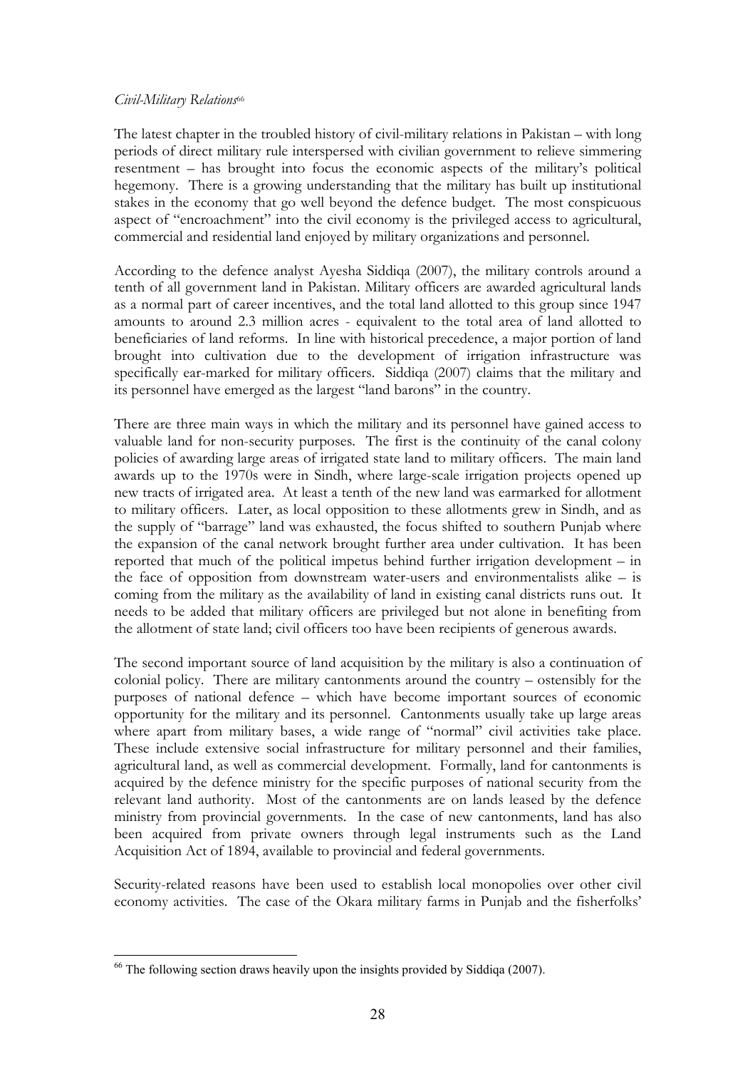*Civil-Military Relations*[66]

The latest chapter in the troubled history of civil-military relations in Pakistan – with long periods of direct military rule interspersed with civilian government to relieve simmering resentment – has brought into focus the economic aspects of the military's political hegemony. There is a growing understanding that the military has built up institutional stakes in the economy that go well beyond the defence budget. The most conspicuous aspect of "encroachment" into the civil economy is the privileged access to agricultural, commercial and residential land enjoyed by military organizations and personnel.

According to the defence analyst Ayesha Siddiqa (2007), the military controls around a tenth of all government land in Pakistan. Military officers are awarded agricultural lands as a normal part of career incentives, and the total land allotted to this group since 1947 amounts to around 2.3 million acres - equivalent to the total area of land allotted to beneficiaries of land reforms. In line with historical precedence, a major portion of land brought into cultivation due to the development of irrigation infrastructure was specifically ear-marked for military officers. Siddiqa (2007) claims that the military and its personnel have emerged as the largest "land barons" in the country.

There are three main ways in which the military and its personnel have gained access to valuable land for non-security purposes. The first is the continuity of the canal colony policies of awarding large areas of irrigated state land to military officers. The main land awards up to the 1970s were in Sindh, where large-scale irrigation projects opened up new tracts of irrigated area. At least a tenth of the new land was earmarked for allotment to military officers. Later, as local opposition to these allotments grew in Sindh, and as the supply of "barrage" land was exhausted, the focus shifted to southern Punjab where the expansion of the canal network brought further area under cultivation. It has been reported that much of the political impetus behind further irrigation development – in the face of opposition from downstream water-users and environmentalists alike – is coming from the military as the availability of land in existing canal districts runs out. It needs to be added that military officers are privileged but not alone in benefiting from the allotment of state land; civil officers too have been recipients of generous awards.

The second important source of land acquisition by the military is also a continuation of colonial policy. There are military cantonments around the country – ostensibly for the purposes of national defence – which have become important sources of economic opportunity for the military and its personnel. Cantonments usually take up large areas where apart from military bases, a wide range of "normal" civil activities take place. These include extensive social infrastructure for military personnel and their families, agricultural land, as well as commercial development. Formally, land for cantonments is acquired by the defence ministry for the specific purposes of national security from the relevant land authority. Most of the cantonments are on lands leased by the defence ministry from provincial governments. In the case of new cantonments, land has also been acquired from private owners through legal instruments such as the Land Acquisition Act of 1894, available to provincial and federal governments.

Security-related reasons have been used to establish local monopolies over other civil economy activities. The case of the Okara military farms in Punjab and the fisherfolks'

---

[66] The following section draws heavily upon the insights provided by Siddiqa (2007).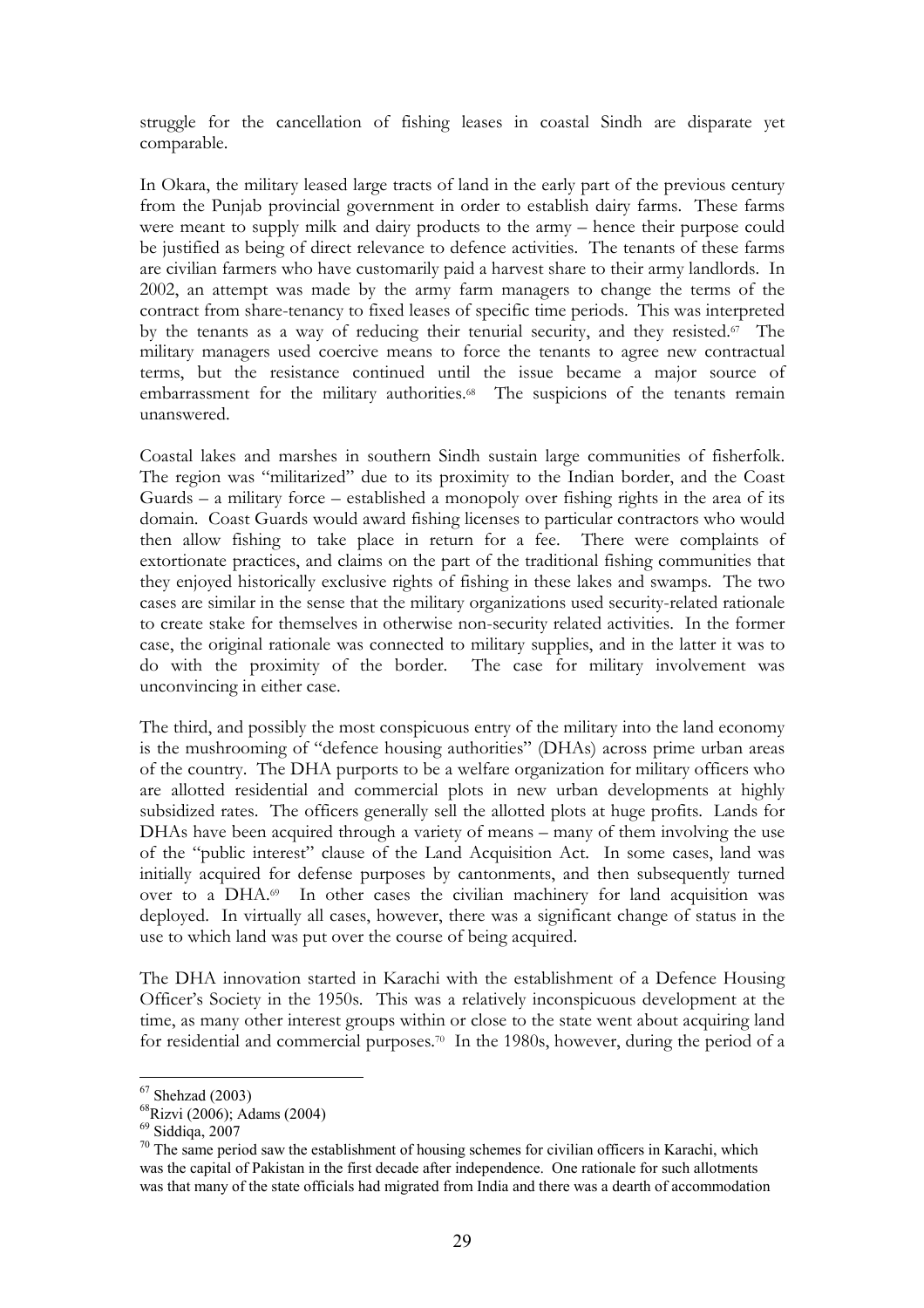struggle for the cancellation of fishing leases in coastal Sindh are disparate yet comparable.

In Okara, the military leased large tracts of land in the early part of the previous century from the Punjab provincial government in order to establish dairy farms. These farms were meant to supply milk and dairy products to the army – hence their purpose could be justified as being of direct relevance to defence activities. The tenants of these farms are civilian farmers who have customarily paid a harvest share to their army landlords. In 2002, an attempt was made by the army farm managers to change the terms of the contract from share-tenancy to fixed leases of specific time periods. This was interpreted by the tenants as a way of reducing their tenurial security, and they resisted.[67] The military managers used coercive means to force the tenants to agree new contractual terms, but the resistance continued until the issue became a major source of embarrassment for the military authorities.[68] The suspicions of the tenants remain unanswered.

Coastal lakes and marshes in southern Sindh sustain large communities of fisherfolk. The region was "militarized" due to its proximity to the Indian border, and the Coast Guards – a military force – established a monopoly over fishing rights in the area of its domain. Coast Guards would award fishing licenses to particular contractors who would then allow fishing to take place in return for a fee. There were complaints of extortionate practices, and claims on the part of the traditional fishing communities that they enjoyed historically exclusive rights of fishing in these lakes and swamps. The two cases are similar in the sense that the military organizations used security-related rationale to create stake for themselves in otherwise non-security related activities. In the former case, the original rationale was connected to military supplies, and in the latter it was to do with the proximity of the border. The case for military involvement was unconvincing in either case.

The third, and possibly the most conspicuous entry of the military into the land economy is the mushrooming of "defence housing authorities" (DHAs) across prime urban areas of the country. The DHA purports to be a welfare organization for military officers who are allotted residential and commercial plots in new urban developments at highly subsidized rates. The officers generally sell the allotted plots at huge profits. Lands for DHAs have been acquired through a variety of means – many of them involving the use of the "public interest" clause of the Land Acquisition Act. In some cases, land was initially acquired for defense purposes by cantonments, and then subsequently turned over to a DHA.[69] In other cases the civilian machinery for land acquisition was deployed. In virtually all cases, however, there was a significant change of status in the use to which land was put over the course of being acquired.

The DHA innovation started in Karachi with the establishment of a Defence Housing Officer's Society in the 1950s. This was a relatively inconspicuous development at the time, as many other interest groups within or close to the state went about acquiring land for residential and commercial purposes.[70] In the 1980s, however, during the period of a

---

[67] Shehzad (2003)

[68] Rizvi (2006); Adams (2004)

[69] Siddiqa, 2007

[70] The same period saw the establishment of housing schemes for civilian officers in Karachi, which was the capital of Pakistan in the first decade after independence. One rationale for such allotments was that many of the state officials had migrated from India and there was a dearth of accommodation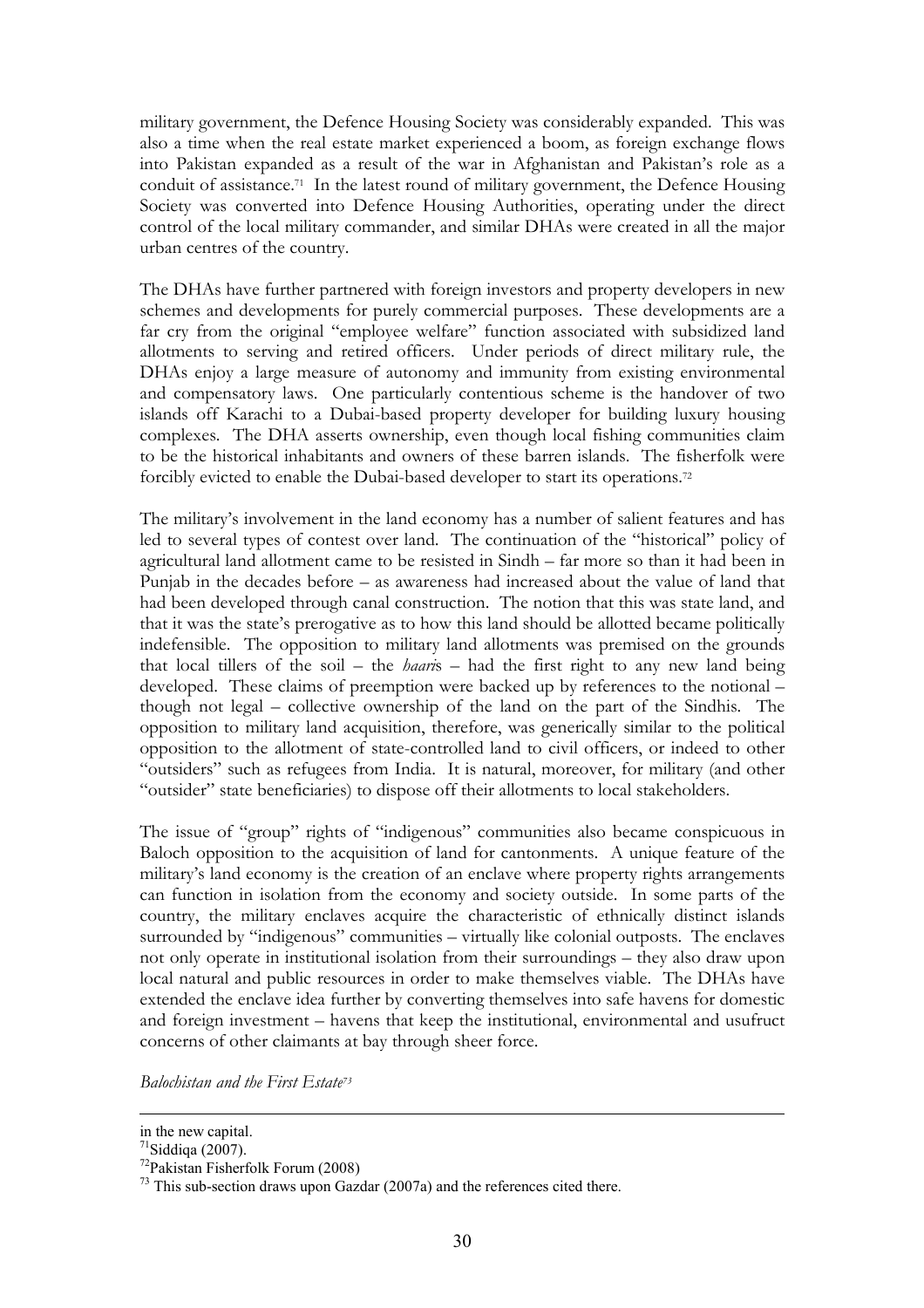military government, the Defence Housing Society was considerably expanded. This was also a time when the real estate market experienced a boom, as foreign exchange flows into Pakistan expanded as a result of the war in Afghanistan and Pakistan's role as a conduit of assistance.[71] In the latest round of military government, the Defence Housing Society was converted into Defence Housing Authorities, operating under the direct control of the local military commander, and similar DHAs were created in all the major urban centres of the country.

The DHAs have further partnered with foreign investors and property developers in new schemes and developments for purely commercial purposes. These developments are a far cry from the original "employee welfare" function associated with subsidized land allotments to serving and retired officers. Under periods of direct military rule, the DHAs enjoy a large measure of autonomy and immunity from existing environmental and compensatory laws. One particularly contentious scheme is the handover of two islands off Karachi to a Dubai-based property developer for building luxury housing complexes. The DHA asserts ownership, even though local fishing communities claim to be the historical inhabitants and owners of these barren islands. The fisherfolk were forcibly evicted to enable the Dubai-based developer to start its operations.[72]

The military's involvement in the land economy has a number of salient features and has led to several types of contest over land. The continuation of the "historical" policy of agricultural land allotment came to be resisted in Sindh – far more so than it had been in Punjab in the decades before – as awareness had increased about the value of land that had been developed through canal construction. The notion that this was state land, and that it was the state's prerogative as to how this land should be allotted became politically indefensible. The opposition to military land allotments was premised on the grounds that local tillers of the soil – the *haari*s – had the first right to any new land being developed. These claims of preemption were backed up by references to the notional – though not legal – collective ownership of the land on the part of the Sindhis. The opposition to military land acquisition, therefore, was generically similar to the political opposition to the allotment of state-controlled land to civil officers, or indeed to other "outsiders" such as refugees from India. It is natural, moreover, for military (and other "outsider" state beneficiaries) to dispose off their allotments to local stakeholders.

The issue of "group" rights of "indigenous" communities also became conspicuous in Baloch opposition to the acquisition of land for cantonments. A unique feature of the military's land economy is the creation of an enclave where property rights arrangements can function in isolation from the economy and society outside. In some parts of the country, the military enclaves acquire the characteristic of ethnically distinct islands surrounded by "indigenous" communities – virtually like colonial outposts. The enclaves not only operate in institutional isolation from their surroundings – they also draw upon local natural and public resources in order to make themselves viable. The DHAs have extended the enclave idea further by converting themselves into safe havens for domestic and foreign investment – havens that keep the institutional, environmental and usufruct concerns of other claimants at bay through sheer force.

*Balochistan and the First Estate*[73]

---

in the new capital.

[71] Siddiqa (2007).

[72] Pakistan Fisherfolk Forum (2008)

[73] This sub-section draws upon Gazdar (2007a) and the references cited there.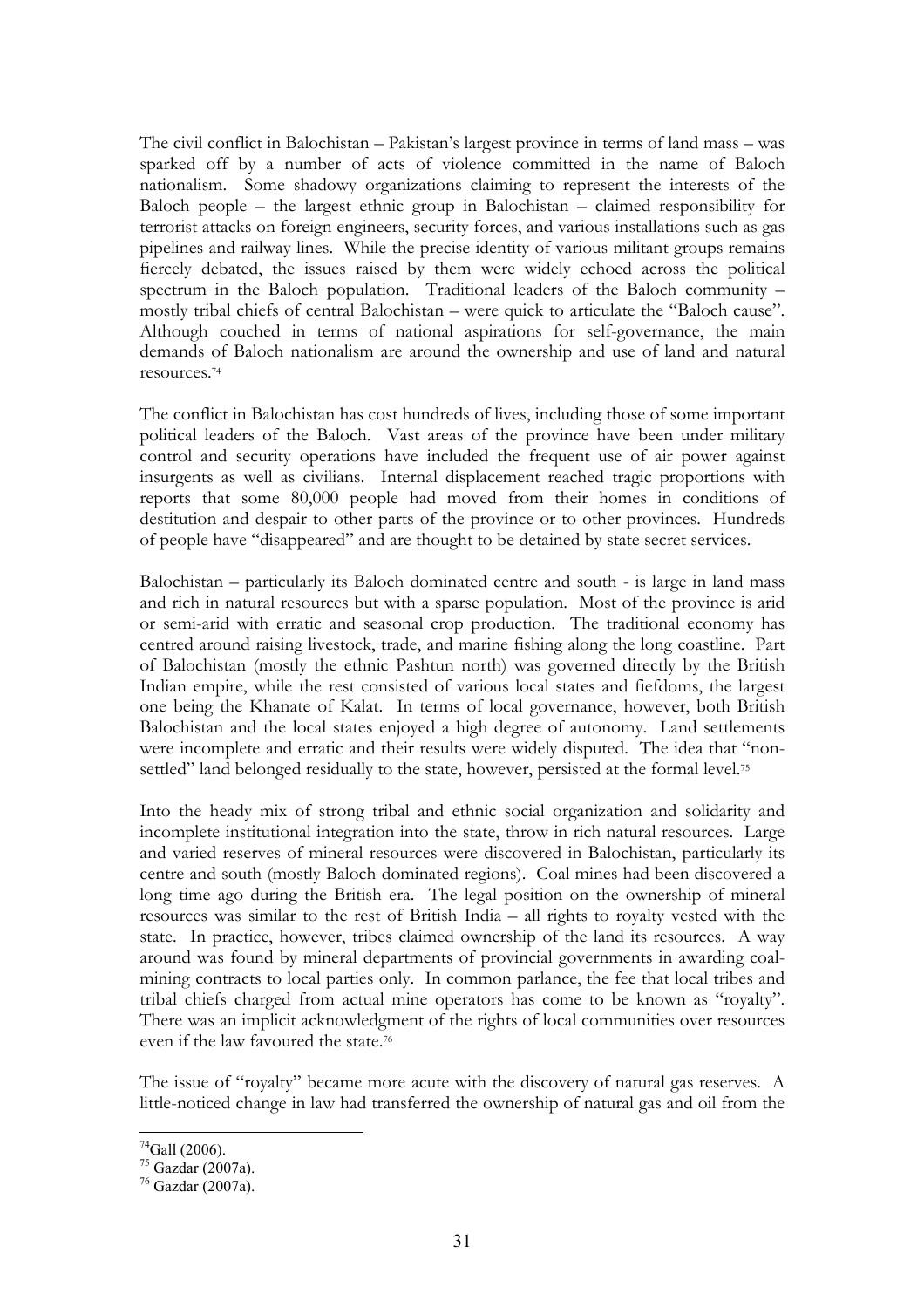The civil conflict in Balochistan – Pakistan's largest province in terms of land mass – was sparked off by a number of acts of violence committed in the name of Baloch nationalism. Some shadowy organizations claiming to represent the interests of the Baloch people – the largest ethnic group in Balochistan – claimed responsibility for terrorist attacks on foreign engineers, security forces, and various installations such as gas pipelines and railway lines. While the precise identity of various militant groups remains fiercely debated, the issues raised by them were widely echoed across the political spectrum in the Baloch population. Traditional leaders of the Baloch community – mostly tribal chiefs of central Balochistan – were quick to articulate the "Baloch cause". Although couched in terms of national aspirations for self-governance, the main demands of Baloch nationalism are around the ownership and use of land and natural resources.[74]

The conflict in Balochistan has cost hundreds of lives, including those of some important political leaders of the Baloch. Vast areas of the province have been under military control and security operations have included the frequent use of air power against insurgents as well as civilians. Internal displacement reached tragic proportions with reports that some 80,000 people had moved from their homes in conditions of destitution and despair to other parts of the province or to other provinces. Hundreds of people have "disappeared" and are thought to be detained by state secret services.

Balochistan – particularly its Baloch dominated centre and south - is large in land mass and rich in natural resources but with a sparse population. Most of the province is arid or semi-arid with erratic and seasonal crop production. The traditional economy has centred around raising livestock, trade, and marine fishing along the long coastline. Part of Balochistan (mostly the ethnic Pashtun north) was governed directly by the British Indian empire, while the rest consisted of various local states and fiefdoms, the largest one being the Khanate of Kalat. In terms of local governance, however, both British Balochistan and the local states enjoyed a high degree of autonomy. Land settlements were incomplete and erratic and their results were widely disputed. The idea that "non-settled" land belonged residually to the state, however, persisted at the formal level.[75]

Into the heady mix of strong tribal and ethnic social organization and solidarity and incomplete institutional integration into the state, throw in rich natural resources. Large and varied reserves of mineral resources were discovered in Balochistan, particularly its centre and south (mostly Baloch dominated regions). Coal mines had been discovered a long time ago during the British era. The legal position on the ownership of mineral resources was similar to the rest of British India – all rights to royalty vested with the state. In practice, however, tribes claimed ownership of the land its resources. A way around was found by mineral departments of provincial governments in awarding coal-mining contracts to local parties only. In common parlance, the fee that local tribes and tribal chiefs charged from actual mine operators has come to be known as "royalty". There was an implicit acknowledgment of the rights of local communities over resources even if the law favoured the state.[76]

The issue of "royalty" became more acute with the discovery of natural gas reserves. A little-noticed change in law had transferred the ownership of natural gas and oil from the

---

[74] Gall (2006).

[75] Gazdar (2007a).

[76] Gazdar (2007a).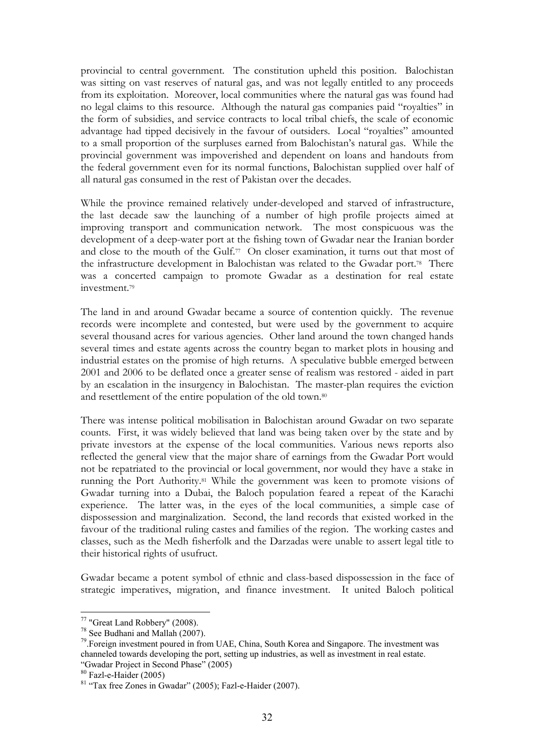provincial to central government. The constitution upheld this position. Balochistan was sitting on vast reserves of natural gas, and was not legally entitled to any proceeds from its exploitation. Moreover, local communities where the natural gas was found had no legal claims to this resource. Although the natural gas companies paid "royalties" in the form of subsidies, and service contracts to local tribal chiefs, the scale of economic advantage had tipped decisively in the favour of outsiders. Local "royalties" amounted to a small proportion of the surpluses earned from Balochistan's natural gas. While the provincial government was impoverished and dependent on loans and handouts from the federal government even for its normal functions, Balochistan supplied over half of all natural gas consumed in the rest of Pakistan over the decades.

While the province remained relatively under-developed and starved of infrastructure, the last decade saw the launching of a number of high profile projects aimed at improving transport and communication network. The most conspicuous was the development of a deep-water port at the fishing town of Gwadar near the Iranian border and close to the mouth of the Gulf.[77] On closer examination, it turns out that most of the infrastructure development in Balochistan was related to the Gwadar port.[78] There was a concerted campaign to promote Gwadar as a destination for real estate investment.[79]

The land in and around Gwadar became a source of contention quickly. The revenue records were incomplete and contested, but were used by the government to acquire several thousand acres for various agencies. Other land around the town changed hands several times and estate agents across the country began to market plots in housing and industrial estates on the promise of high returns. A speculative bubble emerged between 2001 and 2006 to be deflated once a greater sense of realism was restored - aided in part by an escalation in the insurgency in Balochistan. The master-plan requires the eviction and resettlement of the entire population of the old town.[80]

There was intense political mobilisation in Balochistan around Gwadar on two separate counts. First, it was widely believed that land was being taken over by the state and by private investors at the expense of the local communities. Various news reports also reflected the general view that the major share of earnings from the Gwadar Port would not be repatriated to the provincial or local government, nor would they have a stake in running the Port Authority.[81] While the government was keen to promote visions of Gwadar turning into a Dubai, the Baloch population feared a repeat of the Karachi experience. The latter was, in the eyes of the local communities, a simple case of dispossession and marginalization. Second, the land records that existed worked in the favour of the traditional ruling castes and families of the region. The working castes and classes, such as the Medh fisherfolk and the Darzadas were unable to assert legal title to their historical rights of usufruct.

Gwadar became a potent symbol of ethnic and class-based dispossession in the face of strategic imperatives, migration, and finance investment. It united Baloch political

---

[77] "Great Land Robbery" (2008).

[78] See Budhani and Mallah (2007).

[79] .Foreign investment poured in from UAE, China, South Korea and Singapore. The investment was channeled towards developing the port, setting up industries, as well as investment in real estate. "Gwadar Project in Second Phase" (2005)

[80] Fazl-e-Haider (2005)

[81] "Tax free Zones in Gwadar" (2005); Fazl-e-Haider (2007).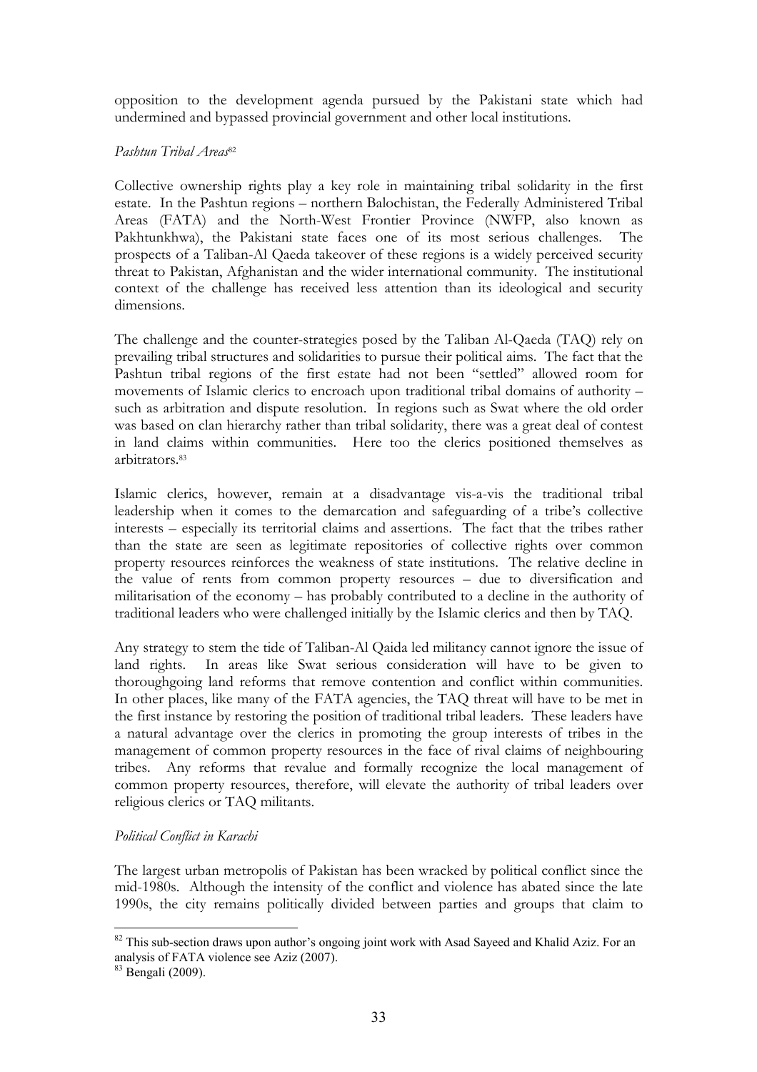opposition to the development agenda pursued by the Pakistani state which had undermined and bypassed provincial government and other local institutions.

*Pashtun Tribal Areas*[82]

Collective ownership rights play a key role in maintaining tribal solidarity in the first estate. In the Pashtun regions – northern Balochistan, the Federally Administered Tribal Areas (FATA) and the North-West Frontier Province (NWFP, also known as Pakhtunkhwa), the Pakistani state faces one of its most serious challenges. The prospects of a Taliban-Al Qaeda takeover of these regions is a widely perceived security threat to Pakistan, Afghanistan and the wider international community. The institutional context of the challenge has received less attention than its ideological and security dimensions.

The challenge and the counter-strategies posed by the Taliban Al-Qaeda (TAQ) rely on prevailing tribal structures and solidarities to pursue their political aims. The fact that the Pashtun tribal regions of the first estate had not been "settled" allowed room for movements of Islamic clerics to encroach upon traditional tribal domains of authority – such as arbitration and dispute resolution. In regions such as Swat where the old order was based on clan hierarchy rather than tribal solidarity, there was a great deal of contest in land claims within communities. Here too the clerics positioned themselves as arbitrators.[83]

Islamic clerics, however, remain at a disadvantage vis-a-vis the traditional tribal leadership when it comes to the demarcation and safeguarding of a tribe's collective interests – especially its territorial claims and assertions. The fact that the tribes rather than the state are seen as legitimate repositories of collective rights over common property resources reinforces the weakness of state institutions. The relative decline in the value of rents from common property resources – due to diversification and militarisation of the economy – has probably contributed to a decline in the authority of traditional leaders who were challenged initially by the Islamic clerics and then by TAQ.

Any strategy to stem the tide of Taliban-Al Qaida led militancy cannot ignore the issue of land rights. In areas like Swat serious consideration will have to be given to thoroughgoing land reforms that remove contention and conflict within communities. In other places, like many of the FATA agencies, the TAQ threat will have to be met in the first instance by restoring the position of traditional tribal leaders. These leaders have a natural advantage over the clerics in promoting the group interests of tribes in the management of common property resources in the face of rival claims of neighbouring tribes. Any reforms that revalue and formally recognize the local management of common property resources, therefore, will elevate the authority of tribal leaders over religious clerics or TAQ militants.

*Political Conflict in Karachi*

The largest urban metropolis of Pakistan has been wracked by political conflict since the mid-1980s. Although the intensity of the conflict and violence has abated since the late 1990s, the city remains politically divided between parties and groups that claim to

[82] This sub-section draws upon author's ongoing joint work with Asad Sayeed and Khalid Aziz. For an analysis of FATA violence see Aziz (2007).

[83] Bengali (2009).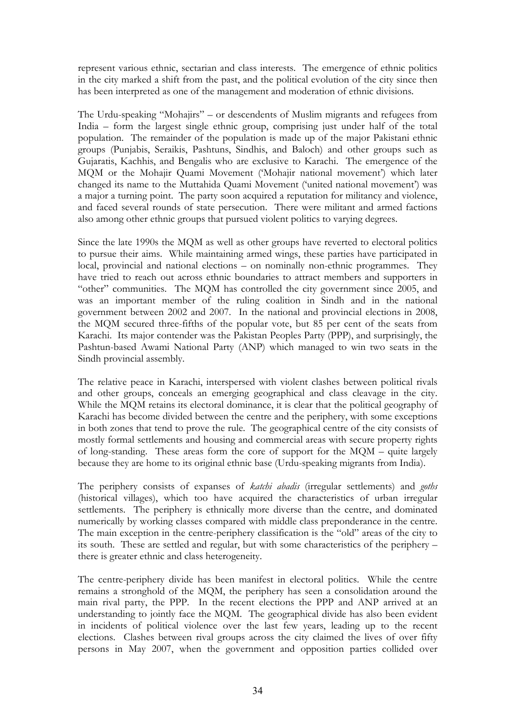represent various ethnic, sectarian and class interests. The emergence of ethnic politics in the city marked a shift from the past, and the political evolution of the city since then has been interpreted as one of the management and moderation of ethnic divisions.

The Urdu-speaking "Mohajirs" – or descendents of Muslim migrants and refugees from India – form the largest single ethnic group, comprising just under half of the total population. The remainder of the population is made up of the major Pakistani ethnic groups (Punjabis, Seraikis, Pashtuns, Sindhis, and Baloch) and other groups such as Gujaratis, Kachhis, and Bengalis who are exclusive to Karachi. The emergence of the MQM or the Mohajir Quami Movement ('Mohajir national movement') which later changed its name to the Muttahida Quami Movement ('united national movement') was a major a turning point. The party soon acquired a reputation for militancy and violence, and faced several rounds of state persecution. There were militant and armed factions also among other ethnic groups that pursued violent politics to varying degrees.

Since the late 1990s the MQM as well as other groups have reverted to electoral politics to pursue their aims. While maintaining armed wings, these parties have participated in local, provincial and national elections – on nominally non-ethnic programmes. They have tried to reach out across ethnic boundaries to attract members and supporters in "other" communities. The MQM has controlled the city government since 2005, and was an important member of the ruling coalition in Sindh and in the national government between 2002 and 2007. In the national and provincial elections in 2008, the MQM secured three-fifths of the popular vote, but 85 per cent of the seats from Karachi. Its major contender was the Pakistan Peoples Party (PPP), and surprisingly, the Pashtun-based Awami National Party (ANP) which managed to win two seats in the Sindh provincial assembly.

The relative peace in Karachi, interspersed with violent clashes between political rivals and other groups, conceals an emerging geographical and class cleavage in the city. While the MQM retains its electoral dominance, it is clear that the political geography of Karachi has become divided between the centre and the periphery, with some exceptions in both zones that tend to prove the rule. The geographical centre of the city consists of mostly formal settlements and housing and commercial areas with secure property rights of long-standing. These areas form the core of support for the MQM – quite largely because they are home to its original ethnic base (Urdu-speaking migrants from India).

The periphery consists of expanses of *katchi abadis* (irregular settlements) and *goths* (historical villages), which too have acquired the characteristics of urban irregular settlements. The periphery is ethnically more diverse than the centre, and dominated numerically by working classes compared with middle class preponderance in the centre. The main exception in the centre-periphery classification is the "old" areas of the city to its south. These are settled and regular, but with some characteristics of the periphery – there is greater ethnic and class heterogeneity.

The centre-periphery divide has been manifest in electoral politics. While the centre remains a stronghold of the MQM, the periphery has seen a consolidation around the main rival party, the PPP. In the recent elections the PPP and ANP arrived at an understanding to jointly face the MQM. The geographical divide has also been evident in incidents of political violence over the last few years, leading up to the recent elections. Clashes between rival groups across the city claimed the lives of over fifty persons in May 2007, when the government and opposition parties collided over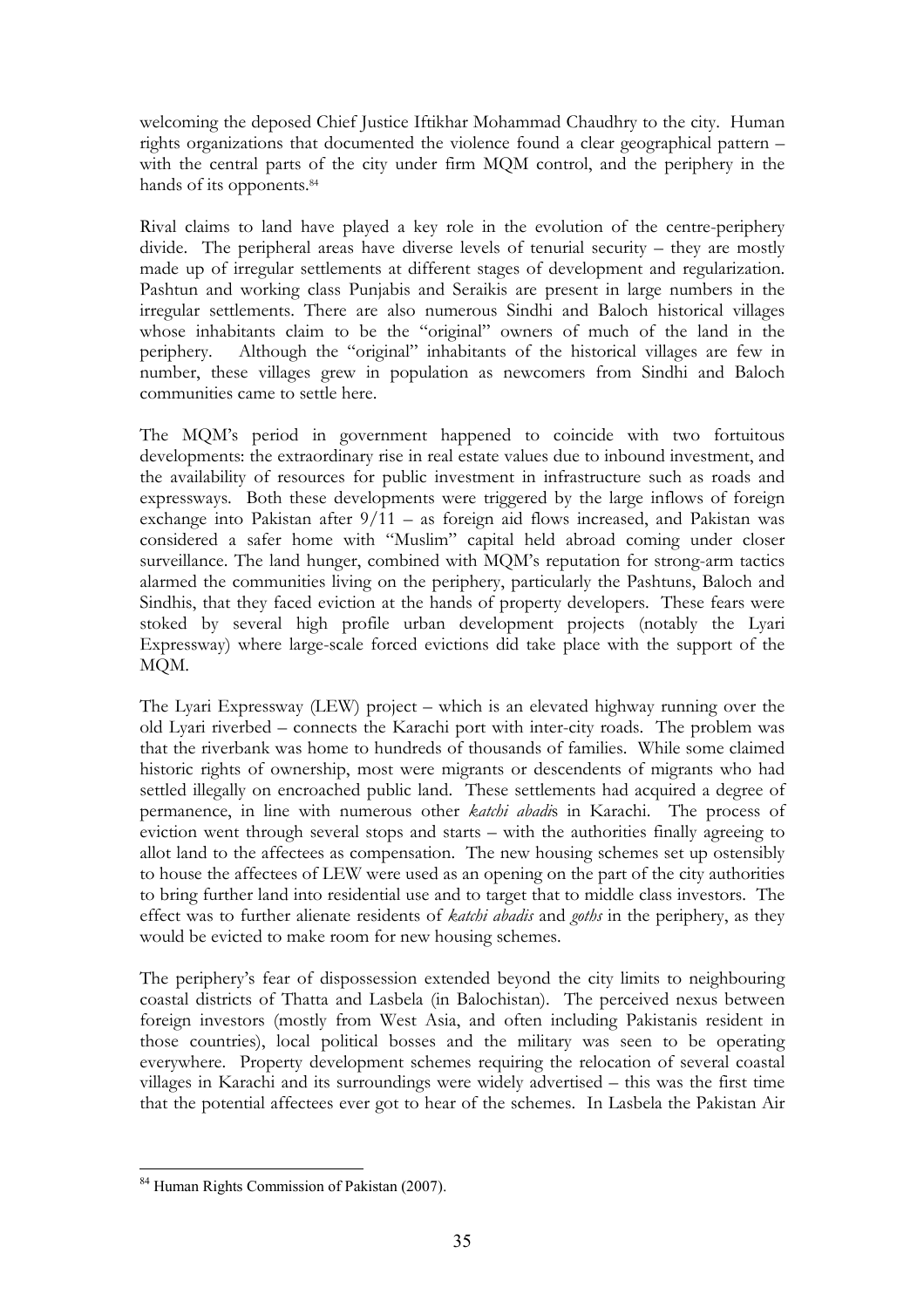welcoming the deposed Chief Justice Iftikhar Mohammad Chaudhry to the city. Human rights organizations that documented the violence found a clear geographical pattern – with the central parts of the city under firm MQM control, and the periphery in the hands of its opponents.[84]

Rival claims to land have played a key role in the evolution of the centre-periphery divide. The peripheral areas have diverse levels of tenurial security – they are mostly made up of irregular settlements at different stages of development and regularization. Pashtun and working class Punjabis and Seraikis are present in large numbers in the irregular settlements. There are also numerous Sindhi and Baloch historical villages whose inhabitants claim to be the "original" owners of much of the land in the periphery. Although the "original" inhabitants of the historical villages are few in number, these villages grew in population as newcomers from Sindhi and Baloch communities came to settle here.

The MQM's period in government happened to coincide with two fortuitous developments: the extraordinary rise in real estate values due to inbound investment, and the availability of resources for public investment in infrastructure such as roads and expressways. Both these developments were triggered by the large inflows of foreign exchange into Pakistan after 9/11 – as foreign aid flows increased, and Pakistan was considered a safer home with "Muslim" capital held abroad coming under closer surveillance. The land hunger, combined with MQM's reputation for strong-arm tactics alarmed the communities living on the periphery, particularly the Pashtuns, Baloch and Sindhis, that they faced eviction at the hands of property developers. These fears were stoked by several high profile urban development projects (notably the Lyari Expressway) where large-scale forced evictions did take place with the support of the MQM.

The Lyari Expressway (LEW) project – which is an elevated highway running over the old Lyari riverbed – connects the Karachi port with inter-city roads. The problem was that the riverbank was home to hundreds of thousands of families. While some claimed historic rights of ownership, most were migrants or descendents of migrants who had settled illegally on encroached public land. These settlements had acquired a degree of permanence, in line with numerous other *katchi abadi*s in Karachi. The process of eviction went through several stops and starts – with the authorities finally agreeing to allot land to the affectees as compensation. The new housing schemes set up ostensibly to house the affectees of LEW were used as an opening on the part of the city authorities to bring further land into residential use and to target that to middle class investors. The effect was to further alienate residents of *katchi abadis* and *goths* in the periphery, as they would be evicted to make room for new housing schemes.

The periphery's fear of dispossession extended beyond the city limits to neighbouring coastal districts of Thatta and Lasbela (in Balochistan). The perceived nexus between foreign investors (mostly from West Asia, and often including Pakistanis resident in those countries), local political bosses and the military was seen to be operating everywhere. Property development schemes requiring the relocation of several coastal villages in Karachi and its surroundings were widely advertised – this was the first time that the potential affectees ever got to hear of the schemes. In Lasbela the Pakistan Air

---

[84] Human Rights Commission of Pakistan (2007).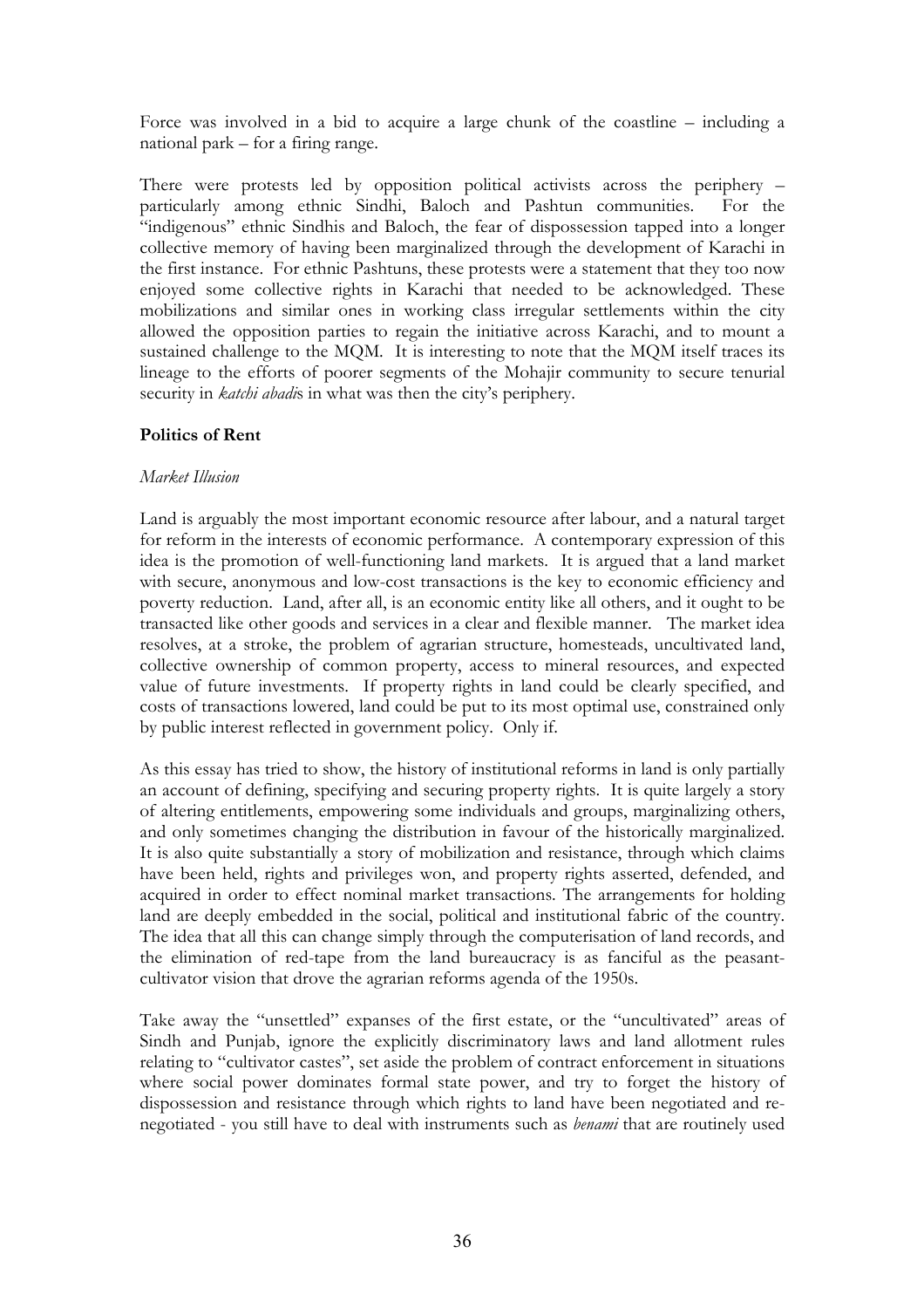Force was involved in a bid to acquire a large chunk of the coastline – including a national park – for a firing range.

There were protests led by opposition political activists across the periphery – particularly among ethnic Sindhi, Baloch and Pashtun communities. For the "indigenous" ethnic Sindhis and Baloch, the fear of dispossession tapped into a longer collective memory of having been marginalized through the development of Karachi in the first instance. For ethnic Pashtuns, these protests were a statement that they too now enjoyed some collective rights in Karachi that needed to be acknowledged. These mobilizations and similar ones in working class irregular settlements within the city allowed the opposition parties to regain the initiative across Karachi, and to mount a sustained challenge to the MQM. It is interesting to note that the MQM itself traces its lineage to the efforts of poorer segments of the Mohajir community to secure tenurial security in *katchi abadi*s in what was then the city's periphery.

## Politics of Rent

### *Market Illusion*

Land is arguably the most important economic resource after labour, and a natural target for reform in the interests of economic performance. A contemporary expression of this idea is the promotion of well-functioning land markets. It is argued that a land market with secure, anonymous and low-cost transactions is the key to economic efficiency and poverty reduction. Land, after all, is an economic entity like all others, and it ought to be transacted like other goods and services in a clear and flexible manner. The market idea resolves, at a stroke, the problem of agrarian structure, homesteads, uncultivated land, collective ownership of common property, access to mineral resources, and expected value of future investments. If property rights in land could be clearly specified, and costs of transactions lowered, land could be put to its most optimal use, constrained only by public interest reflected in government policy. Only if.

As this essay has tried to show, the history of institutional reforms in land is only partially an account of defining, specifying and securing property rights. It is quite largely a story of altering entitlements, empowering some individuals and groups, marginalizing others, and only sometimes changing the distribution in favour of the historically marginalized. It is also quite substantially a story of mobilization and resistance, through which claims have been held, rights and privileges won, and property rights asserted, defended, and acquired in order to effect nominal market transactions. The arrangements for holding land are deeply embedded in the social, political and institutional fabric of the country. The idea that all this can change simply through the computerisation of land records, and the elimination of red-tape from the land bureaucracy is as fanciful as the peasant-cultivator vision that drove the agrarian reforms agenda of the 1950s.

Take away the "unsettled" expanses of the first estate, or the "uncultivated" areas of Sindh and Punjab, ignore the explicitly discriminatory laws and land allotment rules relating to "cultivator castes", set aside the problem of contract enforcement in situations where social power dominates formal state power, and try to forget the history of dispossession and resistance through which rights to land have been negotiated and re-negotiated - you still have to deal with instruments such as *benami* that are routinely used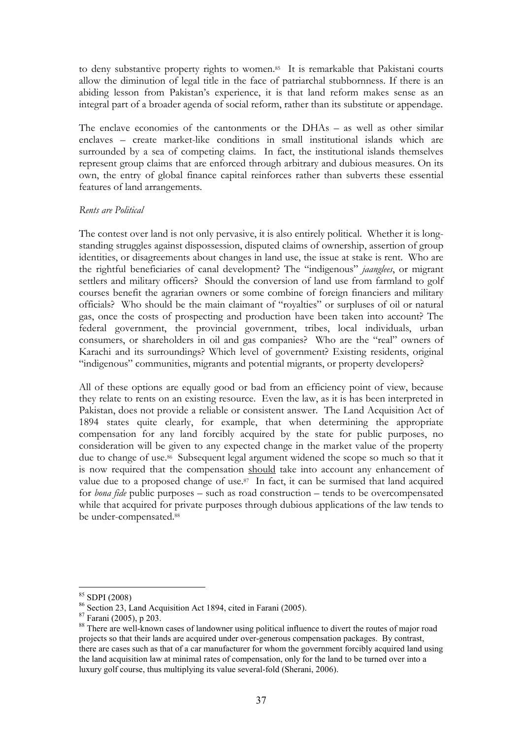to deny substantive property rights to women.[85] It is remarkable that Pakistani courts allow the diminution of legal title in the face of patriarchal stubbornness. If there is an abiding lesson from Pakistan's experience, it is that land reform makes sense as an integral part of a broader agenda of social reform, rather than its substitute or appendage.

The enclave economies of the cantonments or the DHAs – as well as other similar enclaves – create market-like conditions in small institutional islands which are surrounded by a sea of competing claims. In fact, the institutional islands themselves represent group claims that are enforced through arbitrary and dubious measures. On its own, the entry of global finance capital reinforces rather than subverts these essential features of land arrangements.

*Rents are Political*

The contest over land is not only pervasive, it is also entirely political. Whether it is long-standing struggles against dispossession, disputed claims of ownership, assertion of group identities, or disagreements about changes in land use, the issue at stake is rent. Who are the rightful beneficiaries of canal development? The "indigenous" *jaanglees*, or migrant settlers and military officers? Should the conversion of land use from farmland to golf courses benefit the agrarian owners or some combine of foreign financiers and military officials? Who should be the main claimant of "royalties" or surpluses of oil or natural gas, once the costs of prospecting and production have been taken into account? The federal government, the provincial government, tribes, local individuals, urban consumers, or shareholders in oil and gas companies? Who are the "real" owners of Karachi and its surroundings? Which level of government? Existing residents, original "indigenous" communities, migrants and potential migrants, or property developers?

All of these options are equally good or bad from an efficiency point of view, because they relate to rents on an existing resource. Even the law, as it is has been interpreted in Pakistan, does not provide a reliable or consistent answer. The Land Acquisition Act of 1894 states quite clearly, for example, that when determining the appropriate compensation for any land forcibly acquired by the state for public purposes, no consideration will be given to any expected change in the market value of the property due to change of use.[86] Subsequent legal argument widened the scope so much so that it is now required that the compensation <u>should</u> take into account any enhancement of value due to a proposed change of use.[87] In fact, it can be surmised that land acquired for *bona fide* public purposes – such as road construction – tends to be overcompensated while that acquired for private purposes through dubious applications of the law tends to be under-compensated.[88]

---

[85] SDPI (2008)

[86] Section 23, Land Acquisition Act 1894, cited in Farani (2005).

[87] Farani (2005), p 203.

[88] There are well-known cases of landowner using political influence to divert the routes of major road projects so that their lands are acquired under over-generous compensation packages. By contrast, there are cases such as that of a car manufacturer for whom the government forcibly acquired land using the land acquisition law at minimal rates of compensation, only for the land to be turned over into a luxury golf course, thus multiplying its value several-fold (Sherani, 2006).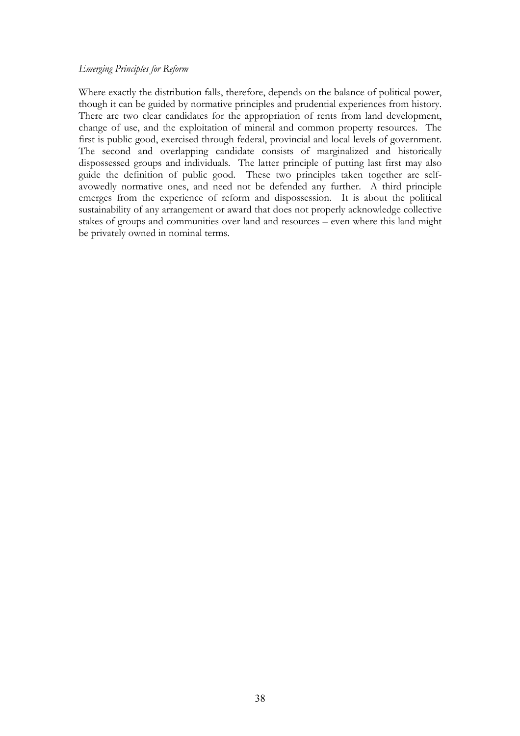*Emerging Principles for Reform*

Where exactly the distribution falls, therefore, depends on the balance of political power, though it can be guided by normative principles and prudential experiences from history. There are two clear candidates for the appropriation of rents from land development, change of use, and the exploitation of mineral and common property resources. The first is public good, exercised through federal, provincial and local levels of government. The second and overlapping candidate consists of marginalized and historically dispossessed groups and individuals. The latter principle of putting last first may also guide the definition of public good. These two principles taken together are self-avowedly normative ones, and need not be defended any further. A third principle emerges from the experience of reform and dispossession. It is about the political sustainability of any arrangement or award that does not properly acknowledge collective stakes of groups and communities over land and resources – even where this land might be privately owned in nominal terms.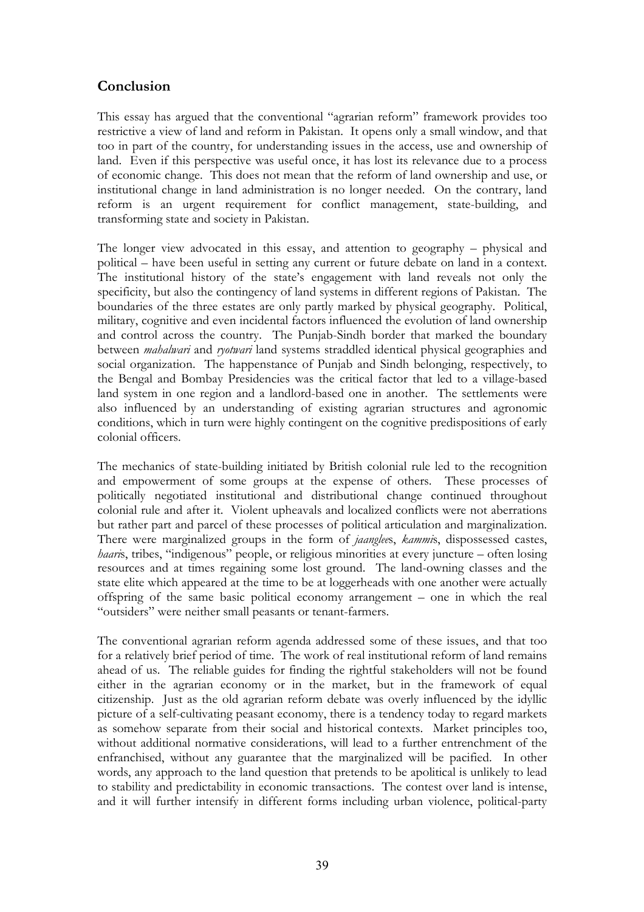## Conclusion

This essay has argued that the conventional "agrarian reform" framework provides too restrictive a view of land and reform in Pakistan. It opens only a small window, and that too in part of the country, for understanding issues in the access, use and ownership of land. Even if this perspective was useful once, it has lost its relevance due to a process of economic change. This does not mean that the reform of land ownership and use, or institutional change in land administration is no longer needed. On the contrary, land reform is an urgent requirement for conflict management, state-building, and transforming state and society in Pakistan.

The longer view advocated in this essay, and attention to geography – physical and political – have been useful in setting any current or future debate on land in a context. The institutional history of the state's engagement with land reveals not only the specificity, but also the contingency of land systems in different regions of Pakistan. The boundaries of the three estates are only partly marked by physical geography. Political, military, cognitive and even incidental factors influenced the evolution of land ownership and control across the country. The Punjab-Sindh border that marked the boundary between *mahalwari* and *ryotwari* land systems straddled identical physical geographies and social organization. The happenstance of Punjab and Sindh belonging, respectively, to the Bengal and Bombay Presidencies was the critical factor that led to a village-based land system in one region and a landlord-based one in another. The settlements were also influenced by an understanding of existing agrarian structures and agronomic conditions, which in turn were highly contingent on the cognitive predispositions of early colonial officers.

The mechanics of state-building initiated by British colonial rule led to the recognition and empowerment of some groups at the expense of others. These processes of politically negotiated institutional and distributional change continued throughout colonial rule and after it. Violent upheavals and localized conflicts were not aberrations but rather part and parcel of these processes of political articulation and marginalization. There were marginalized groups in the form of *jaanglee*s, *kammi*s, dispossessed castes, *haari*s, tribes, "indigenous" people, or religious minorities at every juncture – often losing resources and at times regaining some lost ground. The land-owning classes and the state elite which appeared at the time to be at loggerheads with one another were actually offspring of the same basic political economy arrangement – one in which the real "outsiders" were neither small peasants or tenant-farmers.

The conventional agrarian reform agenda addressed some of these issues, and that too for a relatively brief period of time. The work of real institutional reform of land remains ahead of us. The reliable guides for finding the rightful stakeholders will not be found either in the agrarian economy or in the market, but in the framework of equal citizenship. Just as the old agrarian reform debate was overly influenced by the idyllic picture of a self-cultivating peasant economy, there is a tendency today to regard markets as somehow separate from their social and historical contexts. Market principles too, without additional normative considerations, will lead to a further entrenchment of the enfranchised, without any guarantee that the marginalized will be pacified. In other words, any approach to the land question that pretends to be apolitical is unlikely to lead to stability and predictability in economic transactions. The contest over land is intense, and it will further intensify in different forms including urban violence, political-party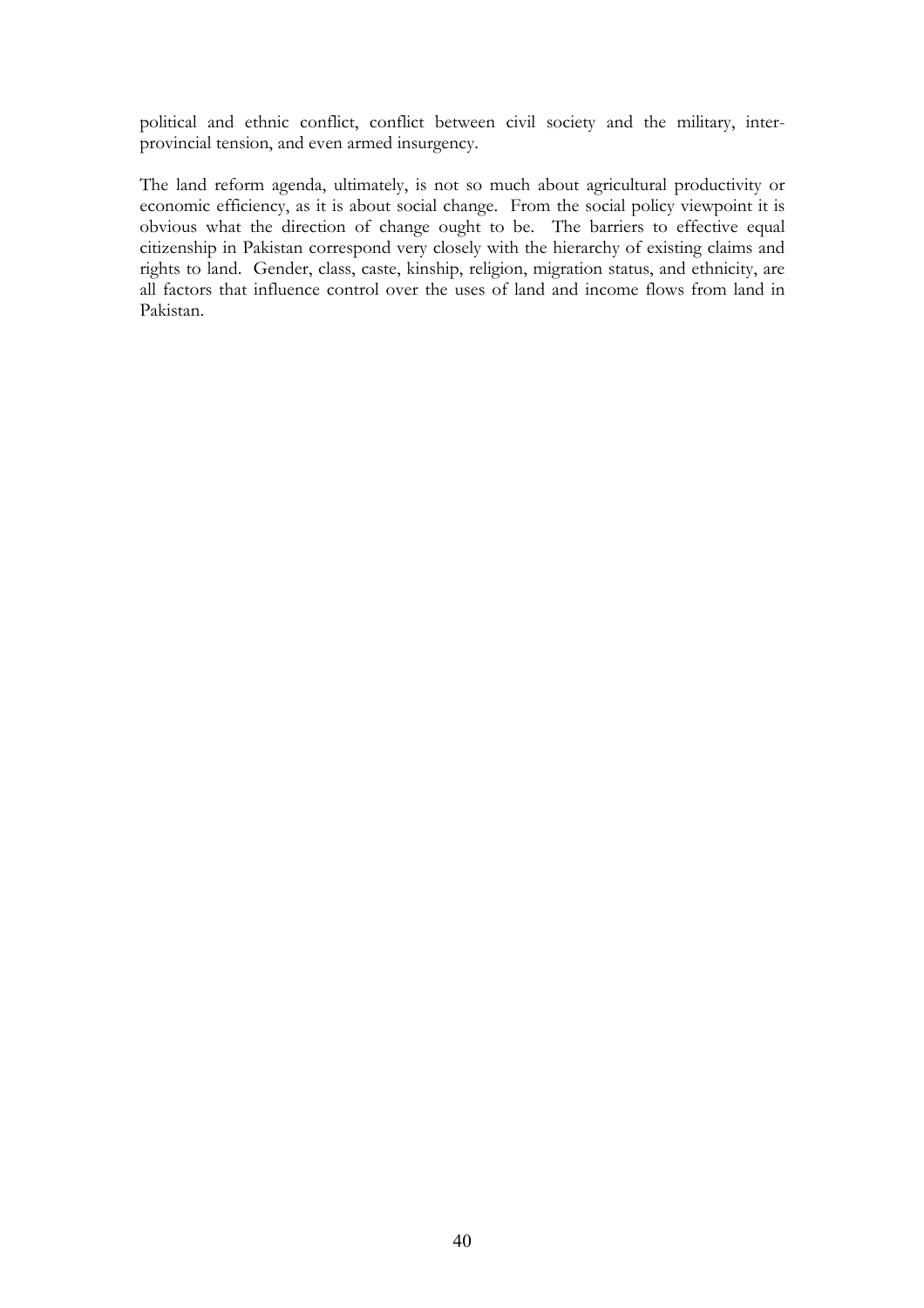political and ethnic conflict, conflict between civil society and the military, inter-provincial tension, and even armed insurgency.

The land reform agenda, ultimately, is not so much about agricultural productivity or economic efficiency, as it is about social change. From the social policy viewpoint it is obvious what the direction of change ought to be. The barriers to effective equal citizenship in Pakistan correspond very closely with the hierarchy of existing claims and rights to land. Gender, class, caste, kinship, religion, migration status, and ethnicity, are all factors that influence control over the uses of land and income flows from land in Pakistan.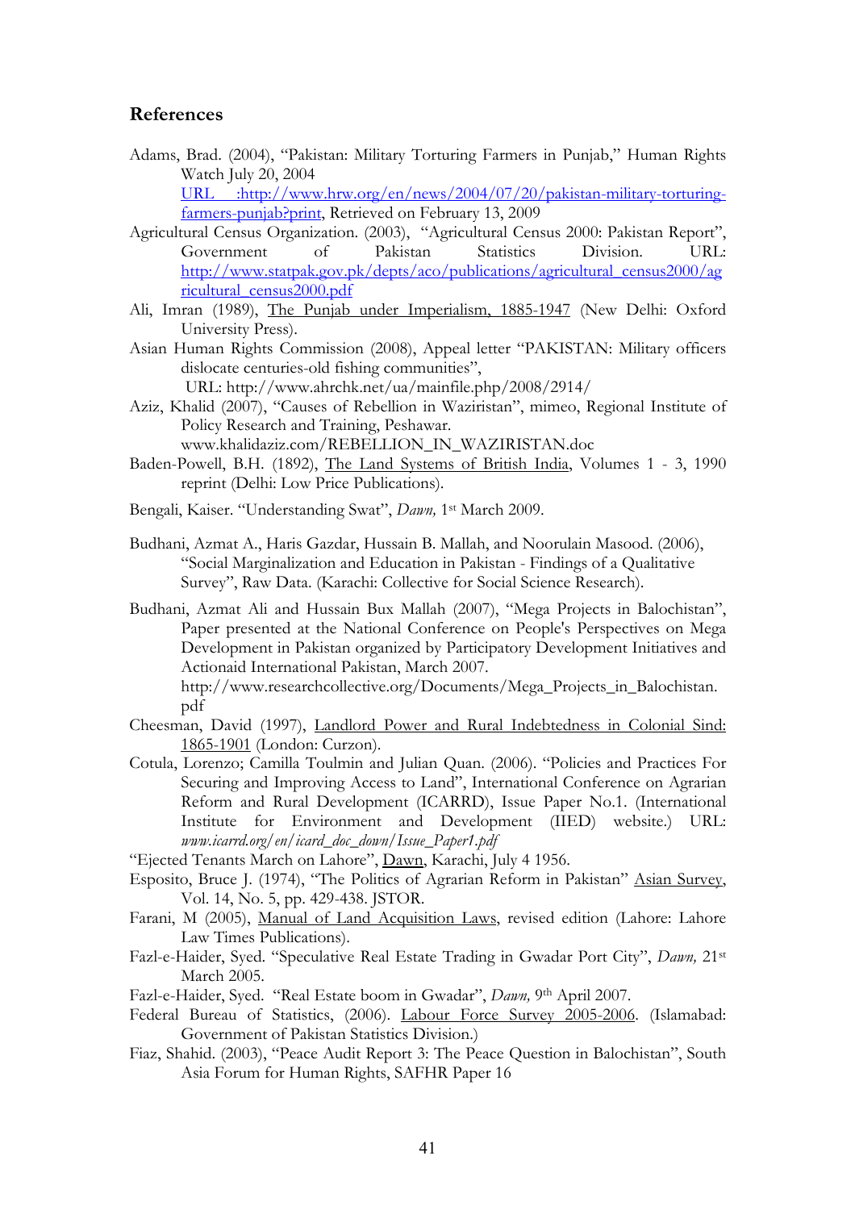## References

Adams, Brad. (2004), "Pakistan: Military Torturing Farmers in Punjab," Human Rights Watch July 20, 2004 URL :http://www.hrw.org/en/news/2004/07/20/pakistan-military-torturing-farmers-punjab?print, Retrieved on February 13, 2009

Agricultural Census Organization. (2003), "Agricultural Census 2000: Pakistan Report", Government of Pakistan Statistics Division. URL: http://www.statpak.gov.pk/depts/aco/publications/agricultural_census2000/agricultural_census2000.pdf

Ali, Imran (1989), The Punjab under Imperialism, 1885-1947 (New Delhi: Oxford University Press).

Asian Human Rights Commission (2008), Appeal letter "PAKISTAN: Military officers dislocate centuries-old fishing communities", URL: http://www.ahrchk.net/ua/mainfile.php/2008/2914/

Aziz, Khalid (2007), "Causes of Rebellion in Waziristan", mimeo, Regional Institute of Policy Research and Training, Peshawar. www.khalidaziz.com/REBELLION_IN_WAZIRISTAN.doc

Baden-Powell, B.H. (1892), The Land Systems of British India, Volumes 1 - 3, 1990 reprint (Delhi: Low Price Publications).

Bengali, Kaiser. "Understanding Swat", *Dawn,* 1st March 2009.

Budhani, Azmat A., Haris Gazdar, Hussain B. Mallah, and Noorulain Masood. (2006), "Social Marginalization and Education in Pakistan - Findings of a Qualitative Survey", Raw Data. (Karachi: Collective for Social Science Research).

Budhani, Azmat Ali and Hussain Bux Mallah (2007), "Mega Projects in Balochistan", Paper presented at the National Conference on People's Perspectives on Mega Development in Pakistan organized by Participatory Development Initiatives and Actionaid International Pakistan, March 2007. http://www.researchcollective.org/Documents/Mega_Projects_in_Balochistan.pdf

Cheesman, David (1997), Landlord Power and Rural Indebtedness in Colonial Sind: 1865-1901 (London: Curzon).

Cotula, Lorenzo; Camilla Toulmin and Julian Quan. (2006). "Policies and Practices For Securing and Improving Access to Land", International Conference on Agrarian Reform and Rural Development (ICARRD), Issue Paper No.1. (International Institute for Environment and Development (IIED) website.) URL: *www.icarrd.org/en/icard_doc_down/Issue_Paper1.pdf*

"Ejected Tenants March on Lahore", Dawn, Karachi, July 4 1956.

Esposito, Bruce J. (1974), "The Politics of Agrarian Reform in Pakistan" Asian Survey, Vol. 14, No. 5, pp. 429-438. JSTOR.

Farani, M (2005), Manual of Land Acquisition Laws, revised edition (Lahore: Lahore Law Times Publications).

Fazl-e-Haider, Syed. "Speculative Real Estate Trading in Gwadar Port City", *Dawn,* 21st March 2005.

Fazl-e-Haider, Syed. "Real Estate boom in Gwadar", *Dawn,* 9th April 2007.

Federal Bureau of Statistics, (2006). Labour Force Survey 2005-2006. (Islamabad: Government of Pakistan Statistics Division.)

Fiaz, Shahid. (2003), "Peace Audit Report 3: The Peace Question in Balochistan", South Asia Forum for Human Rights, SAFHR Paper 16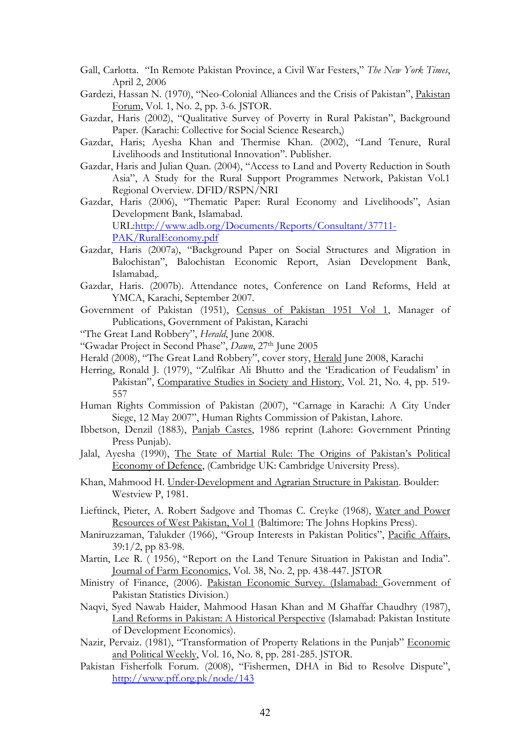Gall, Carlotta. "In Remote Pakistan Province, a Civil War Festers," *The New York Times*, April 2, 2006

Gardezi, Hassan N. (1970), "Neo-Colonial Alliances and the Crisis of Pakistan", Pakistan Forum, Vol. 1, No. 2, pp. 3-6. JSTOR.

Gazdar, Haris (2002), "Qualitative Survey of Poverty in Rural Pakistan", Background Paper. (Karachi: Collective for Social Science Research,)

Gazdar, Haris; Ayesha Khan and Thermise Khan. (2002), "Land Tenure, Rural Livelihoods and Institutional Innovation". Publisher.

Gazdar, Haris and Julian Quan. (2004), "Access to Land and Poverty Reduction in South Asia", A Study for the Rural Support Programmes Network, Pakistan Vol.1 Regional Overview. DFID/RSPN/NRI

Gazdar, Haris (2006), "Thematic Paper: Rural Economy and Livelihoods", Asian Development Bank, Islamabad. URL:http://www.adb.org/Documents/Reports/Consultant/37711-PAK/RuralEconomy.pdf

Gazdar, Haris (2007a), "Background Paper on Social Structures and Migration in Balochistan", Balochistan Economic Report, Asian Development Bank, Islamabad,.

Gazdar, Haris. (2007b). Attendance notes, Conference on Land Reforms, Held at YMCA, Karachi, September 2007.

Government of Pakistan (1951), Census of Pakistan 1951 Vol 1, Manager of Publications, Government of Pakistan, Karachi

"The Great Land Robbery", *Herald*, June 2008.

"Gwadar Project in Second Phase", *Dawn*, 27th June 2005

Herald (2008), "The Great Land Robbery", cover story, Herald June 2008, Karachi

Herring, Ronald J. (1979), "Zulfikar Ali Bhutto and the 'Eradication of Feudalism' in Pakistan", Comparative Studies in Society and History, Vol. 21, No. 4, pp. 519-557

Human Rights Commission of Pakistan (2007), "Carnage in Karachi: A City Under Siege, 12 May 2007", Human Rights Commission of Pakistan, Lahore.

Ibbetson, Denzil (1883), Panjab Castes, 1986 reprint (Lahore: Government Printing Press Punjab).

Jalal, Ayesha (1990), The State of Martial Rule: The Origins of Pakistan's Political Economy of Defence, (Cambridge UK: Cambridge University Press).

Khan, Mahmood H. Under-Development and Agrarian Structure in Pakistan. Boulder: Westview P, 1981.

Lieftinck, Pieter, A. Robert Sadgove and Thomas C. Creyke (1968), Water and Power Resources of West Pakistan, Vol 1 (Baltimore: The Johns Hopkins Press).

Maniruzzaman, Talukder (1966), "Group Interests in Pakistan Politics", Pacific Affairs, 39:1/2, pp 83-98.

Martin, Lee R. ( 1956), "Report on the Land Tenure Situation in Pakistan and India". Journal of Farm Economics, Vol. 38, No. 2, pp. 438-447. JSTOR

Ministry of Finance, (2006). Pakistan Economic Survey. (Islamabad: Government of Pakistan Statistics Division.)

Naqvi, Syed Nawab Haider, Mahmood Hasan Khan and M Ghaffar Chaudhry (1987), Land Reforms in Pakistan: A Historical Perspective (Islamabad: Pakistan Institute of Development Economics).

Nazir, Pervaiz. (1981), "Transformation of Property Relations in the Punjab" Economic and Political Weekly, Vol. 16, No. 8, pp. 281-285. JSTOR.

Pakistan Fisherfolk Forum. (2008), "Fishermen, DHA in Bid to Resolve Dispute", http://www.pff.org.pk/node/143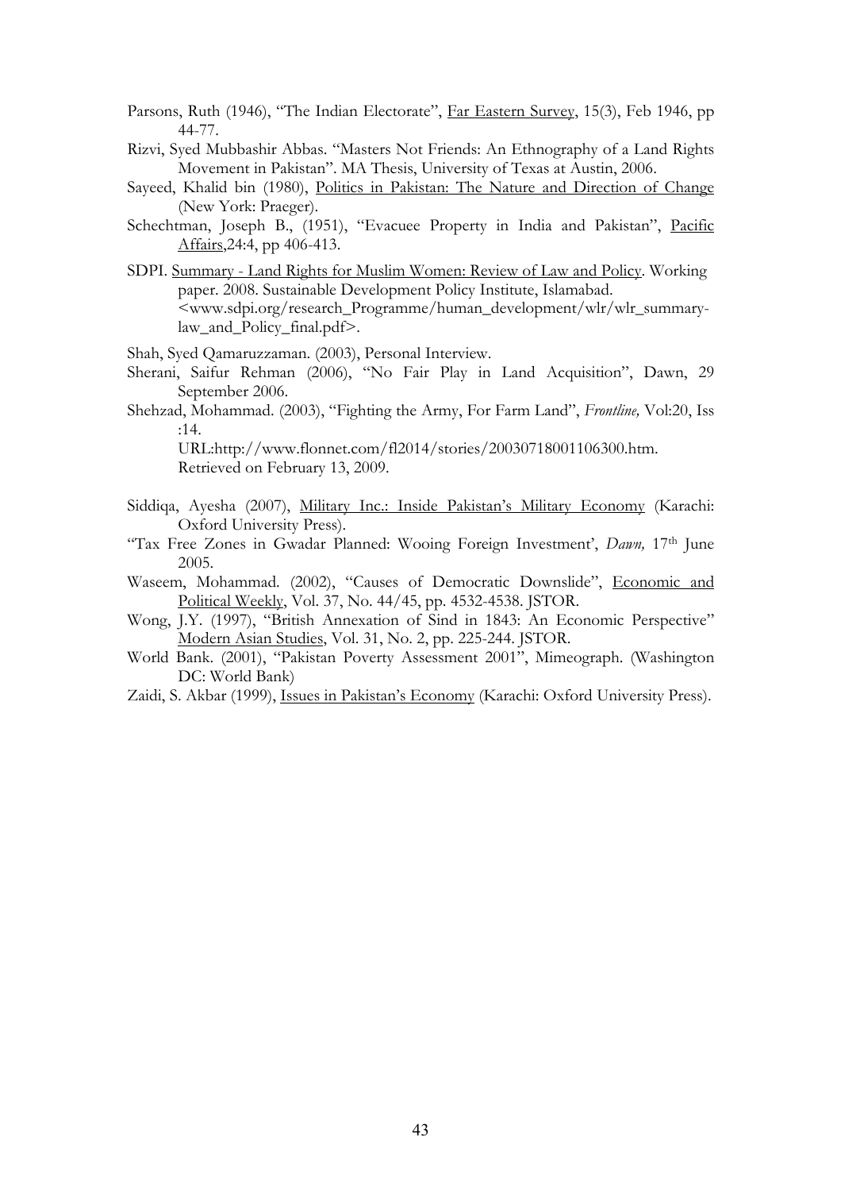Parsons, Ruth (1946), "The Indian Electorate", Far Eastern Survey, 15(3), Feb 1946, pp 44-77.

Rizvi, Syed Mubbashir Abbas. "Masters Not Friends: An Ethnography of a Land Rights Movement in Pakistan". MA Thesis, University of Texas at Austin, 2006.

Sayeed, Khalid bin (1980), Politics in Pakistan: The Nature and Direction of Change (New York: Praeger).

Schechtman, Joseph B., (1951), "Evacuee Property in India and Pakistan", Pacific Affairs,24:4, pp 406-413.

SDPI. Summary - Land Rights for Muslim Women: Review of Law and Policy. Working paper. 2008. Sustainable Development Policy Institute, Islamabad. <www.sdpi.org/research_Programme/human_development/wlr/wlr_summary-law_and_Policy_final.pdf>.

Shah, Syed Qamaruzzaman. (2003), Personal Interview.

Sherani, Saifur Rehman (2006), "No Fair Play in Land Acquisition", Dawn, 29 September 2006.

Shehzad, Mohammad. (2003), "Fighting the Army, For Farm Land", *Frontline,* Vol:20, Iss :14.
URL:http://www.flonnet.com/fl2014/stories/20030718001106300.htm. Retrieved on February 13, 2009.

Siddiqa, Ayesha (2007), Military Inc.: Inside Pakistan's Military Economy (Karachi: Oxford University Press).

"Tax Free Zones in Gwadar Planned: Wooing Foreign Investment', *Dawn,* 17th June 2005.

Waseem, Mohammad. (2002), "Causes of Democratic Downslide", Economic and Political Weekly, Vol. 37, No. 44/45, pp. 4532-4538. JSTOR.

Wong, J.Y. (1997), "British Annexation of Sind in 1843: An Economic Perspective" Modern Asian Studies, Vol. 31, No. 2, pp. 225-244. JSTOR.

World Bank. (2001), "Pakistan Poverty Assessment 2001", Mimeograph. (Washington DC: World Bank)

Zaidi, S. Akbar (1999), Issues in Pakistan's Economy (Karachi: Oxford University Press).